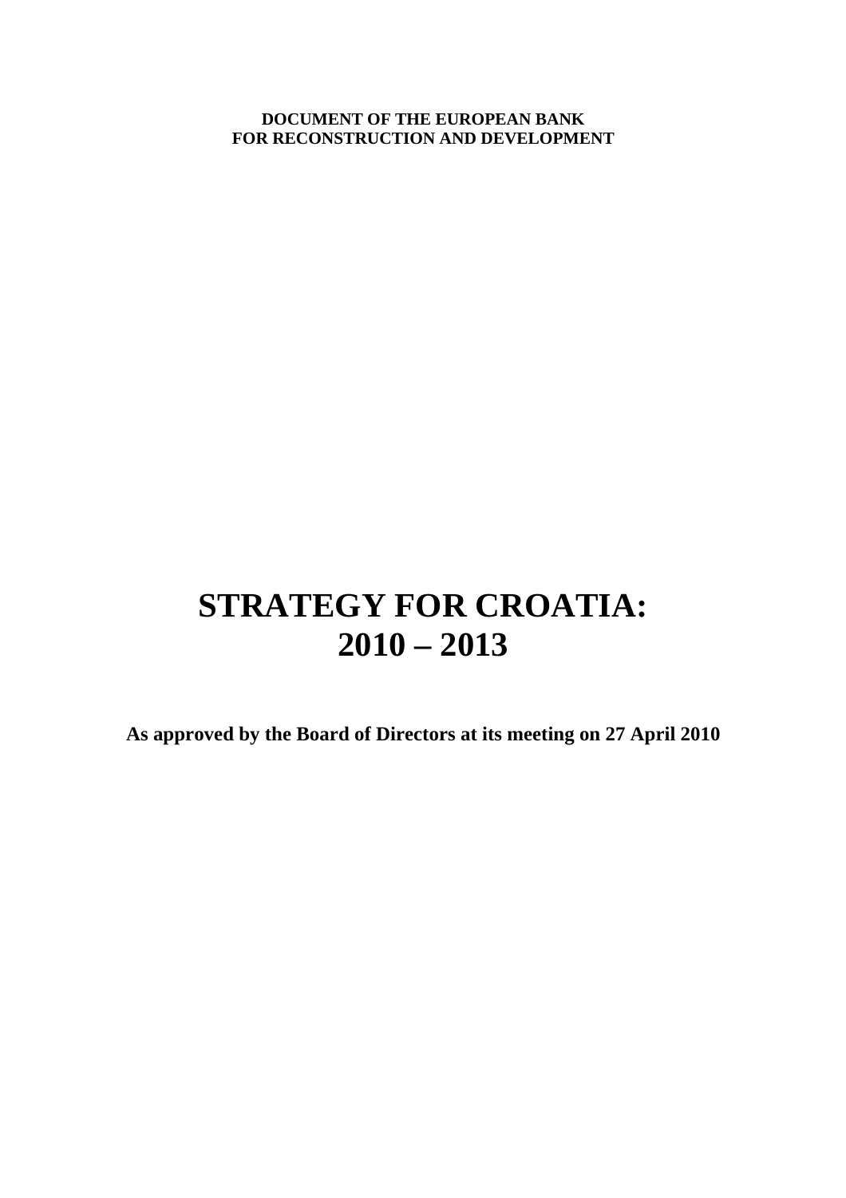**DOCUMENT OF THE EUROPEAN BANK**
**FOR RECONSTRUCTION AND DEVELOPMENT**

# STRATEGY FOR CROATIA: 2010 – 2013

**As approved by the Board of Directors at its meeting on 27 April 2010**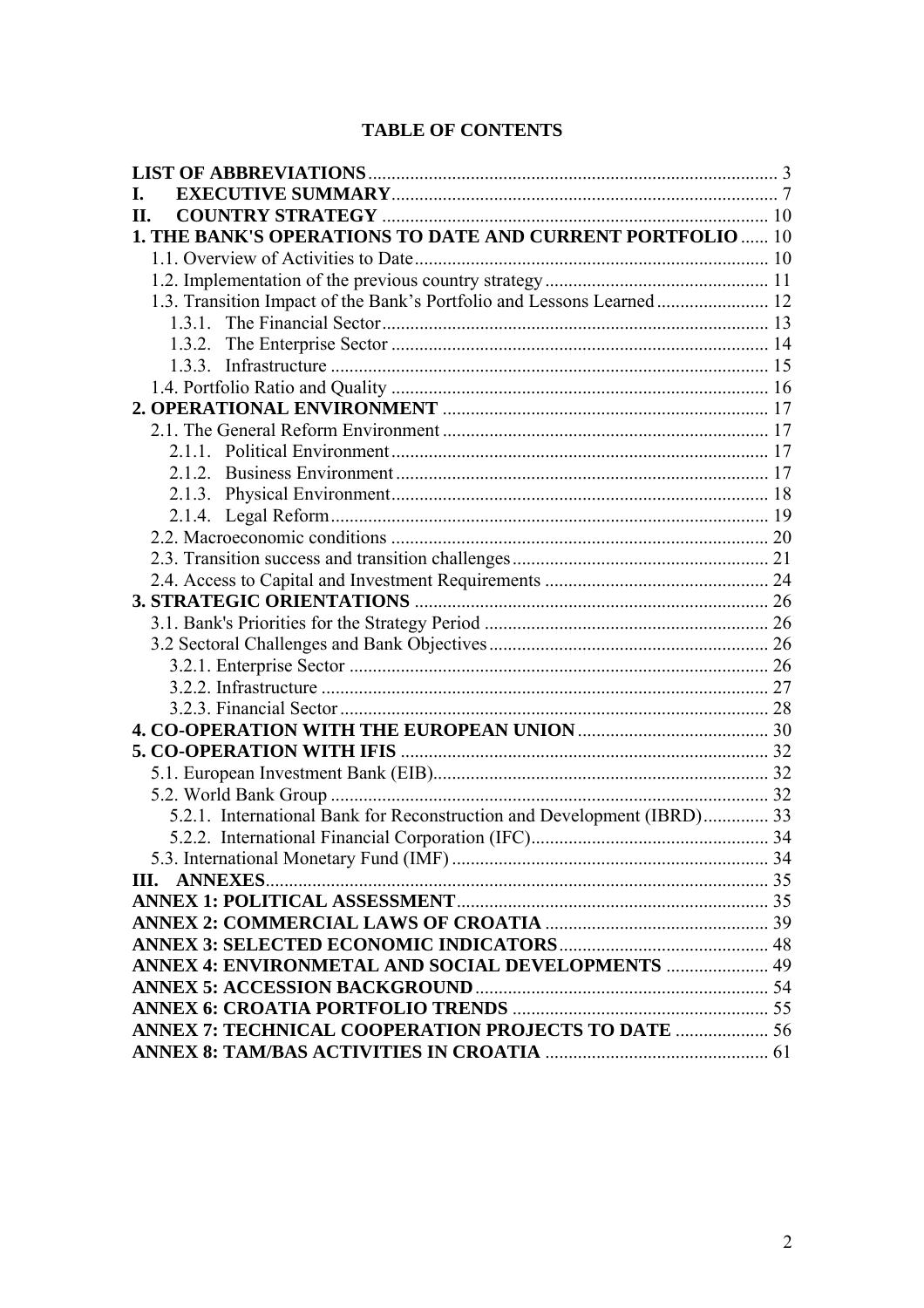# TABLE OF CONTENTS

**LIST OF ABBREVIATIONS** ........................................................................................ 3
**I. EXECUTIVE SUMMARY** ................................................................................... 7
**II. COUNTRY STRATEGY** .................................................................................... 10
**1. THE BANK'S OPERATIONS TO DATE AND CURRENT PORTFOLIO** ...... 10
- 1.1. Overview of Activities to Date ........................................................................... 10
- 1.2. Implementation of the previous country strategy ................................................ 11
- 1.3. Transition Impact of the Bank's Portfolio and Lessons Learned ......................... 12
  - 1.3.1. The Financial Sector .................................................................................. 13
  - 1.3.2. The Enterprise Sector ................................................................................ 14
  - 1.3.3. Infrastructure ............................................................................................. 15
- 1.4. Portfolio Ratio and Quality ................................................................................. 16

**2. OPERATIONAL ENVIRONMENT** ...................................................................... 17
- 2.1. The General Reform Environment ...................................................................... 17
  - 2.1.1. Political Environment ................................................................................. 17
  - 2.1.2. Business Environment ................................................................................ 17
  - 2.1.3. Physical Environment ................................................................................. 18
  - 2.1.4. Legal Reform .............................................................................................. 19
- 2.2. Macroeconomic conditions ................................................................................. 20
- 2.3. Transition success and transition challenges ....................................................... 21
- 2.4. Access to Capital and Investment Requirements ................................................ 24

**3. STRATEGIC ORIENTATIONS** ............................................................................ 26
- 3.1. Bank's Priorities for the Strategy Period ............................................................. 26
- 3.2 Sectoral Challenges and Bank Objectives ............................................................ 26
  - 3.2.1. Enterprise Sector .......................................................................................... 26
  - 3.2.2. Infrastructure ................................................................................................ 27
  - 3.2.3. Financial Sector ............................................................................................ 28

**4. CO-OPERATION WITH THE EUROPEAN UNION** .......................................... 30
**5. CO-OPERATION WITH IFIS** ............................................................................... 32
- 5.1. European Investment Bank (EIB) ........................................................................ 32
- 5.2. World Bank Group .............................................................................................. 32
  - 5.2.1. International Bank for Reconstruction and Development (IBRD) .............. 33
  - 5.2.2. International Financial Corporation (IFC) ................................................... 34
- 5.3. International Monetary Fund (IMF) .................................................................... 34

**III. ANNEXES** ............................................................................................................ 35
**ANNEX 1: POLITICAL ASSESSMENT** .................................................................. 35
**ANNEX 2: COMMERCIAL LAWS OF CROATIA** ................................................ 39
**ANNEX 3: SELECTED ECONOMIC INDICATORS** ............................................. 48
**ANNEX 4: ENVIRONMETAL AND SOCIAL DEVELOPMENTS** ...................... 49
**ANNEX 5: ACCESSION BACKGROUND** ............................................................... 54
**ANNEX 6: CROATIA PORTFOLIO TRENDS** ....................................................... 55
**ANNEX 7: TECHNICAL COOPERATION PROJECTS TO DATE** .................... 56
**ANNEX 8: TAM/BAS ACTIVITIES IN CROATIA** ................................................ 61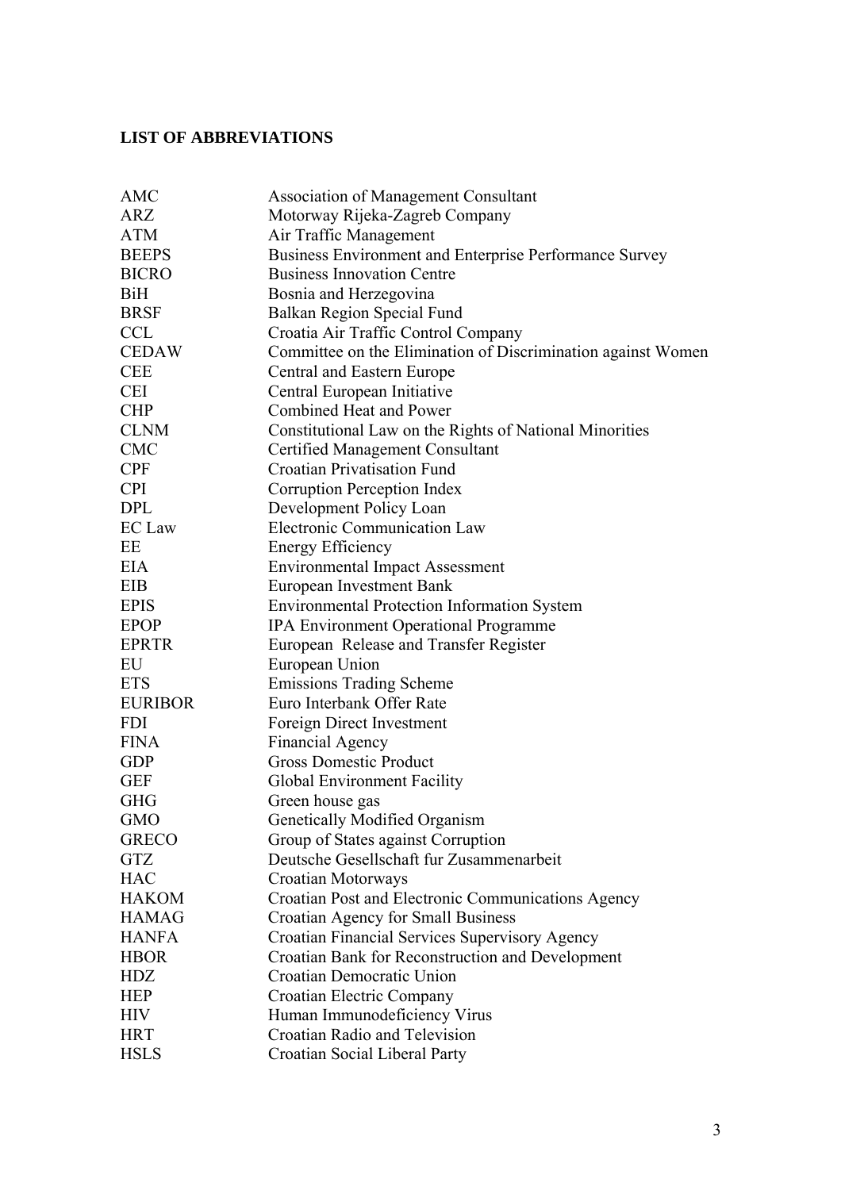**LIST OF ABBREVIATIONS**

| | |
|---|---|
| AMC | Association of Management Consultant |
| ARZ | Motorway Rijeka-Zagreb Company |
| ATM | Air Traffic Management |
| BEEPS | Business Environment and Enterprise Performance Survey |
| BICRO | Business Innovation Centre |
| BiH | Bosnia and Herzegovina |
| BRSF | Balkan Region Special Fund |
| CCL | Croatia Air Traffic Control Company |
| CEDAW | Committee on the Elimination of Discrimination against Women |
| CEE | Central and Eastern Europe |
| CEI | Central European Initiative |
| CHP | Combined Heat and Power |
| CLNM | Constitutional Law on the Rights of National Minorities |
| CMC | Certified Management Consultant |
| CPF | Croatian Privatisation Fund |
| CPI | Corruption Perception Index |
| DPL | Development Policy Loan |
| EC Law | Electronic Communication Law |
| EE | Energy Efficiency |
| EIA | Environmental Impact Assessment |
| EIB | European Investment Bank |
| EPIS | Environmental Protection Information System |
| EPOP | IPA Environment Operational Programme |
| EPRTR | European Release and Transfer Register |
| EU | European Union |
| ETS | Emissions Trading Scheme |
| EURIBOR | Euro Interbank Offer Rate |
| FDI | Foreign Direct Investment |
| FINA | Financial Agency |
| GDP | Gross Domestic Product |
| GEF | Global Environment Facility |
| GHG | Green house gas |
| GMO | Genetically Modified Organism |
| GRECO | Group of States against Corruption |
| GTZ | Deutsche Gesellschaft fur Zusammenarbeit |
| HAC | Croatian Motorways |
| HAKOM | Croatian Post and Electronic Communications Agency |
| HAMAG | Croatian Agency for Small Business |
| HANFA | Croatian Financial Services Supervisory Agency |
| HBOR | Croatian Bank for Reconstruction and Development |
| HDZ | Croatian Democratic Union |
| HEP | Croatian Electric Company |
| HIV | Human Immunodeficiency Virus |
| HRT | Croatian Radio and Television |
| HSLS | Croatian Social Liberal Party |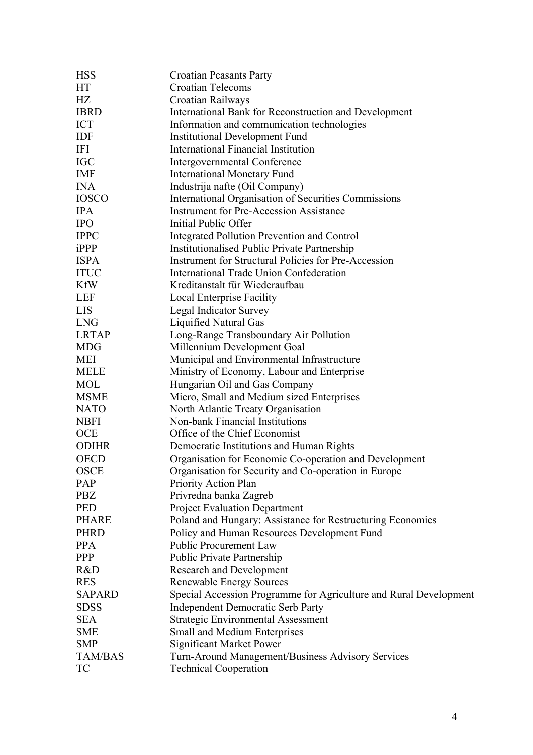| | |
|---|---|
| HSS | Croatian Peasants Party |
| HT | Croatian Telecoms |
| HZ | Croatian Railways |
| IBRD | International Bank for Reconstruction and Development |
| ICT | Information and communication technologies |
| IDF | Institutional Development Fund |
| IFI | International Financial Institution |
| IGC | Intergovernmental Conference |
| IMF | International Monetary Fund |
| INA | Industrija nafte (Oil Company) |
| IOSCO | International Organisation of Securities Commissions |
| IPA | Instrument for Pre-Accession Assistance |
| IPO | Initial Public Offer |
| IPPC | Integrated Pollution Prevention and Control |
| iPPP | Institutionalised Public Private Partnership |
| ISPA | Instrument for Structural Policies for Pre-Accession |
| ITUC | International Trade Union Confederation |
| KfW | Kreditanstalt für Wiederaufbau |
| LEF | Local Enterprise Facility |
| LIS | Legal Indicator Survey |
| LNG | Liquified Natural Gas |
| LRTAP | Long-Range Transboundary Air Pollution |
| MDG | Millennium Development Goal |
| MEI | Municipal and Environmental Infrastructure |
| MELE | Ministry of Economy, Labour and Enterprise |
| MOL | Hungarian Oil and Gas Company |
| MSME | Micro, Small and Medium sized Enterprises |
| NATO | North Atlantic Treaty Organisation |
| NBFI | Non-bank Financial Institutions |
| OCE | Office of the Chief Economist |
| ODIHR | Democratic Institutions and Human Rights |
| OECD | Organisation for Economic Co-operation and Development |
| OSCE | Organisation for Security and Co-operation in Europe |
| PAP | Priority Action Plan |
| PBZ | Privredna banka Zagreb |
| PED | Project Evaluation Department |
| PHARE | Poland and Hungary: Assistance for Restructuring Economies |
| PHRD | Policy and Human Resources Development Fund |
| PPA | Public Procurement Law |
| PPP | Public Private Partnership |
| R&D | Research and Development |
| RES | Renewable Energy Sources |
| SAPARD | Special Accession Programme for Agriculture and Rural Development |
| SDSS | Independent Democratic Serb Party |
| SEA | Strategic Environmental Assessment |
| SME | Small and Medium Enterprises |
| SMP | Significant Market Power |
| TAM/BAS | Turn-Around Management/Business Advisory Services |
| TC | Technical Cooperation |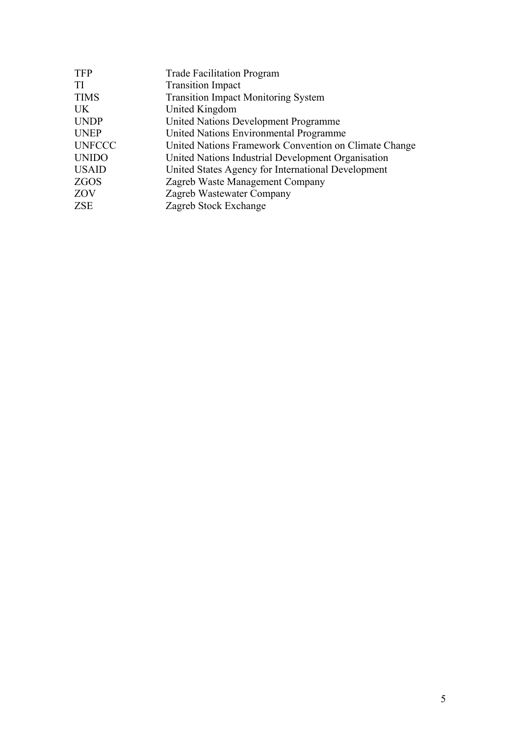| | |
|---|---|
| TFP | Trade Facilitation Program |
| TI | Transition Impact |
| TIMS | Transition Impact Monitoring System |
| UK | United Kingdom |
| UNDP | United Nations Development Programme |
| UNEP | United Nations Environmental Programme |
| UNFCCC | United Nations Framework Convention on Climate Change |
| UNIDO | United Nations Industrial Development Organisation |
| USAID | United States Agency for International Development |
| ZGOS | Zagreb Waste Management Company |
| ZOV | Zagreb Wastewater Company |
| ZSE | Zagreb Stock Exchange |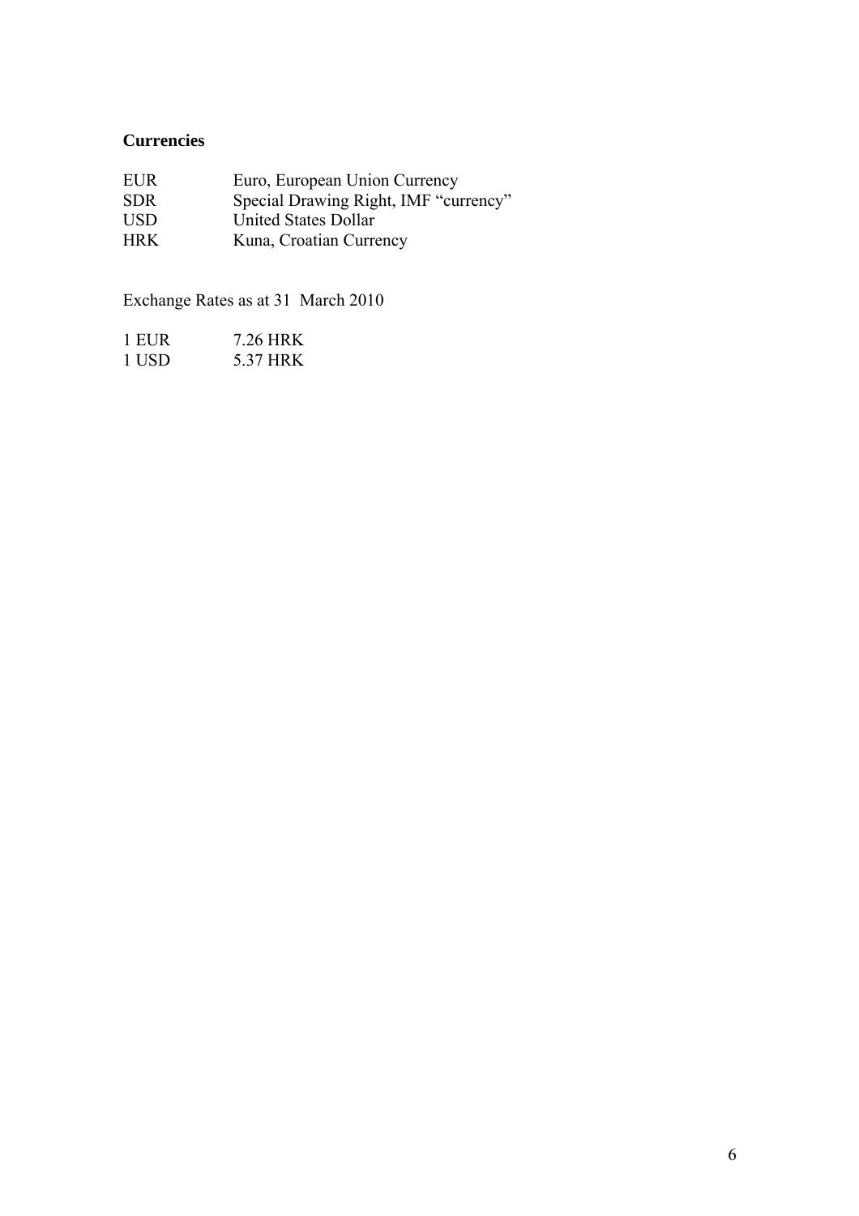**Currencies**

| | |
|---|---|
| EUR | Euro, European Union Currency |
| SDR | Special Drawing Right, IMF "currency" |
| USD | United States Dollar |
| HRK | Kuna, Croatian Currency |

Exchange Rates as at 31 March 2010

| | |
|---|---|
| 1 EUR | 7.26 HRK |
| 1 USD | 5.37 HRK |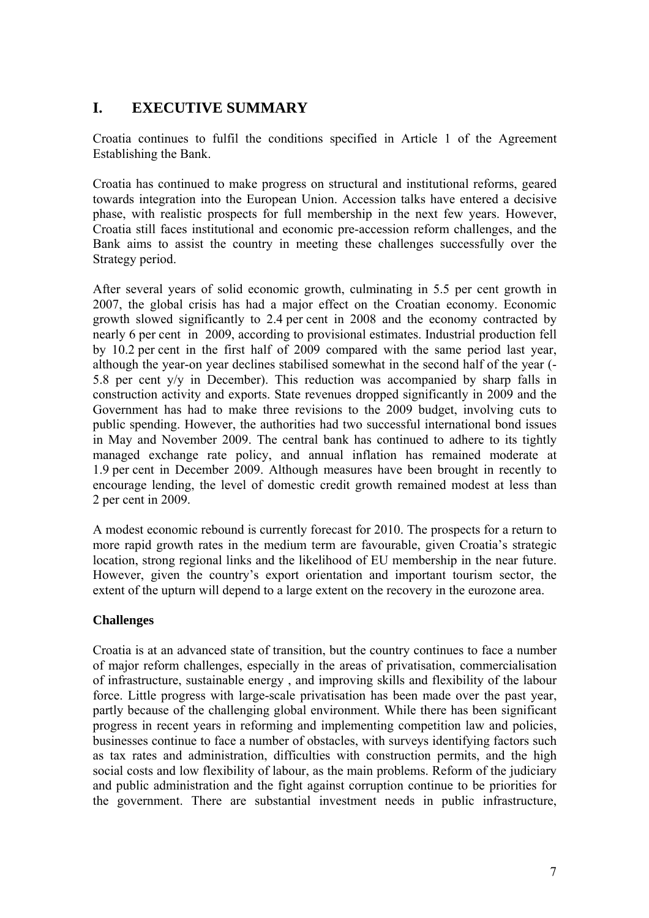# I. EXECUTIVE SUMMARY

Croatia continues to fulfil the conditions specified in Article 1 of the Agreement Establishing the Bank.

Croatia has continued to make progress on structural and institutional reforms, geared towards integration into the European Union. Accession talks have entered a decisive phase, with realistic prospects for full membership in the next few years. However, Croatia still faces institutional and economic pre-accession reform challenges, and the Bank aims to assist the country in meeting these challenges successfully over the Strategy period.

After several years of solid economic growth, culminating in 5.5 per cent growth in 2007, the global crisis has had a major effect on the Croatian economy. Economic growth slowed significantly to 2.4 per cent in 2008 and the economy contracted by nearly 6 per cent in 2009, according to provisional estimates. Industrial production fell by 10.2 per cent in the first half of 2009 compared with the same period last year, although the year-on year declines stabilised somewhat in the second half of the year (-5.8 per cent y/y in December). This reduction was accompanied by sharp falls in construction activity and exports. State revenues dropped significantly in 2009 and the Government has had to make three revisions to the 2009 budget, involving cuts to public spending. However, the authorities had two successful international bond issues in May and November 2009. The central bank has continued to adhere to its tightly managed exchange rate policy, and annual inflation has remained moderate at 1.9 per cent in December 2009. Although measures have been brought in recently to encourage lending, the level of domestic credit growth remained modest at less than 2 per cent in 2009.

A modest economic rebound is currently forecast for 2010. The prospects for a return to more rapid growth rates in the medium term are favourable, given Croatia's strategic location, strong regional links and the likelihood of EU membership in the near future. However, given the country's export orientation and important tourism sector, the extent of the upturn will depend to a large extent on the recovery in the eurozone area.

**Challenges**

Croatia is at an advanced state of transition, but the country continues to face a number of major reform challenges, especially in the areas of privatisation, commercialisation of infrastructure, sustainable energy , and improving skills and flexibility of the labour force. Little progress with large-scale privatisation has been made over the past year, partly because of the challenging global environment. While there has been significant progress in recent years in reforming and implementing competition law and policies, businesses continue to face a number of obstacles, with surveys identifying factors such as tax rates and administration, difficulties with construction permits, and the high social costs and low flexibility of labour, as the main problems. Reform of the judiciary and public administration and the fight against corruption continue to be priorities for the government. There are substantial investment needs in public infrastructure,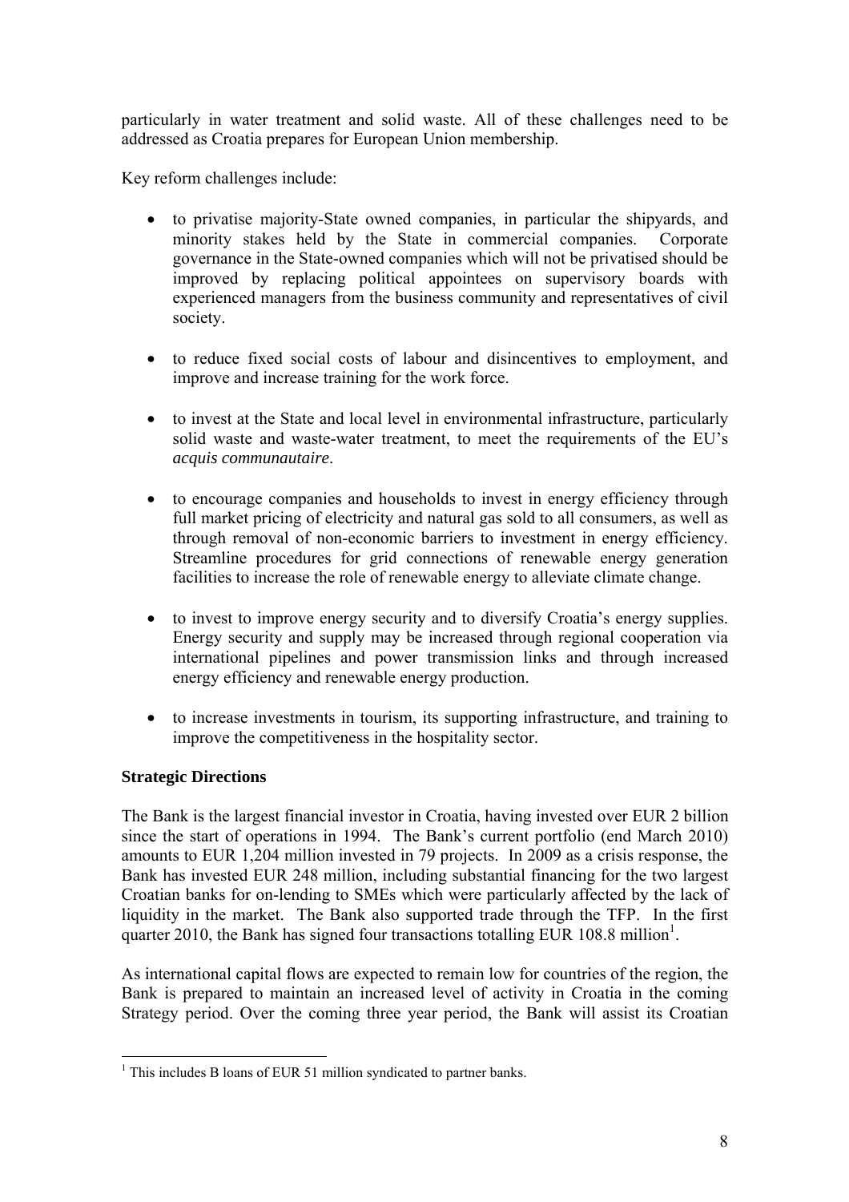particularly in water treatment and solid waste. All of these challenges need to be addressed as Croatia prepares for European Union membership.

Key reform challenges include:

- to privatise majority-State owned companies, in particular the shipyards, and minority stakes held by the State in commercial companies. Corporate governance in the State-owned companies which will not be privatised should be improved by replacing political appointees on supervisory boards with experienced managers from the business community and representatives of civil society.

- to reduce fixed social costs of labour and disincentives to employment, and improve and increase training for the work force.

- to invest at the State and local level in environmental infrastructure, particularly solid waste and waste-water treatment, to meet the requirements of the EU's *acquis communautaire*.

- to encourage companies and households to invest in energy efficiency through full market pricing of electricity and natural gas sold to all consumers, as well as through removal of non-economic barriers to investment in energy efficiency. Streamline procedures for grid connections of renewable energy generation facilities to increase the role of renewable energy to alleviate climate change.

- to invest to improve energy security and to diversify Croatia's energy supplies. Energy security and supply may be increased through regional cooperation via international pipelines and power transmission links and through increased energy efficiency and renewable energy production.

- to increase investments in tourism, its supporting infrastructure, and training to improve the competitiveness in the hospitality sector.

**Strategic Directions**

The Bank is the largest financial investor in Croatia, having invested over EUR 2 billion since the start of operations in 1994. The Bank's current portfolio (end March 2010) amounts to EUR 1,204 million invested in 79 projects. In 2009 as a crisis response, the Bank has invested EUR 248 million, including substantial financing for the two largest Croatian banks for on-lending to SMEs which were particularly affected by the lack of liquidity in the market. The Bank also supported trade through the TFP. In the first quarter 2010, the Bank has signed four transactions totalling EUR 108.8 million[1].

As international capital flows are expected to remain low for countries of the region, the Bank is prepared to maintain an increased level of activity in Croatia in the coming Strategy period. Over the coming three year period, the Bank will assist its Croatian

[1] This includes B loans of EUR 51 million syndicated to partner banks.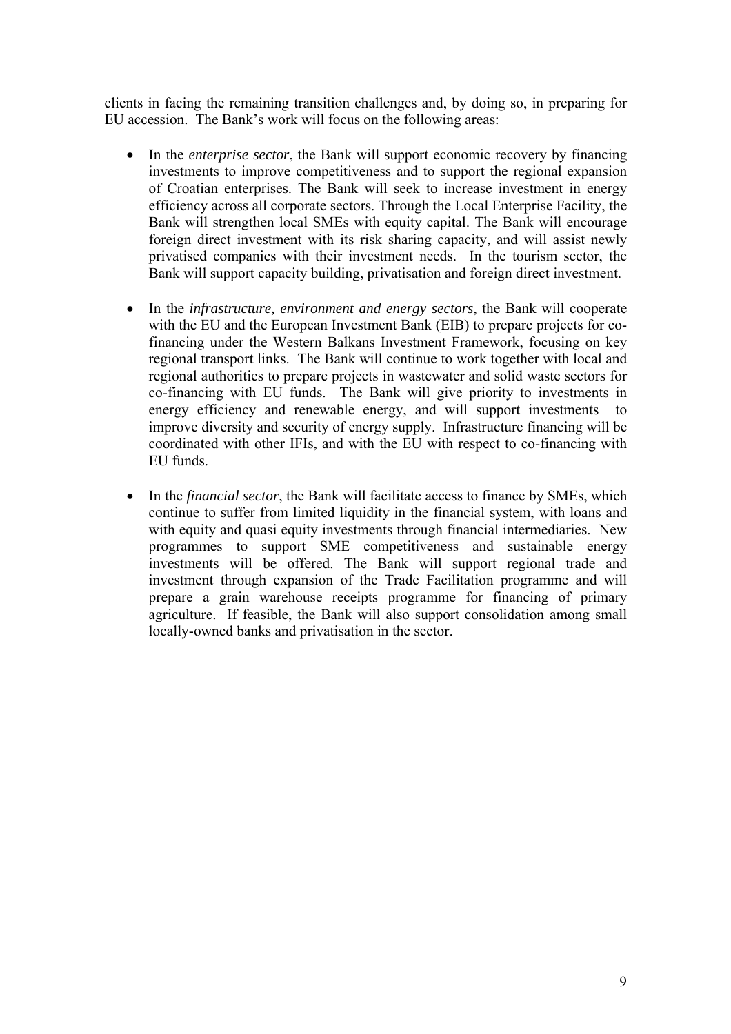clients in facing the remaining transition challenges and, by doing so, in preparing for EU accession. The Bank's work will focus on the following areas:

- In the *enterprise sector*, the Bank will support economic recovery by financing investments to improve competitiveness and to support the regional expansion of Croatian enterprises. The Bank will seek to increase investment in energy efficiency across all corporate sectors. Through the Local Enterprise Facility, the Bank will strengthen local SMEs with equity capital. The Bank will encourage foreign direct investment with its risk sharing capacity, and will assist newly privatised companies with their investment needs. In the tourism sector, the Bank will support capacity building, privatisation and foreign direct investment.

- In the *infrastructure, environment and energy sectors*, the Bank will cooperate with the EU and the European Investment Bank (EIB) to prepare projects for co-financing under the Western Balkans Investment Framework, focusing on key regional transport links. The Bank will continue to work together with local and regional authorities to prepare projects in wastewater and solid waste sectors for co-financing with EU funds. The Bank will give priority to investments in energy efficiency and renewable energy, and will support investments to improve diversity and security of energy supply. Infrastructure financing will be coordinated with other IFIs, and with the EU with respect to co-financing with EU funds.

- In the *financial sector*, the Bank will facilitate access to finance by SMEs, which continue to suffer from limited liquidity in the financial system, with loans and with equity and quasi equity investments through financial intermediaries. New programmes to support SME competitiveness and sustainable energy investments will be offered. The Bank will support regional trade and investment through expansion of the Trade Facilitation programme and will prepare a grain warehouse receipts programme for financing of primary agriculture. If feasible, the Bank will also support consolidation among small locally-owned banks and privatisation in the sector.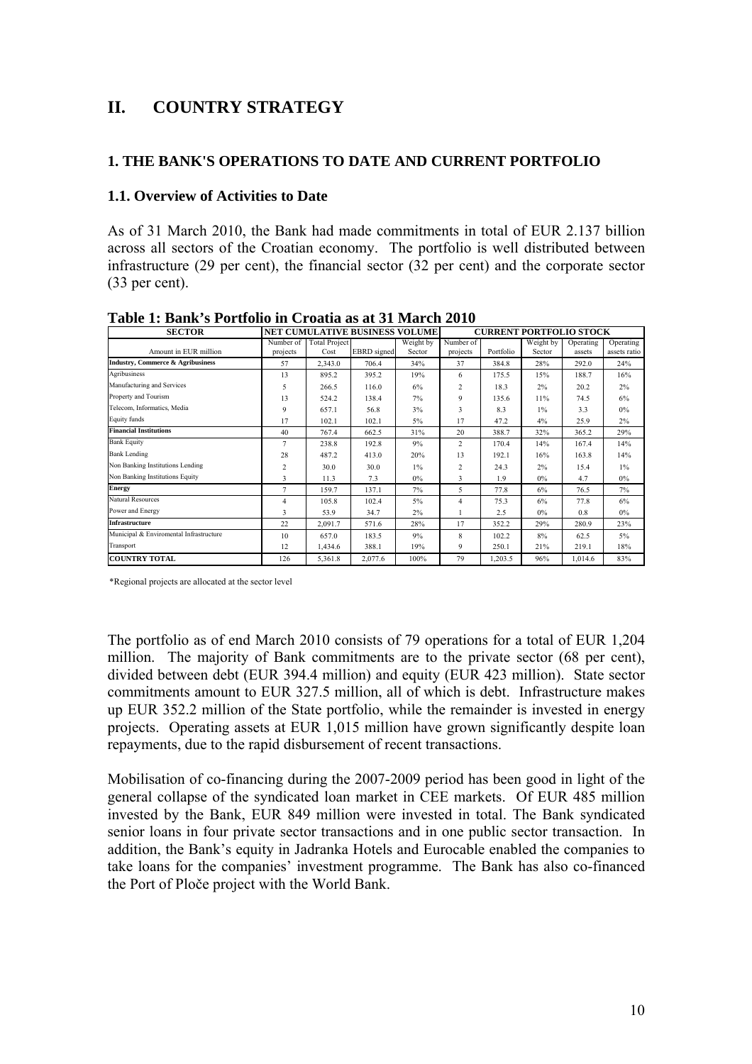# II. COUNTRY STRATEGY

## 1. THE BANK'S OPERATIONS TO DATE AND CURRENT PORTFOLIO

### 1.1. Overview of Activities to Date

As of 31 March 2010, the Bank had made commitments in total of EUR 2.137 billion across all sectors of the Croatian economy. The portfolio is well distributed between infrastructure (29 per cent), the financial sector (32 per cent) and the corporate sector (33 per cent).

**Table 1: Bank's Portfolio in Croatia as at 31 March 2010**

| SECTOR | NET CUMULATIVE BUSINESS VOLUME | | | | CURRENT PORTFOLIO STOCK | | | | |
|---|---|---|---|---|---|---|---|---|---|
| Amount in EUR million | Number of projects | Total Project Cost | EBRD signed | Weight by Sector | Number of projects | Portfolio | Weight by Sector | Operating assets | Operating assets ratio |
| **Industry, Commerce & Agribusiness** | 57 | 2,343.0 | 706.4 | 34% | 37 | 384.8 | 28% | 292.0 | 24% |
| Agribusiness | 13 | 895.2 | 395.2 | 19% | 6 | 175.5 | 15% | 188.7 | 16% |
| Manufacturing and Services | 5 | 266.5 | 116.0 | 6% | 2 | 18.3 | 2% | 20.2 | 2% |
| Property and Tourism | 13 | 524.2 | 138.4 | 7% | 9 | 135.6 | 11% | 74.5 | 6% |
| Telecom, Informatics, Media | 9 | 657.1 | 56.8 | 3% | 3 | 8.3 | 1% | 3.3 | 0% |
| Equity funds | 17 | 102.1 | 102.1 | 5% | 17 | 47.2 | 4% | 25.9 | 2% |
| **Financial Institutions** | 40 | 767.4 | 662.5 | 31% | 20 | 388.7 | 32% | 365.2 | 29% |
| Bank Equity | 7 | 238.8 | 192.8 | 9% | 2 | 170.4 | 14% | 167.4 | 14% |
| Bank Lending | 28 | 487.2 | 413.0 | 20% | 13 | 192.1 | 16% | 163.8 | 14% |
| Non Banking Institutions Lending | 2 | 30.0 | 30.0 | 1% | 2 | 24.3 | 2% | 15.4 | 1% |
| Non Banking Institutions Equity | 3 | 11.3 | 7.3 | 0% | 3 | 1.9 | 0% | 4.7 | 0% |
| **Energy** | 7 | 159.7 | 137.1 | 7% | 5 | 77.8 | 6% | 76.5 | 7% |
| Natural Resources | 4 | 105.8 | 102.4 | 5% | 4 | 75.3 | 6% | 77.8 | 6% |
| Power and Energy | 3 | 53.9 | 34.7 | 2% | 1 | 2.5 | 0% | 0.8 | 0% |
| **Infrastructure** | 22 | 2,091.7 | 571.6 | 28% | 17 | 352.2 | 29% | 280.9 | 23% |
| Municipal & Enviromental Infrastructure | 10 | 657.0 | 183.5 | 9% | 8 | 102.2 | 8% | 62.5 | 5% |
| Transport | 12 | 1,434.6 | 388.1 | 19% | 9 | 250.1 | 21% | 219.1 | 18% |
| **COUNTRY TOTAL** | 126 | 5,361.8 | 2,077.6 | 100% | 79 | 1,203.5 | 96% | 1,014.6 | 83% |

*Regional projects are allocated at the sector level

The portfolio as of end March 2010 consists of 79 operations for a total of EUR 1,204 million. The majority of Bank commitments are to the private sector (68 per cent), divided between debt (EUR 394.4 million) and equity (EUR 423 million). State sector commitments amount to EUR 327.5 million, all of which is debt. Infrastructure makes up EUR 352.2 million of the State portfolio, while the remainder is invested in energy projects. Operating assets at EUR 1,015 million have grown significantly despite loan repayments, due to the rapid disbursement of recent transactions.

Mobilisation of co-financing during the 2007-2009 period has been good in light of the general collapse of the syndicated loan market in CEE markets. Of EUR 485 million invested by the Bank, EUR 849 million were invested in total. The Bank syndicated senior loans in four private sector transactions and in one public sector transaction. In addition, the Bank's equity in Jadranka Hotels and Eurocable enabled the companies to take loans for the companies' investment programme. The Bank has also co-financed the Port of Ploče project with the World Bank.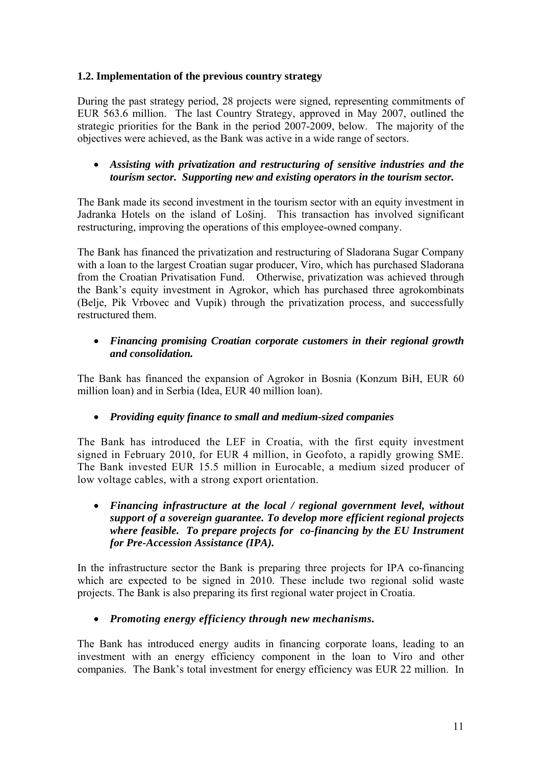### 1.2. Implementation of the previous country strategy

During the past strategy period, 28 projects were signed, representing commitments of EUR 563.6 million. The last Country Strategy, approved in May 2007, outlined the strategic priorities for the Bank in the period 2007-2009, below. The majority of the objectives were achieved, as the Bank was active in a wide range of sectors.

- ***Assisting with privatization and restructuring of sensitive industries and the tourism sector. Supporting new and existing operators in the tourism sector.***

The Bank made its second investment in the tourism sector with an equity investment in Jadranka Hotels on the island of Lošinj. This transaction has involved significant restructuring, improving the operations of this employee-owned company.

The Bank has financed the privatization and restructuring of Sladorana Sugar Company with a loan to the largest Croatian sugar producer, Viro, which has purchased Sladorana from the Croatian Privatisation Fund. Otherwise, privatization was achieved through the Bank's equity investment in Agrokor, which has purchased three agrokombinats (Belje, Pik Vrbovec and Vupik) through the privatization process, and successfully restructured them.

- ***Financing promising Croatian corporate customers in their regional growth and consolidation.***

The Bank has financed the expansion of Agrokor in Bosnia (Konzum BiH, EUR 60 million loan) and in Serbia (Idea, EUR 40 million loan).

- ***Providing equity finance to small and medium-sized companies***

The Bank has introduced the LEF in Croatia, with the first equity investment signed in February 2010, for EUR 4 million, in Geofoto, a rapidly growing SME. The Bank invested EUR 15.5 million in Eurocable, a medium sized producer of low voltage cables, with a strong export orientation.

- ***Financing infrastructure at the local / regional government level, without support of a sovereign guarantee. To develop more efficient regional projects where feasible. To prepare projects for co-financing by the EU Instrument for Pre-Accession Assistance (IPA).***

In the infrastructure sector the Bank is preparing three projects for IPA co-financing which are expected to be signed in 2010. These include two regional solid waste projects. The Bank is also preparing its first regional water project in Croatia.

- ***Promoting energy efficiency through new mechanisms.***

The Bank has introduced energy audits in financing corporate loans, leading to an investment with an energy efficiency component in the loan to Viro and other companies. The Bank's total investment for energy efficiency was EUR 22 million. In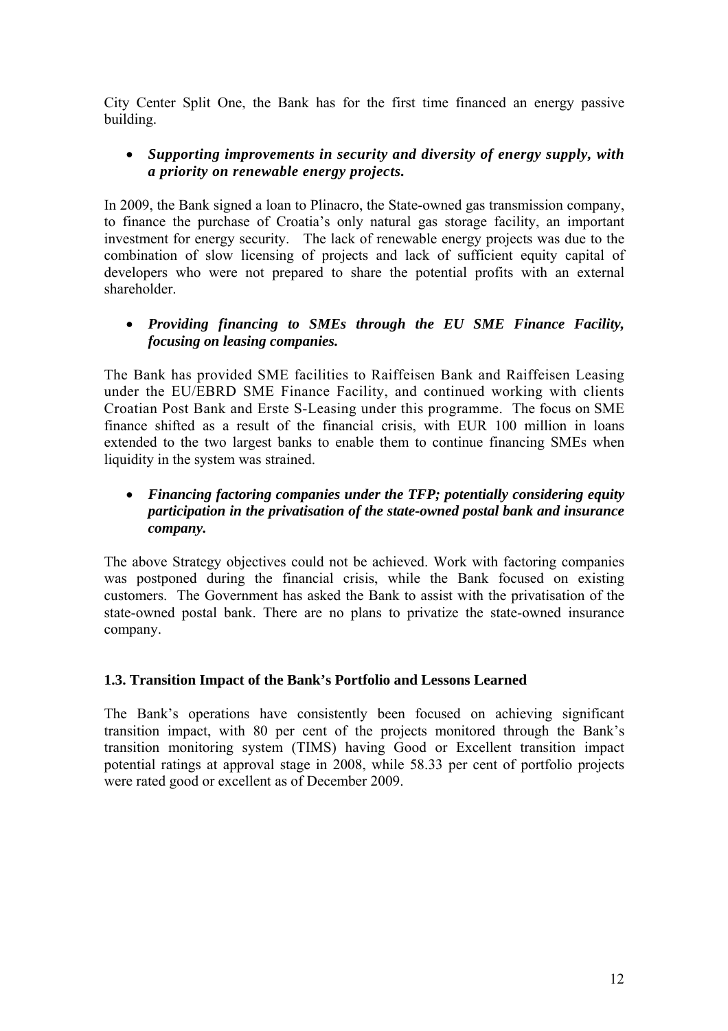City Center Split One, the Bank has for the first time financed an energy passive building.

- ***Supporting improvements in security and diversity of energy supply, with a priority on renewable energy projects.***

In 2009, the Bank signed a loan to Plinacro, the State-owned gas transmission company, to finance the purchase of Croatia's only natural gas storage facility, an important investment for energy security. The lack of renewable energy projects was due to the combination of slow licensing of projects and lack of sufficient equity capital of developers who were not prepared to share the potential profits with an external shareholder.

- ***Providing financing to SMEs through the EU SME Finance Facility, focusing on leasing companies.***

The Bank has provided SME facilities to Raiffeisen Bank and Raiffeisen Leasing under the EU/EBRD SME Finance Facility, and continued working with clients Croatian Post Bank and Erste S-Leasing under this programme. The focus on SME finance shifted as a result of the financial crisis, with EUR 100 million in loans extended to the two largest banks to enable them to continue financing SMEs when liquidity in the system was strained.

- ***Financing factoring companies under the TFP; potentially considering equity participation in the privatisation of the state-owned postal bank and insurance company.***

The above Strategy objectives could not be achieved. Work with factoring companies was postponed during the financial crisis, while the Bank focused on existing customers. The Government has asked the Bank to assist with the privatisation of the state-owned postal bank. There are no plans to privatize the state-owned insurance company.

### 1.3. Transition Impact of the Bank's Portfolio and Lessons Learned

The Bank's operations have consistently been focused on achieving significant transition impact, with 80 per cent of the projects monitored through the Bank's transition monitoring system (TIMS) having Good or Excellent transition impact potential ratings at approval stage in 2008, while 58.33 per cent of portfolio projects were rated good or excellent as of December 2009.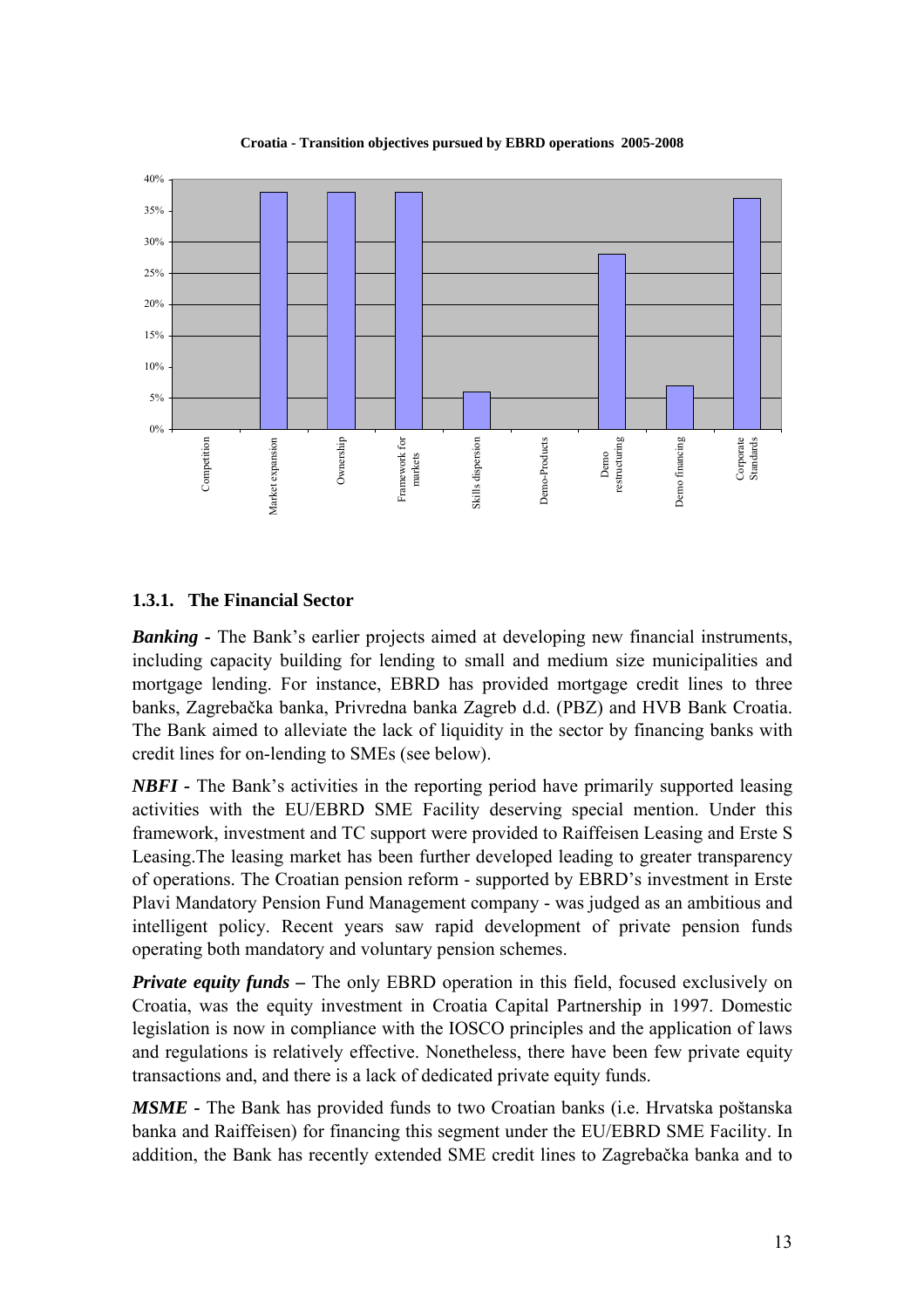**Croatia - Transition objectives pursued by EBRD operations 2005-2008**

### 1.3.1. The Financial Sector

***Banking*** - The Bank's earlier projects aimed at developing new financial instruments, including capacity building for lending to small and medium size municipalities and mortgage lending. For instance, EBRD has provided mortgage credit lines to three banks, Zagrebačka banka, Privredna banka Zagreb d.d. (PBZ) and HVB Bank Croatia. The Bank aimed to alleviate the lack of liquidity in the sector by financing banks with credit lines for on-lending to SMEs (see below).

***NBFI*** - The Bank's activities in the reporting period have primarily supported leasing activities with the EU/EBRD SME Facility deserving special mention. Under this framework, investment and TC support were provided to Raiffeisen Leasing and Erste S Leasing.The leasing market has been further developed leading to greater transparency of operations. The Croatian pension reform - supported by EBRD's investment in Erste Plavi Mandatory Pension Fund Management company - was judged as an ambitious and intelligent policy. Recent years saw rapid development of private pension funds operating both mandatory and voluntary pension schemes.

***Private equity funds*** **–** The only EBRD operation in this field, focused exclusively on Croatia, was the equity investment in Croatia Capital Partnership in 1997. Domestic legislation is now in compliance with the IOSCO principles and the application of laws and regulations is relatively effective. Nonetheless, there have been few private equity transactions and, and there is a lack of dedicated private equity funds.

***MSME*** - The Bank has provided funds to two Croatian banks (i.e. Hrvatska poštanska banka and Raiffeisen) for financing this segment under the EU/EBRD SME Facility. In addition, the Bank has recently extended SME credit lines to Zagrebačka banka and to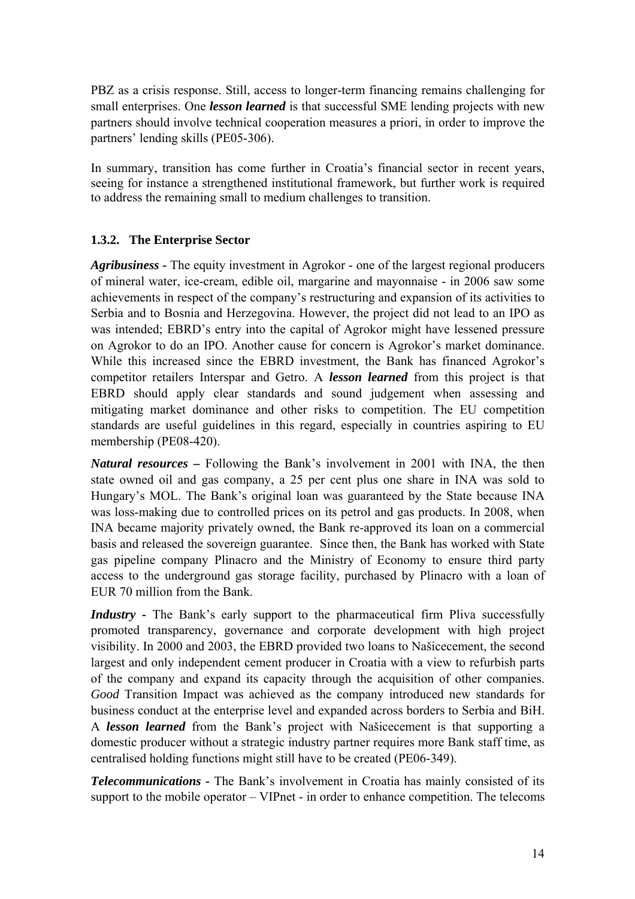PBZ as a crisis response. Still, access to longer-term financing remains challenging for small enterprises. One ***lesson learned*** is that successful SME lending projects with new partners should involve technical cooperation measures a priori, in order to improve the partners' lending skills (PE05-306).

In summary, transition has come further in Croatia's financial sector in recent years, seeing for instance a strengthened institutional framework, but further work is required to address the remaining small to medium challenges to transition.

### 1.3.2. The Enterprise Sector

***Agribusiness*** - The equity investment in Agrokor - one of the largest regional producers of mineral water, ice-cream, edible oil, margarine and mayonnaise - in 2006 saw some achievements in respect of the company's restructuring and expansion of its activities to Serbia and to Bosnia and Herzegovina. However, the project did not lead to an IPO as was intended; EBRD's entry into the capital of Agrokor might have lessened pressure on Agrokor to do an IPO. Another cause for concern is Agrokor's market dominance. While this increased since the EBRD investment, the Bank has financed Agrokor's competitor retailers Interspar and Getro. A ***lesson learned*** from this project is that EBRD should apply clear standards and sound judgement when assessing and mitigating market dominance and other risks to competition. The EU competition standards are useful guidelines in this regard, especially in countries aspiring to EU membership (PE08-420).

***Natural resources*** **–** Following the Bank's involvement in 2001 with INA, the then state owned oil and gas company, a 25 per cent plus one share in INA was sold to Hungary's MOL. The Bank's original loan was guaranteed by the State because INA was loss-making due to controlled prices on its petrol and gas products. In 2008, when INA became majority privately owned, the Bank re-approved its loan on a commercial basis and released the sovereign guarantee. Since then, the Bank has worked with State gas pipeline company Plinacro and the Ministry of Economy to ensure third party access to the underground gas storage facility, purchased by Plinacro with a loan of EUR 70 million from the Bank.

***Industry*** - The Bank's early support to the pharmaceutical firm Pliva successfully promoted transparency, governance and corporate development with high project visibility. In 2000 and 2003, the EBRD provided two loans to Našicecement, the second largest and only independent cement producer in Croatia with a view to refurbish parts of the company and expand its capacity through the acquisition of other companies. *Good* Transition Impact was achieved as the company introduced new standards for business conduct at the enterprise level and expanded across borders to Serbia and BiH. A ***lesson learned*** from the Bank's project with Našicecement is that supporting a domestic producer without a strategic industry partner requires more Bank staff time, as centralised holding functions might still have to be created (PE06-349).

***Telecommunications*** - The Bank's involvement in Croatia has mainly consisted of its support to the mobile operator – VIPnet - in order to enhance competition. The telecoms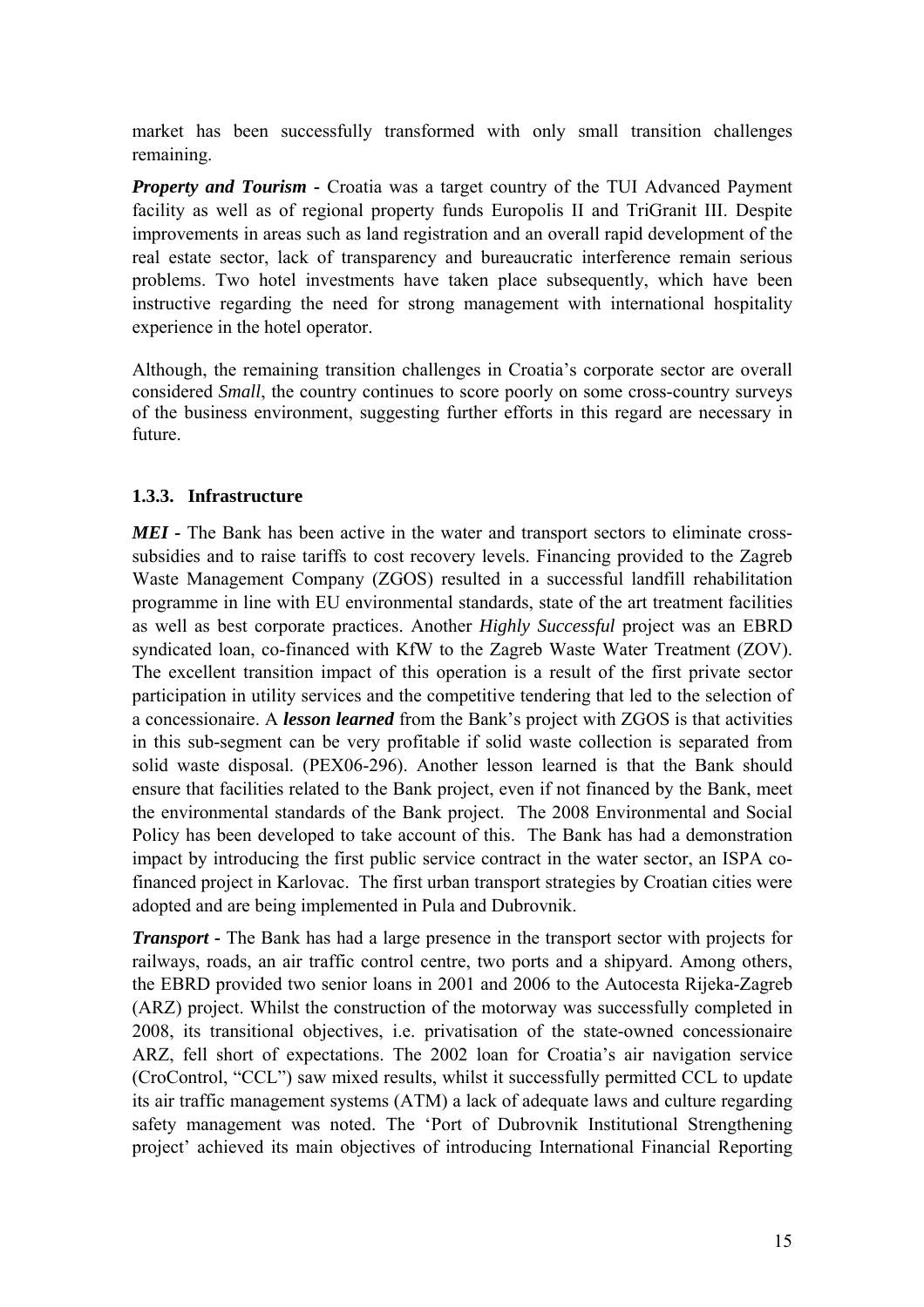market has been successfully transformed with only small transition challenges remaining.

***Property and Tourism*** - Croatia was a target country of the TUI Advanced Payment facility as well as of regional property funds Europolis II and TriGranit III. Despite improvements in areas such as land registration and an overall rapid development of the real estate sector, lack of transparency and bureaucratic interference remain serious problems. Two hotel investments have taken place subsequently, which have been instructive regarding the need for strong management with international hospitality experience in the hotel operator.

Although, the remaining transition challenges in Croatia's corporate sector are overall considered *Small*, the country continues to score poorly on some cross-country surveys of the business environment, suggesting further efforts in this regard are necessary in future.

### 1.3.3. Infrastructure

***MEI*** - The Bank has been active in the water and transport sectors to eliminate cross-subsidies and to raise tariffs to cost recovery levels. Financing provided to the Zagreb Waste Management Company (ZGOS) resulted in a successful landfill rehabilitation programme in line with EU environmental standards, state of the art treatment facilities as well as best corporate practices. Another *Highly Successful* project was an EBRD syndicated loan, co-financed with KfW to the Zagreb Waste Water Treatment (ZOV). The excellent transition impact of this operation is a result of the first private sector participation in utility services and the competitive tendering that led to the selection of a concessionaire. A ***lesson learned*** from the Bank's project with ZGOS is that activities in this sub-segment can be very profitable if solid waste collection is separated from solid waste disposal. (PEX06-296). Another lesson learned is that the Bank should ensure that facilities related to the Bank project, even if not financed by the Bank, meet the environmental standards of the Bank project. The 2008 Environmental and Social Policy has been developed to take account of this. The Bank has had a demonstration impact by introducing the first public service contract in the water sector, an ISPA co-financed project in Karlovac. The first urban transport strategies by Croatian cities were adopted and are being implemented in Pula and Dubrovnik.

***Transport*** - The Bank has had a large presence in the transport sector with projects for railways, roads, an air traffic control centre, two ports and a shipyard. Among others, the EBRD provided two senior loans in 2001 and 2006 to the Autocesta Rijeka-Zagreb (ARZ) project. Whilst the construction of the motorway was successfully completed in 2008, its transitional objectives, i.e. privatisation of the state-owned concessionaire ARZ, fell short of expectations. The 2002 loan for Croatia's air navigation service (CroControl, "CCL") saw mixed results, whilst it successfully permitted CCL to update its air traffic management systems (ATM) a lack of adequate laws and culture regarding safety management was noted. The 'Port of Dubrovnik Institutional Strengthening project' achieved its main objectives of introducing International Financial Reporting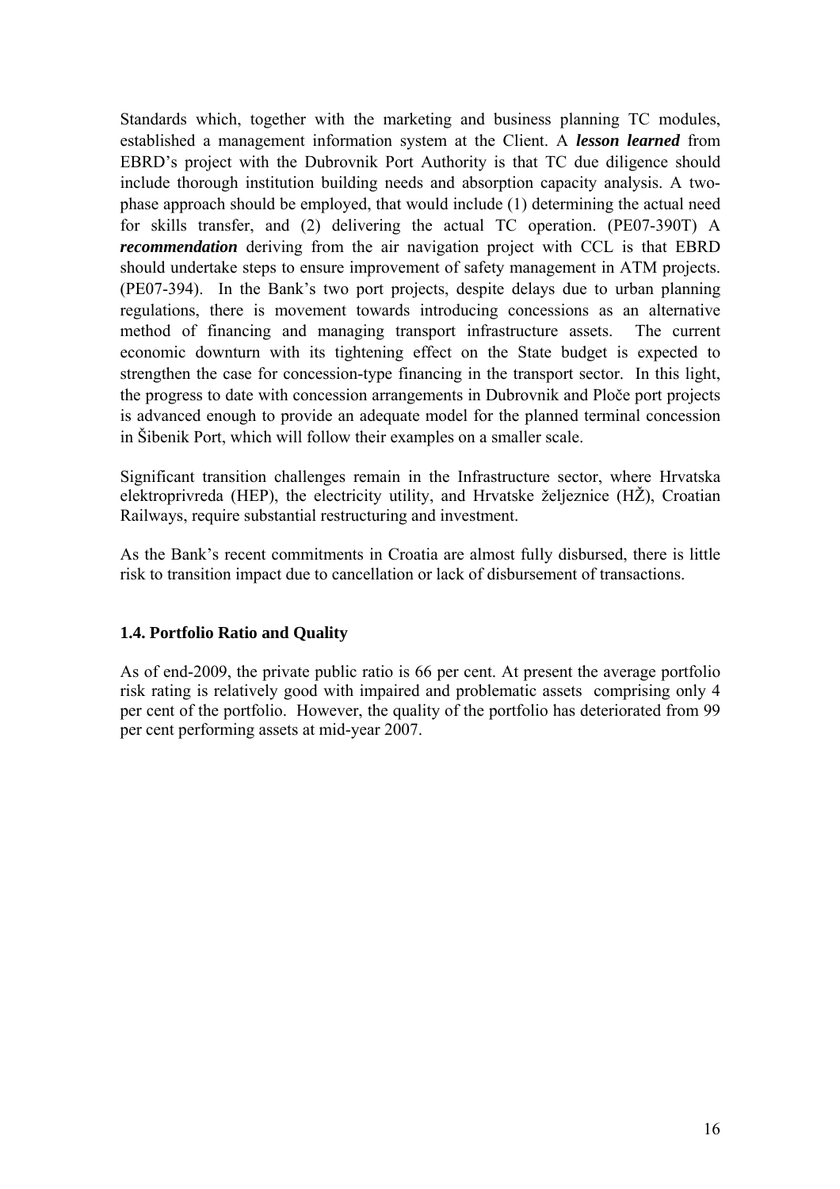Standards which, together with the marketing and business planning TC modules, established a management information system at the Client. A ***lesson learned*** from EBRD's project with the Dubrovnik Port Authority is that TC due diligence should include thorough institution building needs and absorption capacity analysis. A two-phase approach should be employed, that would include (1) determining the actual need for skills transfer, and (2) delivering the actual TC operation. (PE07-390T) A ***recommendation*** deriving from the air navigation project with CCL is that EBRD should undertake steps to ensure improvement of safety management in ATM projects. (PE07-394). In the Bank's two port projects, despite delays due to urban planning regulations, there is movement towards introducing concessions as an alternative method of financing and managing transport infrastructure assets. The current economic downturn with its tightening effect on the State budget is expected to strengthen the case for concession-type financing in the transport sector. In this light, the progress to date with concession arrangements in Dubrovnik and Ploče port projects is advanced enough to provide an adequate model for the planned terminal concession in Šibenik Port, which will follow their examples on a smaller scale.

Significant transition challenges remain in the Infrastructure sector, where Hrvatska elektroprivreda (HEP), the electricity utility, and Hrvatske željeznice (HŽ), Croatian Railways, require substantial restructuring and investment.

As the Bank's recent commitments in Croatia are almost fully disbursed, there is little risk to transition impact due to cancellation or lack of disbursement of transactions.

### 1.4. Portfolio Ratio and Quality

As of end-2009, the private public ratio is 66 per cent. At present the average portfolio risk rating is relatively good with impaired and problematic assets comprising only 4 per cent of the portfolio. However, the quality of the portfolio has deteriorated from 99 per cent performing assets at mid-year 2007.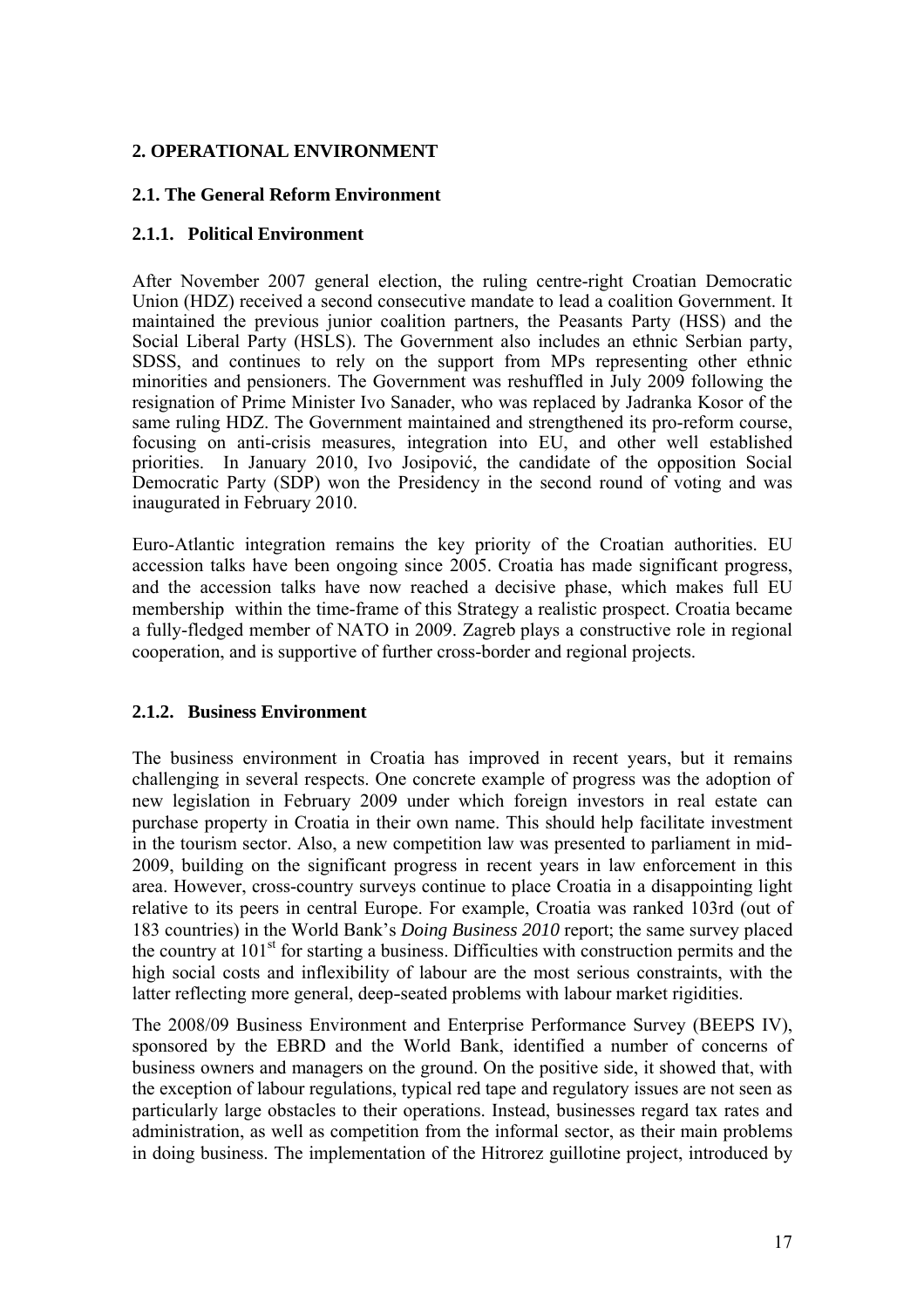## 2. OPERATIONAL ENVIRONMENT

### 2.1. The General Reform Environment

#### 2.1.1. Political Environment

After November 2007 general election, the ruling centre-right Croatian Democratic Union (HDZ) received a second consecutive mandate to lead a coalition Government. It maintained the previous junior coalition partners, the Peasants Party (HSS) and the Social Liberal Party (HSLS). The Government also includes an ethnic Serbian party, SDSS, and continues to rely on the support from MPs representing other ethnic minorities and pensioners. The Government was reshuffled in July 2009 following the resignation of Prime Minister Ivo Sanader, who was replaced by Jadranka Kosor of the same ruling HDZ. The Government maintained and strengthened its pro-reform course, focusing on anti-crisis measures, integration into EU, and other well established priorities. In January 2010, Ivo Josipović, the candidate of the opposition Social Democratic Party (SDP) won the Presidency in the second round of voting and was inaugurated in February 2010.

Euro-Atlantic integration remains the key priority of the Croatian authorities. EU accession talks have been ongoing since 2005. Croatia has made significant progress, and the accession talks have now reached a decisive phase, which makes full EU membership within the time-frame of this Strategy a realistic prospect. Croatia became a fully-fledged member of NATO in 2009. Zagreb plays a constructive role in regional cooperation, and is supportive of further cross-border and regional projects.

#### 2.1.2. Business Environment

The business environment in Croatia has improved in recent years, but it remains challenging in several respects. One concrete example of progress was the adoption of new legislation in February 2009 under which foreign investors in real estate can purchase property in Croatia in their own name. This should help facilitate investment in the tourism sector. Also, a new competition law was presented to parliament in mid-2009, building on the significant progress in recent years in law enforcement in this area. However, cross-country surveys continue to place Croatia in a disappointing light relative to its peers in central Europe. For example, Croatia was ranked 103rd (out of 183 countries) in the World Bank's *Doing Business 2010* report; the same survey placed the country at 101st for starting a business. Difficulties with construction permits and the high social costs and inflexibility of labour are the most serious constraints, with the latter reflecting more general, deep-seated problems with labour market rigidities.

The 2008/09 Business Environment and Enterprise Performance Survey (BEEPS IV), sponsored by the EBRD and the World Bank, identified a number of concerns of business owners and managers on the ground. On the positive side, it showed that, with the exception of labour regulations, typical red tape and regulatory issues are not seen as particularly large obstacles to their operations. Instead, businesses regard tax rates and administration, as well as competition from the informal sector, as their main problems in doing business. The implementation of the Hitrorez guillotine project, introduced by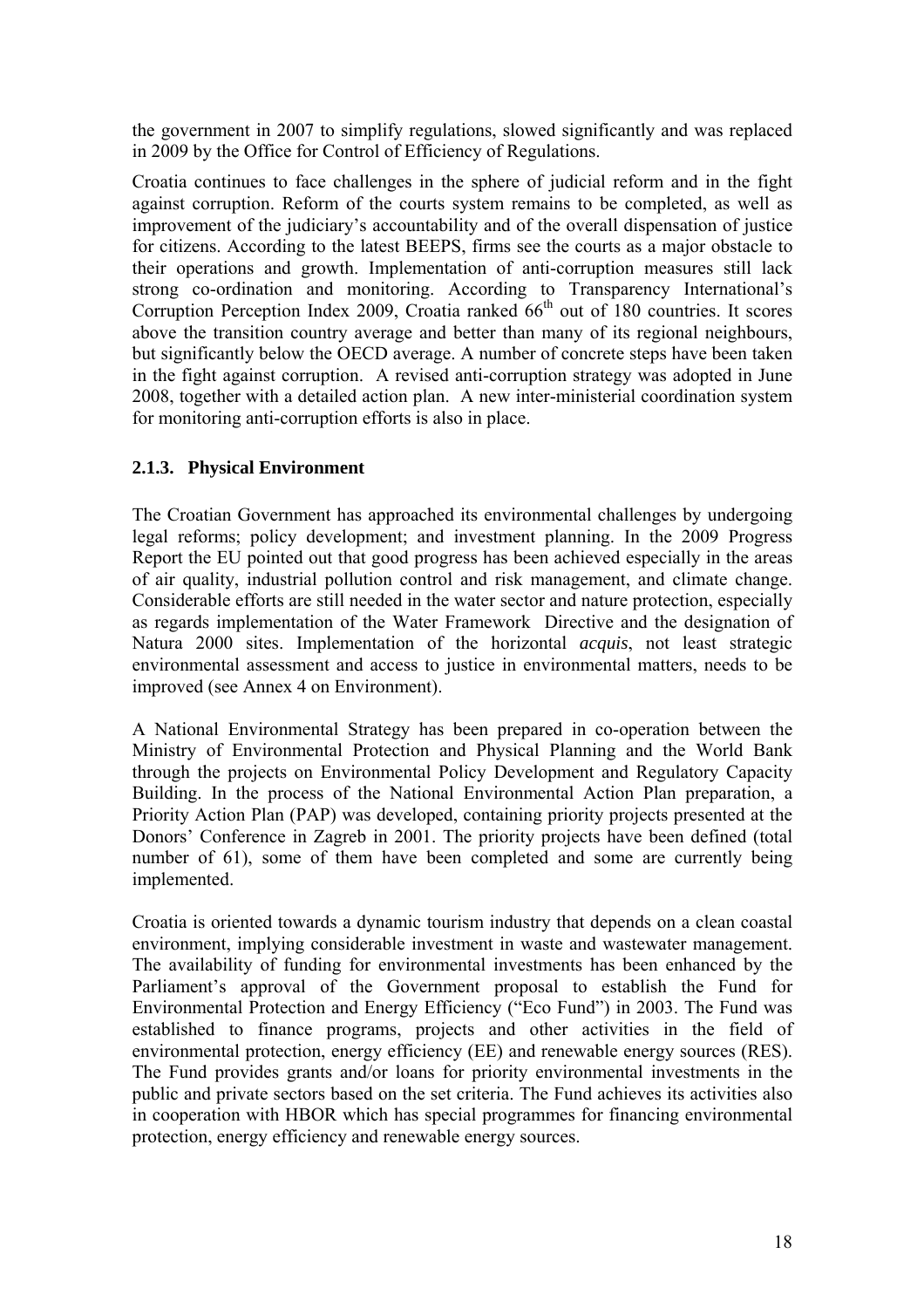the government in 2007 to simplify regulations, slowed significantly and was replaced in 2009 by the Office for Control of Efficiency of Regulations.

Croatia continues to face challenges in the sphere of judicial reform and in the fight against corruption. Reform of the courts system remains to be completed, as well as improvement of the judiciary's accountability and of the overall dispensation of justice for citizens. According to the latest BEEPS, firms see the courts as a major obstacle to their operations and growth. Implementation of anti-corruption measures still lack strong co-ordination and monitoring. According to Transparency International's Corruption Perception Index 2009, Croatia ranked 66th out of 180 countries. It scores above the transition country average and better than many of its regional neighbours, but significantly below the OECD average. A number of concrete steps have been taken in the fight against corruption. A revised anti-corruption strategy was adopted in June 2008, together with a detailed action plan. A new inter-ministerial coordination system for monitoring anti-corruption efforts is also in place.

### 2.1.3. Physical Environment

The Croatian Government has approached its environmental challenges by undergoing legal reforms; policy development; and investment planning. In the 2009 Progress Report the EU pointed out that good progress has been achieved especially in the areas of air quality, industrial pollution control and risk management, and climate change. Considerable efforts are still needed in the water sector and nature protection, especially as regards implementation of the Water Framework Directive and the designation of Natura 2000 sites. Implementation of the horizontal *acquis*, not least strategic environmental assessment and access to justice in environmental matters, needs to be improved (see Annex 4 on Environment).

A National Environmental Strategy has been prepared in co-operation between the Ministry of Environmental Protection and Physical Planning and the World Bank through the projects on Environmental Policy Development and Regulatory Capacity Building. In the process of the National Environmental Action Plan preparation, a Priority Action Plan (PAP) was developed, containing priority projects presented at the Donors' Conference in Zagreb in 2001. The priority projects have been defined (total number of 61), some of them have been completed and some are currently being implemented.

Croatia is oriented towards a dynamic tourism industry that depends on a clean coastal environment, implying considerable investment in waste and wastewater management. The availability of funding for environmental investments has been enhanced by the Parliament's approval of the Government proposal to establish the Fund for Environmental Protection and Energy Efficiency ("Eco Fund") in 2003. The Fund was established to finance programs, projects and other activities in the field of environmental protection, energy efficiency (EE) and renewable energy sources (RES). The Fund provides grants and/or loans for priority environmental investments in the public and private sectors based on the set criteria. The Fund achieves its activities also in cooperation with HBOR which has special programmes for financing environmental protection, energy efficiency and renewable energy sources.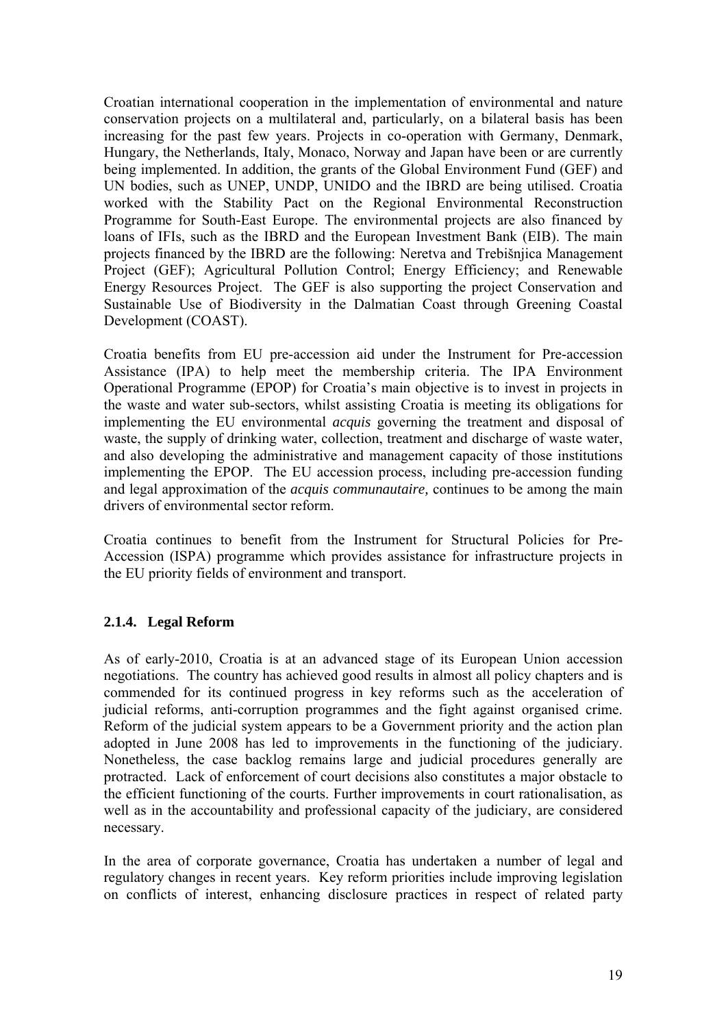Croatian international cooperation in the implementation of environmental and nature conservation projects on a multilateral and, particularly, on a bilateral basis has been increasing for the past few years. Projects in co-operation with Germany, Denmark, Hungary, the Netherlands, Italy, Monaco, Norway and Japan have been or are currently being implemented. In addition, the grants of the Global Environment Fund (GEF) and UN bodies, such as UNEP, UNDP, UNIDO and the IBRD are being utilised. Croatia worked with the Stability Pact on the Regional Environmental Reconstruction Programme for South-East Europe. The environmental projects are also financed by loans of IFIs, such as the IBRD and the European Investment Bank (EIB). The main projects financed by the IBRD are the following: Neretva and Trebišnjica Management Project (GEF); Agricultural Pollution Control; Energy Efficiency; and Renewable Energy Resources Project. The GEF is also supporting the project Conservation and Sustainable Use of Biodiversity in the Dalmatian Coast through Greening Coastal Development (COAST).

Croatia benefits from EU pre-accession aid under the Instrument for Pre-accession Assistance (IPA) to help meet the membership criteria. The IPA Environment Operational Programme (EPOP) for Croatia's main objective is to invest in projects in the waste and water sub-sectors, whilst assisting Croatia is meeting its obligations for implementing the EU environmental *acquis* governing the treatment and disposal of waste, the supply of drinking water, collection, treatment and discharge of waste water, and also developing the administrative and management capacity of those institutions implementing the EPOP. The EU accession process, including pre-accession funding and legal approximation of the *acquis communautaire,* continues to be among the main drivers of environmental sector reform.

Croatia continues to benefit from the Instrument for Structural Policies for Pre-Accession (ISPA) programme which provides assistance for infrastructure projects in the EU priority fields of environment and transport.

### 2.1.4. Legal Reform

As of early-2010, Croatia is at an advanced stage of its European Union accession negotiations. The country has achieved good results in almost all policy chapters and is commended for its continued progress in key reforms such as the acceleration of judicial reforms, anti-corruption programmes and the fight against organised crime. Reform of the judicial system appears to be a Government priority and the action plan adopted in June 2008 has led to improvements in the functioning of the judiciary. Nonetheless, the case backlog remains large and judicial procedures generally are protracted. Lack of enforcement of court decisions also constitutes a major obstacle to the efficient functioning of the courts. Further improvements in court rationalisation, as well as in the accountability and professional capacity of the judiciary, are considered necessary.

In the area of corporate governance, Croatia has undertaken a number of legal and regulatory changes in recent years. Key reform priorities include improving legislation on conflicts of interest, enhancing disclosure practices in respect of related party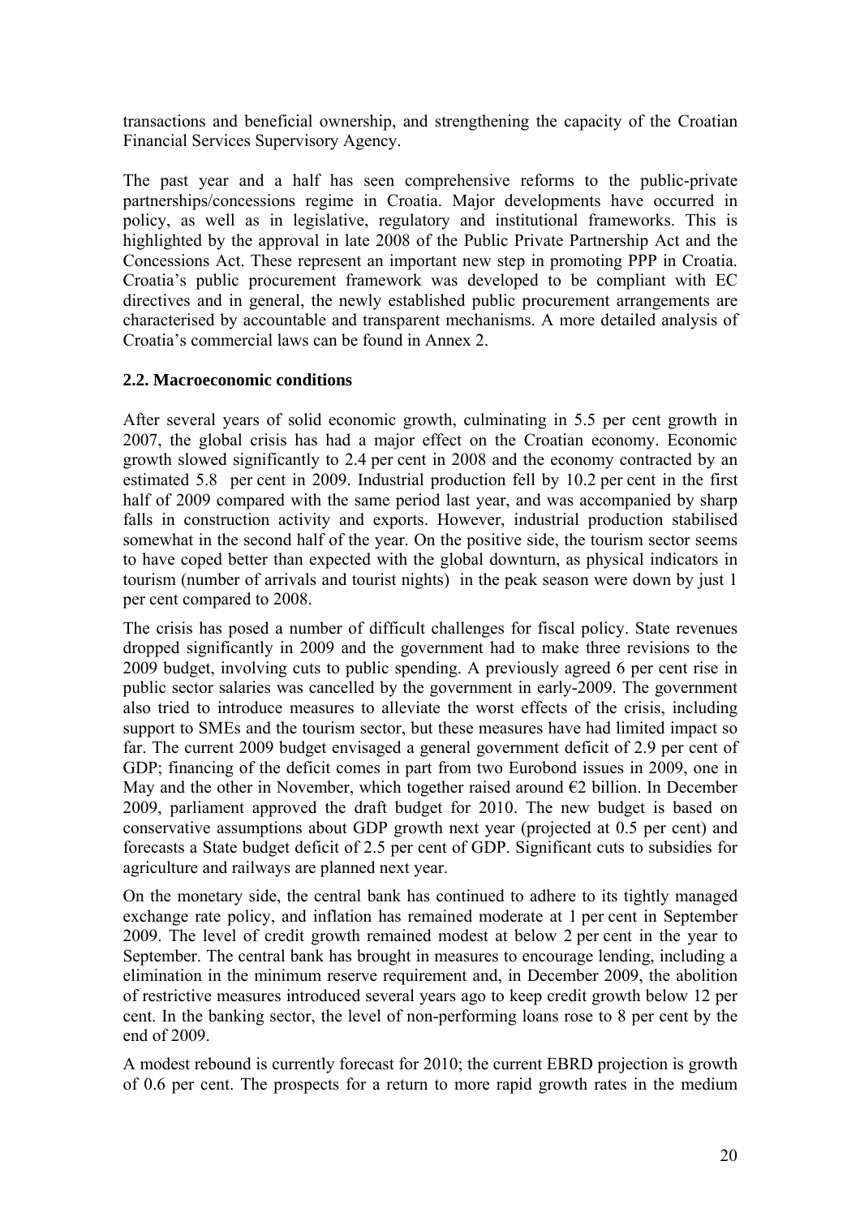transactions and beneficial ownership, and strengthening the capacity of the Croatian Financial Services Supervisory Agency.

The past year and a half has seen comprehensive reforms to the public-private partnerships/concessions regime in Croatia. Major developments have occurred in policy, as well as in legislative, regulatory and institutional frameworks. This is highlighted by the approval in late 2008 of the Public Private Partnership Act and the Concessions Act. These represent an important new step in promoting PPP in Croatia. Croatia's public procurement framework was developed to be compliant with EC directives and in general, the newly established public procurement arrangements are characterised by accountable and transparent mechanisms. A more detailed analysis of Croatia's commercial laws can be found in Annex 2.

### 2.2. Macroeconomic conditions

After several years of solid economic growth, culminating in 5.5 per cent growth in 2007, the global crisis has had a major effect on the Croatian economy. Economic growth slowed significantly to 2.4 per cent in 2008 and the economy contracted by an estimated 5.8 per cent in 2009. Industrial production fell by 10.2 per cent in the first half of 2009 compared with the same period last year, and was accompanied by sharp falls in construction activity and exports. However, industrial production stabilised somewhat in the second half of the year. On the positive side, the tourism sector seems to have coped better than expected with the global downturn, as physical indicators in tourism (number of arrivals and tourist nights) in the peak season were down by just 1 per cent compared to 2008.

The crisis has posed a number of difficult challenges for fiscal policy. State revenues dropped significantly in 2009 and the government had to make three revisions to the 2009 budget, involving cuts to public spending. A previously agreed 6 per cent rise in public sector salaries was cancelled by the government in early-2009. The government also tried to introduce measures to alleviate the worst effects of the crisis, including support to SMEs and the tourism sector, but these measures have had limited impact so far. The current 2009 budget envisaged a general government deficit of 2.9 per cent of GDP; financing of the deficit comes in part from two Eurobond issues in 2009, one in May and the other in November, which together raised around €2 billion. In December 2009, parliament approved the draft budget for 2010. The new budget is based on conservative assumptions about GDP growth next year (projected at 0.5 per cent) and forecasts a State budget deficit of 2.5 per cent of GDP. Significant cuts to subsidies for agriculture and railways are planned next year.

On the monetary side, the central bank has continued to adhere to its tightly managed exchange rate policy, and inflation has remained moderate at 1 per cent in September 2009. The level of credit growth remained modest at below 2 per cent in the year to September. The central bank has brought in measures to encourage lending, including a elimination in the minimum reserve requirement and, in December 2009, the abolition of restrictive measures introduced several years ago to keep credit growth below 12 per cent. In the banking sector, the level of non-performing loans rose to 8 per cent by the end of 2009.

A modest rebound is currently forecast for 2010; the current EBRD projection is growth of 0.6 per cent. The prospects for a return to more rapid growth rates in the medium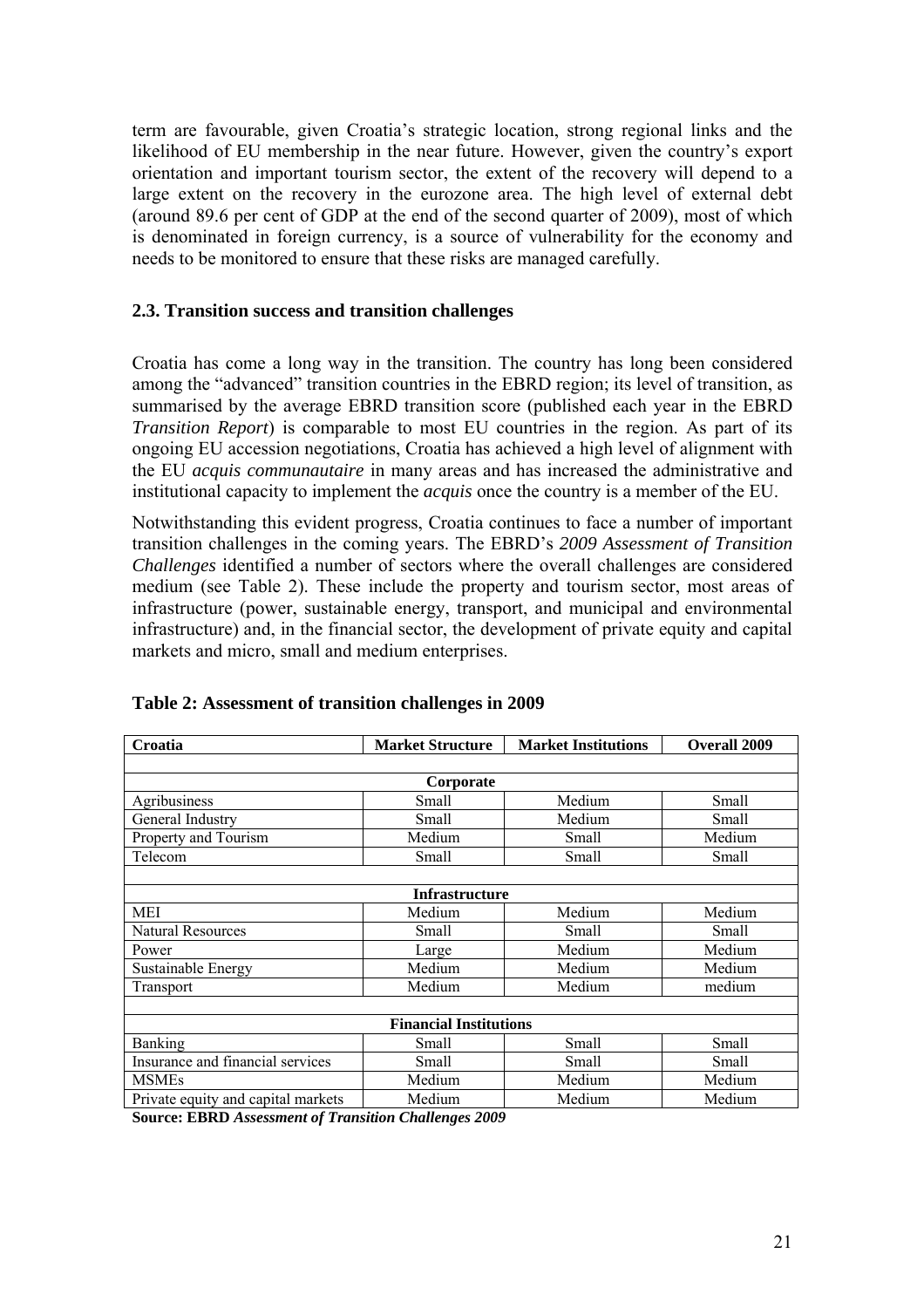term are favourable, given Croatia's strategic location, strong regional links and the likelihood of EU membership in the near future. However, given the country's export orientation and important tourism sector, the extent of the recovery will depend to a large extent on the recovery in the eurozone area. The high level of external debt (around 89.6 per cent of GDP at the end of the second quarter of 2009), most of which is denominated in foreign currency, is a source of vulnerability for the economy and needs to be monitored to ensure that these risks are managed carefully.

### 2.3. Transition success and transition challenges

Croatia has come a long way in the transition. The country has long been considered among the "advanced" transition countries in the EBRD region; its level of transition, as summarised by the average EBRD transition score (published each year in the EBRD *Transition Report*) is comparable to most EU countries in the region. As part of its ongoing EU accession negotiations, Croatia has achieved a high level of alignment with the EU *acquis communautaire* in many areas and has increased the administrative and institutional capacity to implement the *acquis* once the country is a member of the EU.

Notwithstanding this evident progress, Croatia continues to face a number of important transition challenges in the coming years. The EBRD's *2009 Assessment of Transition Challenges* identified a number of sectors where the overall challenges are considered medium (see Table 2). These include the property and tourism sector, most areas of infrastructure (power, sustainable energy, transport, and municipal and environmental infrastructure) and, in the financial sector, the development of private equity and capital markets and micro, small and medium enterprises.

**Table 2: Assessment of transition challenges in 2009**

| Croatia | Market Structure | Market Institutions | Overall 2009 |
|---|---|---|---|
| | | | |
| | **Corporate** | | |
| Agribusiness | Small | Medium | Small |
| General Industry | Small | Medium | Small |
| Property and Tourism | Medium | Small | Medium |
| Telecom | Small | Small | Small |
| | | | |
| | **Infrastructure** | | |
| MEI | Medium | Medium | Medium |
| Natural Resources | Small | Small | Small |
| Power | Large | Medium | Medium |
| Sustainable Energy | Medium | Medium | Medium |
| Transport | Medium | Medium | medium |
| | | | |
| | **Financial Institutions** | | |
| Banking | Small | Small | Small |
| Insurance and financial services | Small | Small | Small |
| MSMEs | Medium | Medium | Medium |
| Private equity and capital markets | Medium | Medium | Medium |

**Source: EBRD *Assessment of Transition Challenges 2009***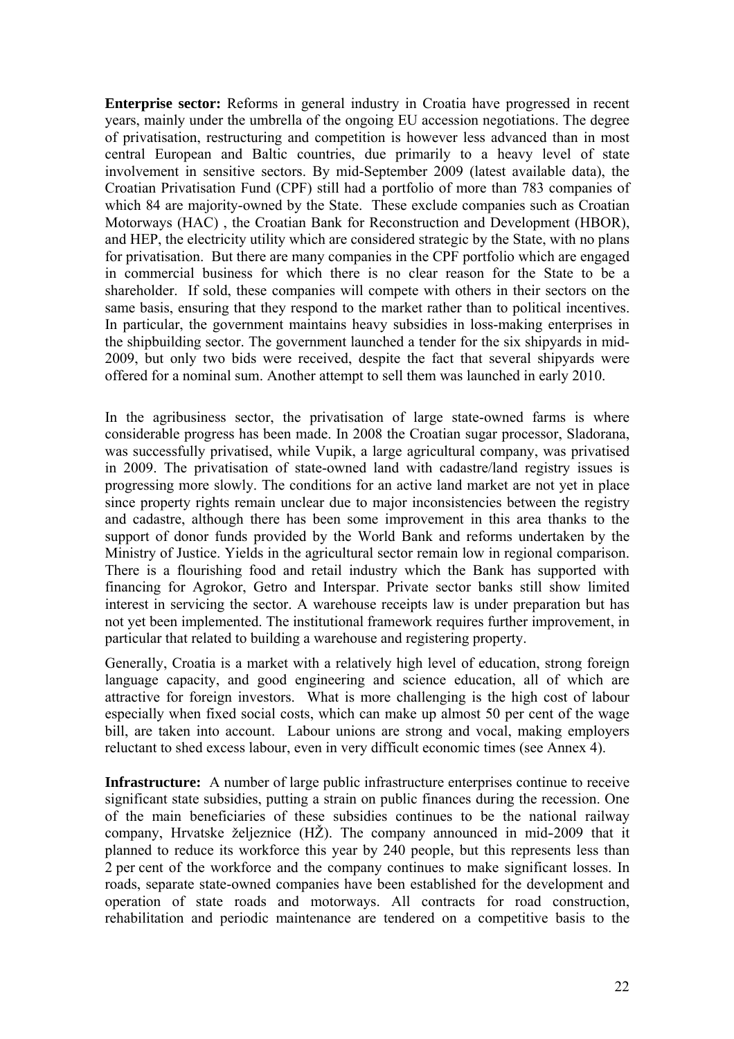**Enterprise sector:** Reforms in general industry in Croatia have progressed in recent years, mainly under the umbrella of the ongoing EU accession negotiations. The degree of privatisation, restructuring and competition is however less advanced than in most central European and Baltic countries, due primarily to a heavy level of state involvement in sensitive sectors. By mid-September 2009 (latest available data), the Croatian Privatisation Fund (CPF) still had a portfolio of more than 783 companies of which 84 are majority-owned by the State. These exclude companies such as Croatian Motorways (HAC) , the Croatian Bank for Reconstruction and Development (HBOR), and HEP, the electricity utility which are considered strategic by the State, with no plans for privatisation. But there are many companies in the CPF portfolio which are engaged in commercial business for which there is no clear reason for the State to be a shareholder. If sold, these companies will compete with others in their sectors on the same basis, ensuring that they respond to the market rather than to political incentives. In particular, the government maintains heavy subsidies in loss-making enterprises in the shipbuilding sector. The government launched a tender for the six shipyards in mid-2009, but only two bids were received, despite the fact that several shipyards were offered for a nominal sum. Another attempt to sell them was launched in early 2010.

In the agribusiness sector, the privatisation of large state-owned farms is where considerable progress has been made. In 2008 the Croatian sugar processor, Sladorana, was successfully privatised, while Vupik, a large agricultural company, was privatised in 2009. The privatisation of state-owned land with cadastre/land registry issues is progressing more slowly. The conditions for an active land market are not yet in place since property rights remain unclear due to major inconsistencies between the registry and cadastre, although there has been some improvement in this area thanks to the support of donor funds provided by the World Bank and reforms undertaken by the Ministry of Justice. Yields in the agricultural sector remain low in regional comparison. There is a flourishing food and retail industry which the Bank has supported with financing for Agrokor, Getro and Interspar. Private sector banks still show limited interest in servicing the sector. A warehouse receipts law is under preparation but has not yet been implemented. The institutional framework requires further improvement, in particular that related to building a warehouse and registering property.

Generally, Croatia is a market with a relatively high level of education, strong foreign language capacity, and good engineering and science education, all of which are attractive for foreign investors. What is more challenging is the high cost of labour especially when fixed social costs, which can make up almost 50 per cent of the wage bill, are taken into account. Labour unions are strong and vocal, making employers reluctant to shed excess labour, even in very difficult economic times (see Annex 4).

**Infrastructure:** A number of large public infrastructure enterprises continue to receive significant state subsidies, putting a strain on public finances during the recession. One of the main beneficiaries of these subsidies continues to be the national railway company, Hrvatske željeznice (HŽ). The company announced in mid-2009 that it planned to reduce its workforce this year by 240 people, but this represents less than 2 per cent of the workforce and the company continues to make significant losses. In roads, separate state-owned companies have been established for the development and operation of state roads and motorways. All contracts for road construction, rehabilitation and periodic maintenance are tendered on a competitive basis to the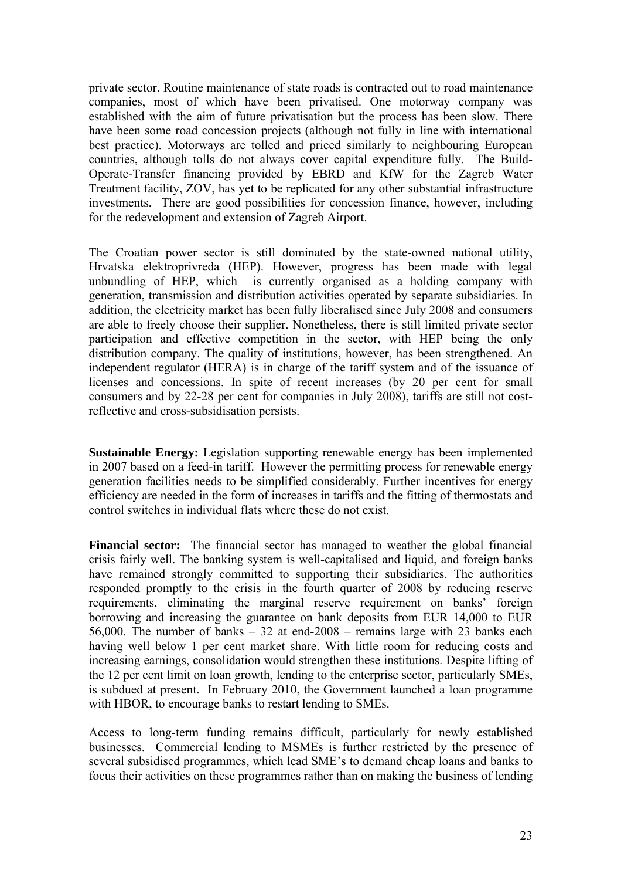private sector. Routine maintenance of state roads is contracted out to road maintenance companies, most of which have been privatised. One motorway company was established with the aim of future privatisation but the process has been slow. There have been some road concession projects (although not fully in line with international best practice). Motorways are tolled and priced similarly to neighbouring European countries, although tolls do not always cover capital expenditure fully. The Build-Operate-Transfer financing provided by EBRD and KfW for the Zagreb Water Treatment facility, ZOV, has yet to be replicated for any other substantial infrastructure investments. There are good possibilities for concession finance, however, including for the redevelopment and extension of Zagreb Airport.

The Croatian power sector is still dominated by the state-owned national utility, Hrvatska elektroprivreda (HEP). However, progress has been made with legal unbundling of HEP, which is currently organised as a holding company with generation, transmission and distribution activities operated by separate subsidiaries. In addition, the electricity market has been fully liberalised since July 2008 and consumers are able to freely choose their supplier. Nonetheless, there is still limited private sector participation and effective competition in the sector, with HEP being the only distribution company. The quality of institutions, however, has been strengthened. An independent regulator (HERA) is in charge of the tariff system and of the issuance of licenses and concessions. In spite of recent increases (by 20 per cent for small consumers and by 22-28 per cent for companies in July 2008), tariffs are still not cost-reflective and cross-subsidisation persists.

**Sustainable Energy:** Legislation supporting renewable energy has been implemented in 2007 based on a feed-in tariff. However the permitting process for renewable energy generation facilities needs to be simplified considerably. Further incentives for energy efficiency are needed in the form of increases in tariffs and the fitting of thermostats and control switches in individual flats where these do not exist.

**Financial sector:** The financial sector has managed to weather the global financial crisis fairly well. The banking system is well-capitalised and liquid, and foreign banks have remained strongly committed to supporting their subsidiaries. The authorities responded promptly to the crisis in the fourth quarter of 2008 by reducing reserve requirements, eliminating the marginal reserve requirement on banks' foreign borrowing and increasing the guarantee on bank deposits from EUR 14,000 to EUR 56,000. The number of banks – 32 at end-2008 – remains large with 23 banks each having well below 1 per cent market share. With little room for reducing costs and increasing earnings, consolidation would strengthen these institutions. Despite lifting of the 12 per cent limit on loan growth, lending to the enterprise sector, particularly SMEs, is subdued at present. In February 2010, the Government launched a loan programme with HBOR, to encourage banks to restart lending to SMEs.

Access to long-term funding remains difficult, particularly for newly established businesses. Commercial lending to MSMEs is further restricted by the presence of several subsidised programmes, which lead SME's to demand cheap loans and banks to focus their activities on these programmes rather than on making the business of lending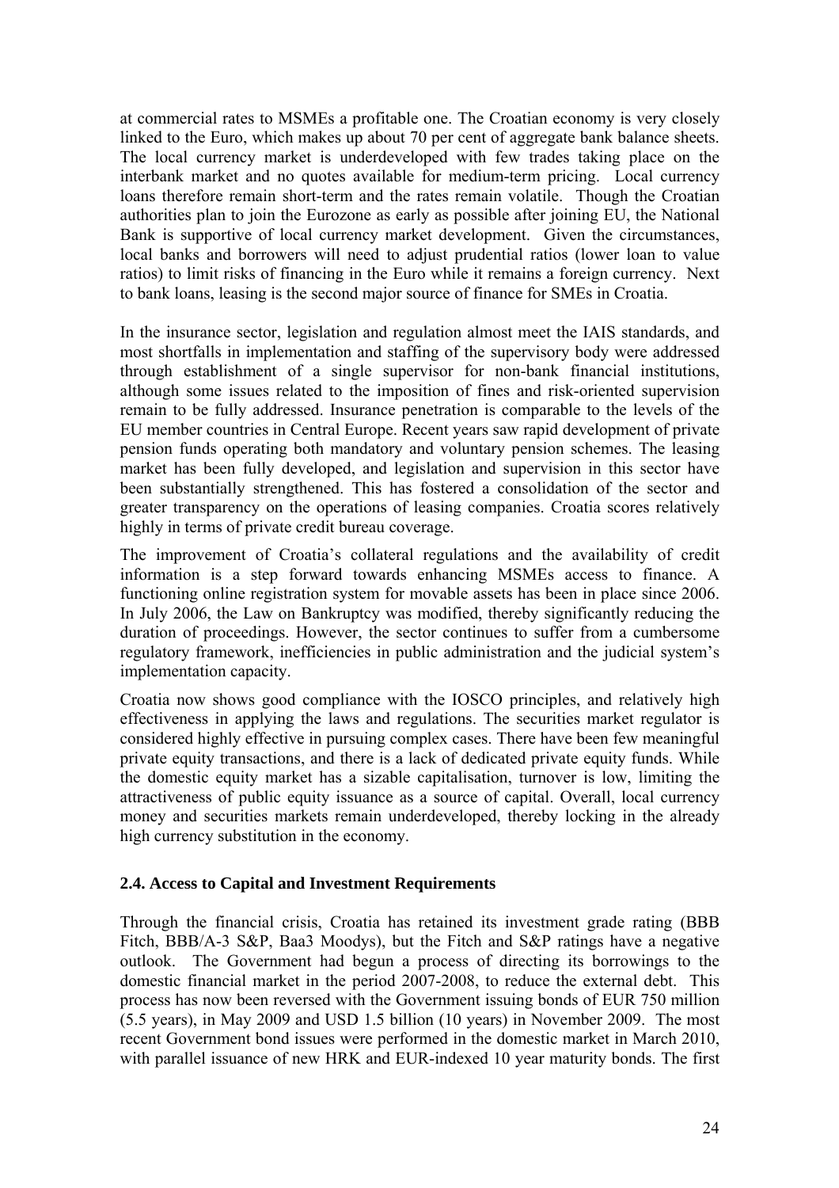at commercial rates to MSMEs a profitable one. The Croatian economy is very closely linked to the Euro, which makes up about 70 per cent of aggregate bank balance sheets. The local currency market is underdeveloped with few trades taking place on the interbank market and no quotes available for medium-term pricing. Local currency loans therefore remain short-term and the rates remain volatile. Though the Croatian authorities plan to join the Eurozone as early as possible after joining EU, the National Bank is supportive of local currency market development. Given the circumstances, local banks and borrowers will need to adjust prudential ratios (lower loan to value ratios) to limit risks of financing in the Euro while it remains a foreign currency. Next to bank loans, leasing is the second major source of finance for SMEs in Croatia.

In the insurance sector, legislation and regulation almost meet the IAIS standards, and most shortfalls in implementation and staffing of the supervisory body were addressed through establishment of a single supervisor for non-bank financial institutions, although some issues related to the imposition of fines and risk-oriented supervision remain to be fully addressed. Insurance penetration is comparable to the levels of the EU member countries in Central Europe. Recent years saw rapid development of private pension funds operating both mandatory and voluntary pension schemes. The leasing market has been fully developed, and legislation and supervision in this sector have been substantially strengthened. This has fostered a consolidation of the sector and greater transparency on the operations of leasing companies. Croatia scores relatively highly in terms of private credit bureau coverage.

The improvement of Croatia's collateral regulations and the availability of credit information is a step forward towards enhancing MSMEs access to finance. A functioning online registration system for movable assets has been in place since 2006. In July 2006, the Law on Bankruptcy was modified, thereby significantly reducing the duration of proceedings. However, the sector continues to suffer from a cumbersome regulatory framework, inefficiencies in public administration and the judicial system's implementation capacity.

Croatia now shows good compliance with the IOSCO principles, and relatively high effectiveness in applying the laws and regulations. The securities market regulator is considered highly effective in pursuing complex cases. There have been few meaningful private equity transactions, and there is a lack of dedicated private equity funds. While the domestic equity market has a sizable capitalisation, turnover is low, limiting the attractiveness of public equity issuance as a source of capital. Overall, local currency money and securities markets remain underdeveloped, thereby locking in the already high currency substitution in the economy.

### 2.4. Access to Capital and Investment Requirements

Through the financial crisis, Croatia has retained its investment grade rating (BBB Fitch, BBB/A-3 S&P, Baa3 Moodys), but the Fitch and S&P ratings have a negative outlook. The Government had begun a process of directing its borrowings to the domestic financial market in the period 2007-2008, to reduce the external debt. This process has now been reversed with the Government issuing bonds of EUR 750 million (5.5 years), in May 2009 and USD 1.5 billion (10 years) in November 2009. The most recent Government bond issues were performed in the domestic market in March 2010, with parallel issuance of new HRK and EUR-indexed 10 year maturity bonds. The first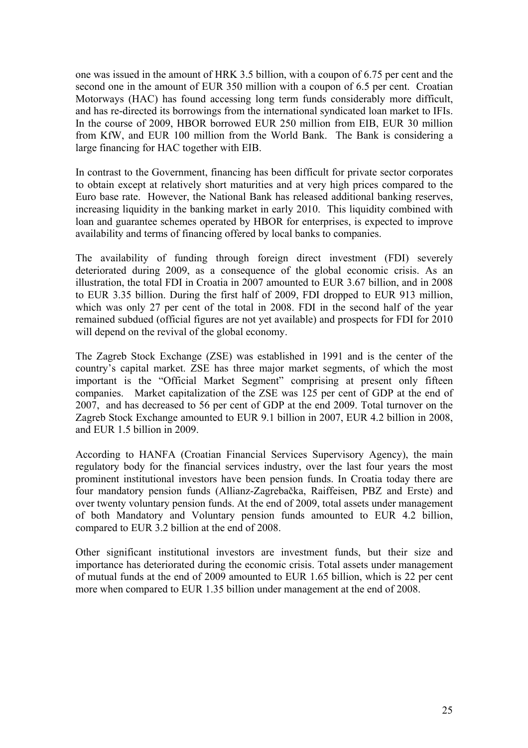one was issued in the amount of HRK 3.5 billion, with a coupon of 6.75 per cent and the second one in the amount of EUR 350 million with a coupon of 6.5 per cent. Croatian Motorways (HAC) has found accessing long term funds considerably more difficult, and has re-directed its borrowings from the international syndicated loan market to IFIs. In the course of 2009, HBOR borrowed EUR 250 million from EIB, EUR 30 million from KfW, and EUR 100 million from the World Bank. The Bank is considering a large financing for HAC together with EIB.

In contrast to the Government, financing has been difficult for private sector corporates to obtain except at relatively short maturities and at very high prices compared to the Euro base rate. However, the National Bank has released additional banking reserves, increasing liquidity in the banking market in early 2010. This liquidity combined with loan and guarantee schemes operated by HBOR for enterprises, is expected to improve availability and terms of financing offered by local banks to companies.

The availability of funding through foreign direct investment (FDI) severely deteriorated during 2009, as a consequence of the global economic crisis. As an illustration, the total FDI in Croatia in 2007 amounted to EUR 3.67 billion, and in 2008 to EUR 3.35 billion. During the first half of 2009, FDI dropped to EUR 913 million, which was only 27 per cent of the total in 2008. FDI in the second half of the year remained subdued (official figures are not yet available) and prospects for FDI for 2010 will depend on the revival of the global economy.

The Zagreb Stock Exchange (ZSE) was established in 1991 and is the center of the country's capital market. ZSE has three major market segments, of which the most important is the "Official Market Segment" comprising at present only fifteen companies. Market capitalization of the ZSE was 125 per cent of GDP at the end of 2007, and has decreased to 56 per cent of GDP at the end 2009. Total turnover on the Zagreb Stock Exchange amounted to EUR 9.1 billion in 2007, EUR 4.2 billion in 2008, and EUR 1.5 billion in 2009.

According to HANFA (Croatian Financial Services Supervisory Agency), the main regulatory body for the financial services industry, over the last four years the most prominent institutional investors have been pension funds. In Croatia today there are four mandatory pension funds (Allianz-Zagrebačka, Raiffeisen, PBZ and Erste) and over twenty voluntary pension funds. At the end of 2009, total assets under management of both Mandatory and Voluntary pension funds amounted to EUR 4.2 billion, compared to EUR 3.2 billion at the end of 2008.

Other significant institutional investors are investment funds, but their size and importance has deteriorated during the economic crisis. Total assets under management of mutual funds at the end of 2009 amounted to EUR 1.65 billion, which is 22 per cent more when compared to EUR 1.35 billion under management at the end of 2008.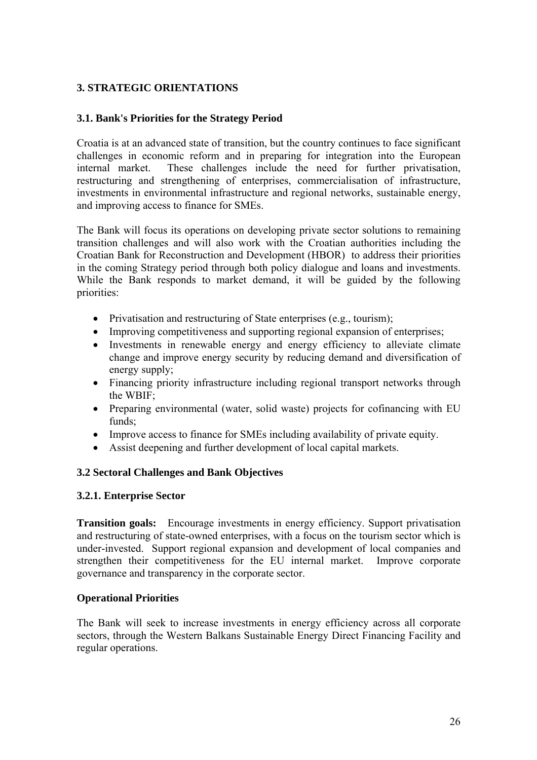## 3. STRATEGIC ORIENTATIONS

### 3.1. Bank's Priorities for the Strategy Period

Croatia is at an advanced state of transition, but the country continues to face significant challenges in economic reform and in preparing for integration into the European internal market. These challenges include the need for further privatisation, restructuring and strengthening of enterprises, commercialisation of infrastructure, investments in environmental infrastructure and regional networks, sustainable energy, and improving access to finance for SMEs.

The Bank will focus its operations on developing private sector solutions to remaining transition challenges and will also work with the Croatian authorities including the Croatian Bank for Reconstruction and Development (HBOR) to address their priorities in the coming Strategy period through both policy dialogue and loans and investments. While the Bank responds to market demand, it will be guided by the following priorities:

- Privatisation and restructuring of State enterprises (e.g., tourism);
- Improving competitiveness and supporting regional expansion of enterprises;
- Investments in renewable energy and energy efficiency to alleviate climate change and improve energy security by reducing demand and diversification of energy supply;
- Financing priority infrastructure including regional transport networks through the WBIF;
- Preparing environmental (water, solid waste) projects for cofinancing with EU funds;
- Improve access to finance for SMEs including availability of private equity.
- Assist deepening and further development of local capital markets.

### 3.2 Sectoral Challenges and Bank Objectives

#### 3.2.1. Enterprise Sector

**Transition goals:** Encourage investments in energy efficiency. Support privatisation and restructuring of state-owned enterprises, with a focus on the tourism sector which is under-invested. Support regional expansion and development of local companies and strengthen their competitiveness for the EU internal market. Improve corporate governance and transparency in the corporate sector.

**Operational Priorities**

The Bank will seek to increase investments in energy efficiency across all corporate sectors, through the Western Balkans Sustainable Energy Direct Financing Facility and regular operations.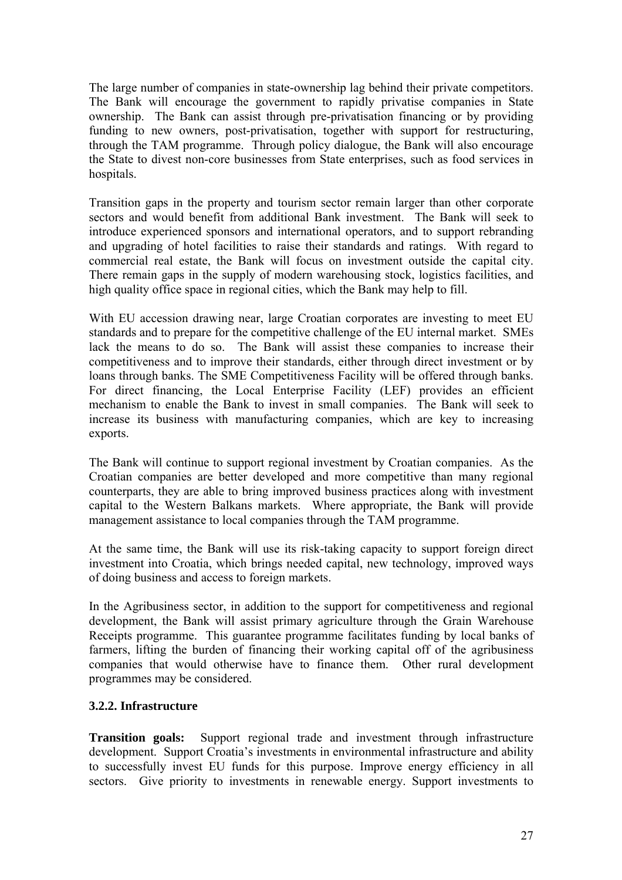The large number of companies in state-ownership lag behind their private competitors. The Bank will encourage the government to rapidly privatise companies in State ownership. The Bank can assist through pre-privatisation financing or by providing funding to new owners, post-privatisation, together with support for restructuring, through the TAM programme. Through policy dialogue, the Bank will also encourage the State to divest non-core businesses from State enterprises, such as food services in hospitals.

Transition gaps in the property and tourism sector remain larger than other corporate sectors and would benefit from additional Bank investment. The Bank will seek to introduce experienced sponsors and international operators, and to support rebranding and upgrading of hotel facilities to raise their standards and ratings. With regard to commercial real estate, the Bank will focus on investment outside the capital city. There remain gaps in the supply of modern warehousing stock, logistics facilities, and high quality office space in regional cities, which the Bank may help to fill.

With EU accession drawing near, large Croatian corporates are investing to meet EU standards and to prepare for the competitive challenge of the EU internal market. SMEs lack the means to do so. The Bank will assist these companies to increase their competitiveness and to improve their standards, either through direct investment or by loans through banks. The SME Competitiveness Facility will be offered through banks. For direct financing, the Local Enterprise Facility (LEF) provides an efficient mechanism to enable the Bank to invest in small companies. The Bank will seek to increase its business with manufacturing companies, which are key to increasing exports.

The Bank will continue to support regional investment by Croatian companies. As the Croatian companies are better developed and more competitive than many regional counterparts, they are able to bring improved business practices along with investment capital to the Western Balkans markets. Where appropriate, the Bank will provide management assistance to local companies through the TAM programme.

At the same time, the Bank will use its risk-taking capacity to support foreign direct investment into Croatia, which brings needed capital, new technology, improved ways of doing business and access to foreign markets.

In the Agribusiness sector, in addition to the support for competitiveness and regional development, the Bank will assist primary agriculture through the Grain Warehouse Receipts programme. This guarantee programme facilitates funding by local banks of farmers, lifting the burden of financing their working capital off of the agribusiness companies that would otherwise have to finance them. Other rural development programmes may be considered.

### 3.2.2. Infrastructure

**Transition goals:** Support regional trade and investment through infrastructure development. Support Croatia's investments in environmental infrastructure and ability to successfully invest EU funds for this purpose. Improve energy efficiency in all sectors. Give priority to investments in renewable energy. Support investments to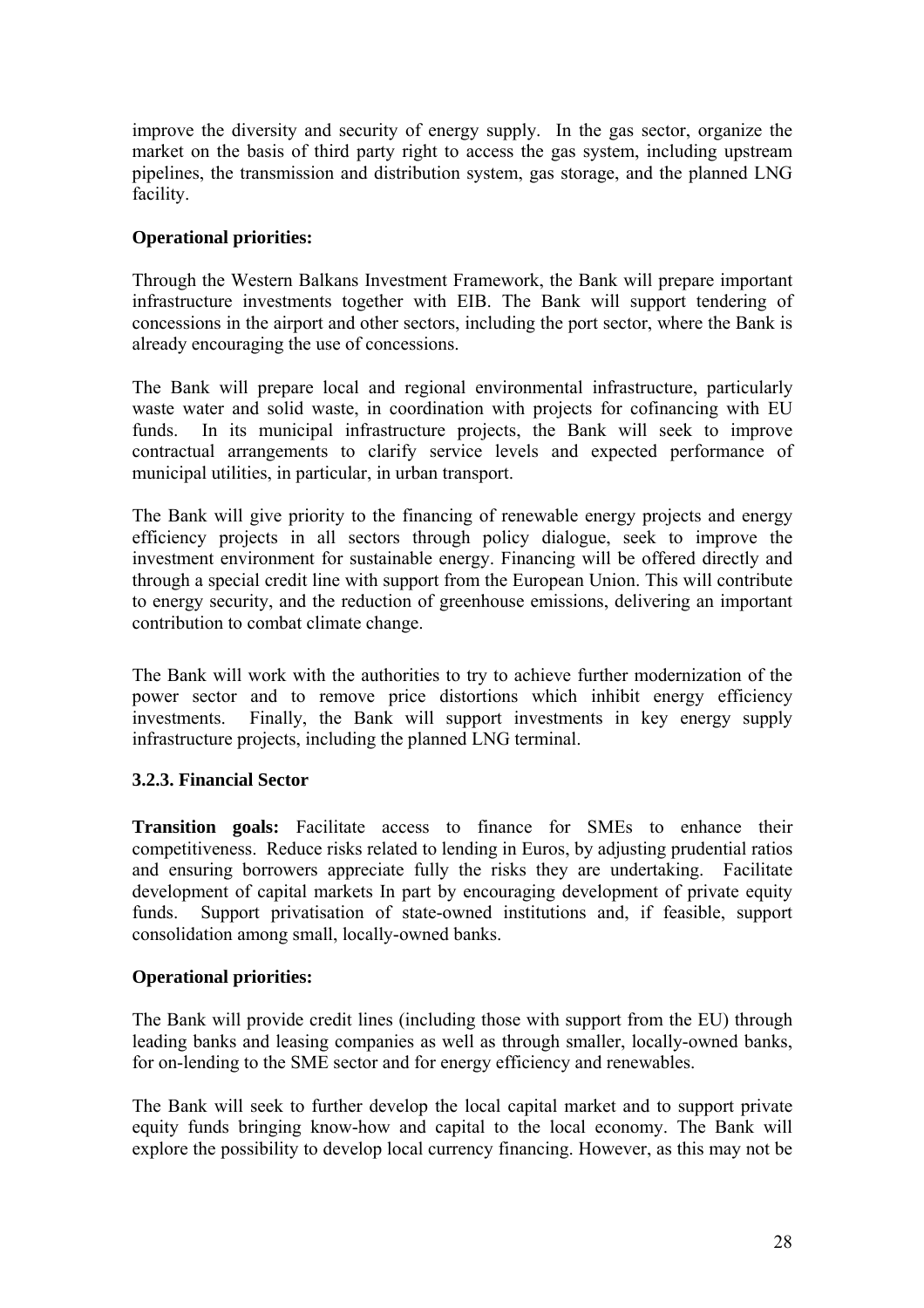improve the diversity and security of energy supply. In the gas sector, organize the market on the basis of third party right to access the gas system, including upstream pipelines, the transmission and distribution system, gas storage, and the planned LNG facility.

**Operational priorities:**

Through the Western Balkans Investment Framework, the Bank will prepare important infrastructure investments together with EIB. The Bank will support tendering of concessions in the airport and other sectors, including the port sector, where the Bank is already encouraging the use of concessions.

The Bank will prepare local and regional environmental infrastructure, particularly waste water and solid waste, in coordination with projects for cofinancing with EU funds. In its municipal infrastructure projects, the Bank will seek to improve contractual arrangements to clarify service levels and expected performance of municipal utilities, in particular, in urban transport.

The Bank will give priority to the financing of renewable energy projects and energy efficiency projects in all sectors through policy dialogue, seek to improve the investment environment for sustainable energy. Financing will be offered directly and through a special credit line with support from the European Union. This will contribute to energy security, and the reduction of greenhouse emissions, delivering an important contribution to combat climate change.

The Bank will work with the authorities to try to achieve further modernization of the power sector and to remove price distortions which inhibit energy efficiency investments. Finally, the Bank will support investments in key energy supply infrastructure projects, including the planned LNG terminal.

### 3.2.3. Financial Sector

**Transition goals:** Facilitate access to finance for SMEs to enhance their competitiveness. Reduce risks related to lending in Euros, by adjusting prudential ratios and ensuring borrowers appreciate fully the risks they are undertaking. Facilitate development of capital markets In part by encouraging development of private equity funds. Support privatisation of state-owned institutions and, if feasible, support consolidation among small, locally-owned banks.

**Operational priorities:**

The Bank will provide credit lines (including those with support from the EU) through leading banks and leasing companies as well as through smaller, locally-owned banks, for on-lending to the SME sector and for energy efficiency and renewables.

The Bank will seek to further develop the local capital market and to support private equity funds bringing know-how and capital to the local economy. The Bank will explore the possibility to develop local currency financing. However, as this may not be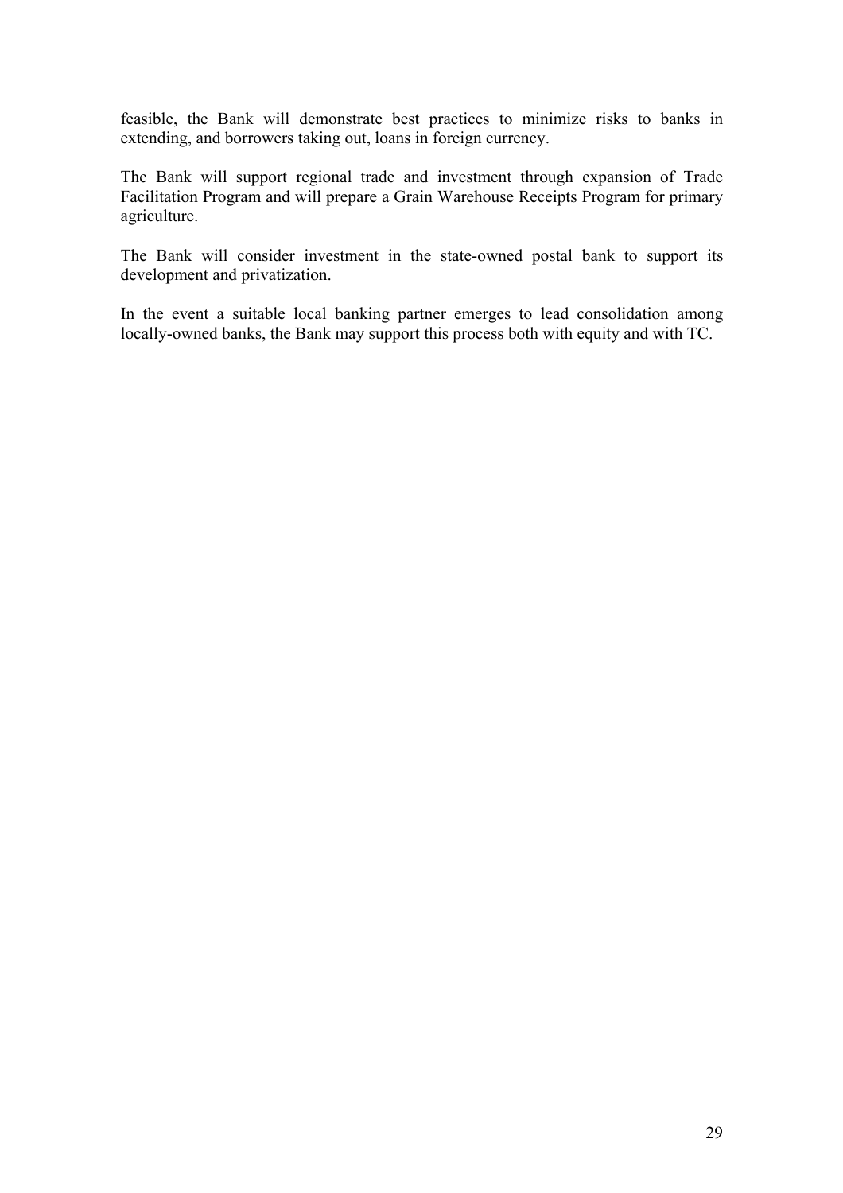feasible, the Bank will demonstrate best practices to minimize risks to banks in extending, and borrowers taking out, loans in foreign currency.

The Bank will support regional trade and investment through expansion of Trade Facilitation Program and will prepare a Grain Warehouse Receipts Program for primary agriculture.

The Bank will consider investment in the state-owned postal bank to support its development and privatization.

In the event a suitable local banking partner emerges to lead consolidation among locally-owned banks, the Bank may support this process both with equity and with TC.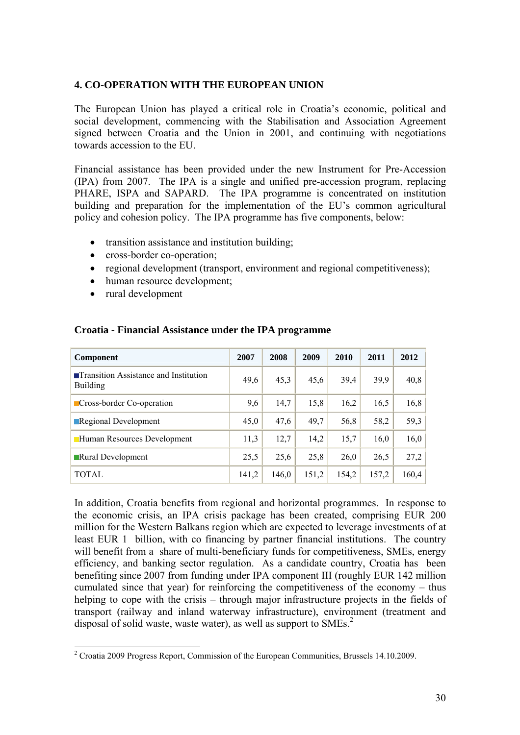## 4. CO-OPERATION WITH THE EUROPEAN UNION

The European Union has played a critical role in Croatia's economic, political and social development, commencing with the Stabilisation and Association Agreement signed between Croatia and the Union in 2001, and continuing with negotiations towards accession to the EU.

Financial assistance has been provided under the new Instrument for Pre-Accession (IPA) from 2007. The IPA is a single and unified pre-accession program, replacing PHARE, ISPA and SAPARD. The IPA programme is concentrated on institution building and preparation for the implementation of the EU's common agricultural policy and cohesion policy. The IPA programme has five components, below:

- transition assistance and institution building;
- cross-border co-operation;
- regional development (transport, environment and regional competitiveness);
- human resource development;
- rural development

**Croatia - Financial Assistance under the IPA programme**

| Component | 2007 | 2008 | 2009 | 2010 | 2011 | 2012 |
|---|---|---|---|---|---|---|
| Transition Assistance and Institution Building | 49,6 | 45,3 | 45,6 | 39,4 | 39,9 | 40,8 |
| Cross-border Co-operation | 9,6 | 14,7 | 15,8 | 16,2 | 16,5 | 16,8 |
| Regional Development | 45,0 | 47,6 | 49,7 | 56,8 | 58,2 | 59,3 |
| Human Resources Development | 11,3 | 12,7 | 14,2 | 15,7 | 16,0 | 16,0 |
| Rural Development | 25,5 | 25,6 | 25,8 | 26,0 | 26,5 | 27,2 |
| TOTAL | 141,2 | 146,0 | 151,2 | 154,2 | 157,2 | 160,4 |

In addition, Croatia benefits from regional and horizontal programmes. In response to the economic crisis, an IPA crisis package has been created, comprising EUR 200 million for the Western Balkans region which are expected to leverage investments of at least EUR 1 billion, with co financing by partner financial institutions. The country will benefit from a share of multi-beneficiary funds for competitiveness, SMEs, energy efficiency, and banking sector regulation. As a candidate country, Croatia has been benefiting since 2007 from funding under IPA component III (roughly EUR 142 million cumulated since that year) for reinforcing the competitiveness of the economy – thus helping to cope with the crisis – through major infrastructure projects in the fields of transport (railway and inland waterway infrastructure), environment (treatment and disposal of solid waste, waste water), as well as support to SMEs.[2]

[2] Croatia 2009 Progress Report, Commission of the European Communities, Brussels 14.10.2009.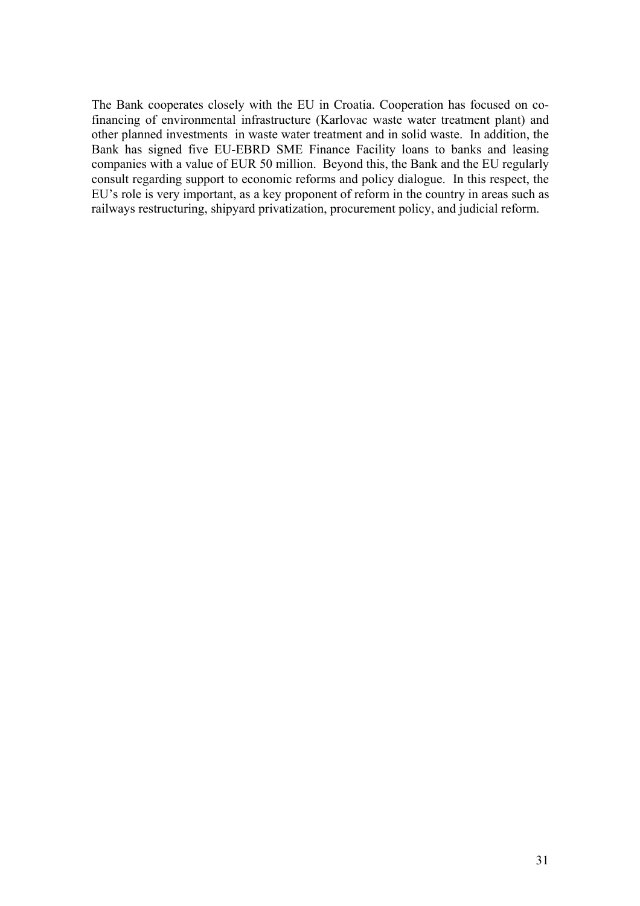The Bank cooperates closely with the EU in Croatia. Cooperation has focused on co-financing of environmental infrastructure (Karlovac waste water treatment plant) and other planned investments in waste water treatment and in solid waste. In addition, the Bank has signed five EU-EBRD SME Finance Facility loans to banks and leasing companies with a value of EUR 50 million. Beyond this, the Bank and the EU regularly consult regarding support to economic reforms and policy dialogue. In this respect, the EU's role is very important, as a key proponent of reform in the country in areas such as railways restructuring, shipyard privatization, procurement policy, and judicial reform.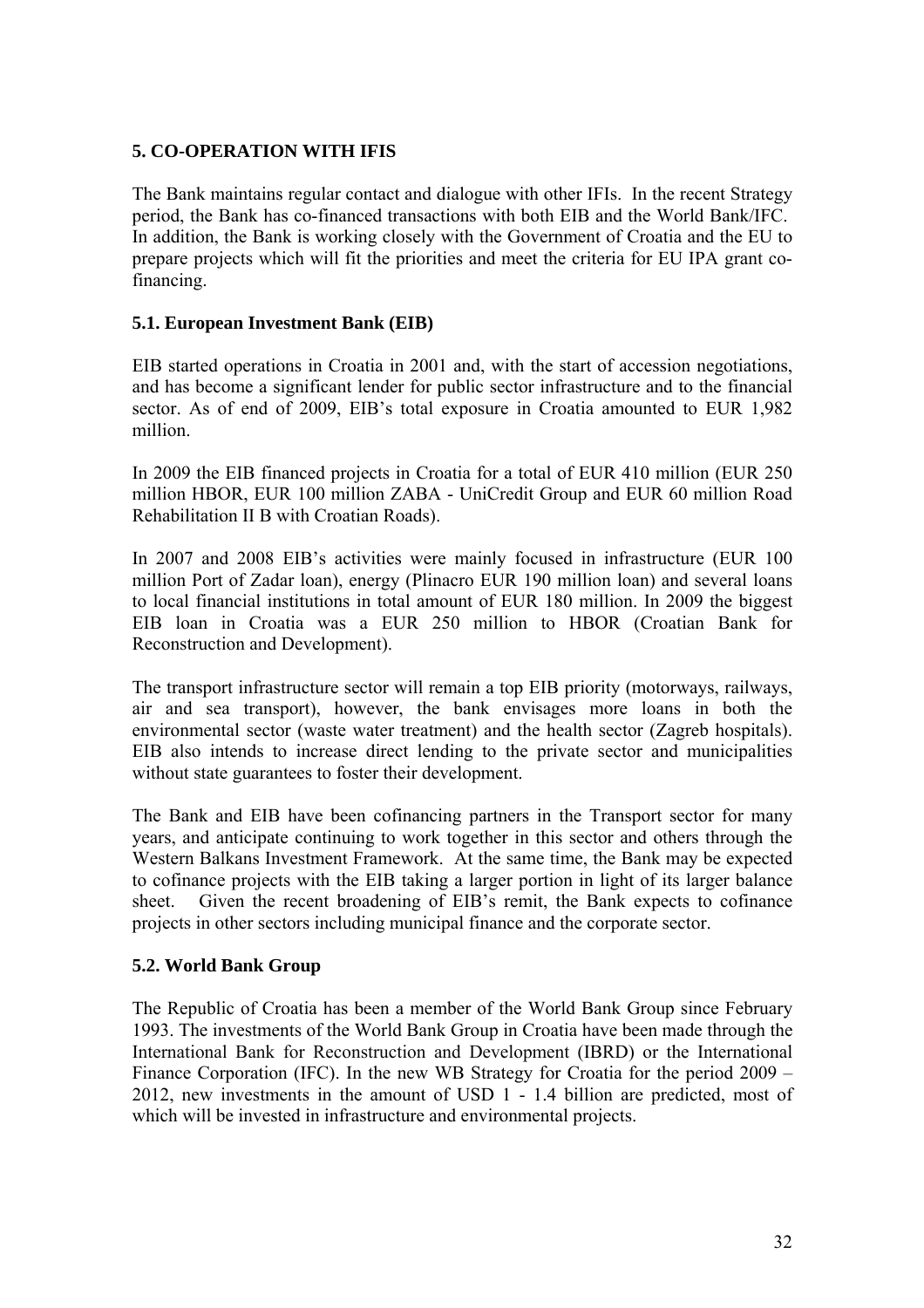## 5. CO-OPERATION WITH IFIS

The Bank maintains regular contact and dialogue with other IFIs. In the recent Strategy period, the Bank has co-financed transactions with both EIB and the World Bank/IFC. In addition, the Bank is working closely with the Government of Croatia and the EU to prepare projects which will fit the priorities and meet the criteria for EU IPA grant co-financing.

### 5.1. European Investment Bank (EIB)

EIB started operations in Croatia in 2001 and, with the start of accession negotiations, and has become a significant lender for public sector infrastructure and to the financial sector. As of end of 2009, EIB's total exposure in Croatia amounted to EUR 1,982 million.

In 2009 the EIB financed projects in Croatia for a total of EUR 410 million (EUR 250 million HBOR, EUR 100 million ZABA - UniCredit Group and EUR 60 million Road Rehabilitation II B with Croatian Roads).

In 2007 and 2008 EIB's activities were mainly focused in infrastructure (EUR 100 million Port of Zadar loan), energy (Plinacro EUR 190 million loan) and several loans to local financial institutions in total amount of EUR 180 million. In 2009 the biggest EIB loan in Croatia was a EUR 250 million to HBOR (Croatian Bank for Reconstruction and Development).

The transport infrastructure sector will remain a top EIB priority (motorways, railways, air and sea transport), however, the bank envisages more loans in both the environmental sector (waste water treatment) and the health sector (Zagreb hospitals). EIB also intends to increase direct lending to the private sector and municipalities without state guarantees to foster their development.

The Bank and EIB have been cofinancing partners in the Transport sector for many years, and anticipate continuing to work together in this sector and others through the Western Balkans Investment Framework. At the same time, the Bank may be expected to cofinance projects with the EIB taking a larger portion in light of its larger balance sheet. Given the recent broadening of EIB's remit, the Bank expects to cofinance projects in other sectors including municipal finance and the corporate sector.

### 5.2. World Bank Group

The Republic of Croatia has been a member of the World Bank Group since February 1993. The investments of the World Bank Group in Croatia have been made through the International Bank for Reconstruction and Development (IBRD) or the International Finance Corporation (IFC). In the new WB Strategy for Croatia for the period 2009 – 2012, new investments in the amount of USD 1 - 1.4 billion are predicted, most of which will be invested in infrastructure and environmental projects.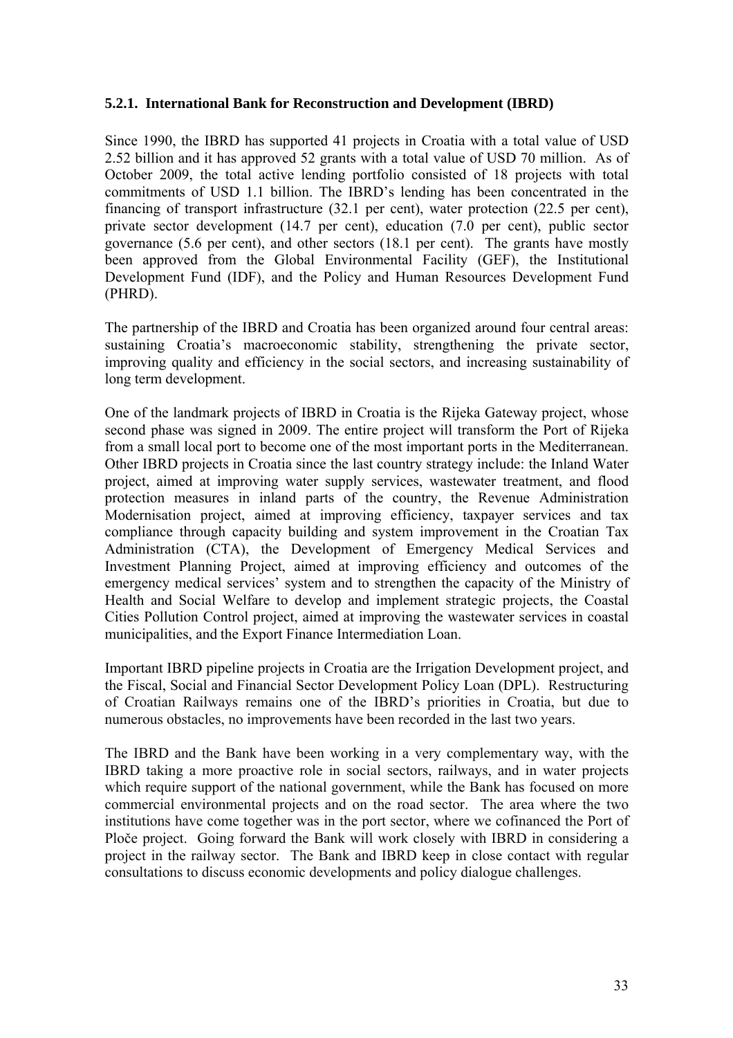#### 5.2.1. International Bank for Reconstruction and Development (IBRD)

Since 1990, the IBRD has supported 41 projects in Croatia with a total value of USD 2.52 billion and it has approved 52 grants with a total value of USD 70 million. As of October 2009, the total active lending portfolio consisted of 18 projects with total commitments of USD 1.1 billion. The IBRD's lending has been concentrated in the financing of transport infrastructure (32.1 per cent), water protection (22.5 per cent), private sector development (14.7 per cent), education (7.0 per cent), public sector governance (5.6 per cent), and other sectors (18.1 per cent). The grants have mostly been approved from the Global Environmental Facility (GEF), the Institutional Development Fund (IDF), and the Policy and Human Resources Development Fund (PHRD).

The partnership of the IBRD and Croatia has been organized around four central areas: sustaining Croatia's macroeconomic stability, strengthening the private sector, improving quality and efficiency in the social sectors, and increasing sustainability of long term development.

One of the landmark projects of IBRD in Croatia is the Rijeka Gateway project, whose second phase was signed in 2009. The entire project will transform the Port of Rijeka from a small local port to become one of the most important ports in the Mediterranean. Other IBRD projects in Croatia since the last country strategy include: the Inland Water project, aimed at improving water supply services, wastewater treatment, and flood protection measures in inland parts of the country, the Revenue Administration Modernisation project, aimed at improving efficiency, taxpayer services and tax compliance through capacity building and system improvement in the Croatian Tax Administration (CTA), the Development of Emergency Medical Services and Investment Planning Project, aimed at improving efficiency and outcomes of the emergency medical services' system and to strengthen the capacity of the Ministry of Health and Social Welfare to develop and implement strategic projects, the Coastal Cities Pollution Control project, aimed at improving the wastewater services in coastal municipalities, and the Export Finance Intermediation Loan.

Important IBRD pipeline projects in Croatia are the Irrigation Development project, and the Fiscal, Social and Financial Sector Development Policy Loan (DPL). Restructuring of Croatian Railways remains one of the IBRD's priorities in Croatia, but due to numerous obstacles, no improvements have been recorded in the last two years.

The IBRD and the Bank have been working in a very complementary way, with the IBRD taking a more proactive role in social sectors, railways, and in water projects which require support of the national government, while the Bank has focused on more commercial environmental projects and on the road sector. The area where the two institutions have come together was in the port sector, where we cofinanced the Port of Ploče project. Going forward the Bank will work closely with IBRD in considering a project in the railway sector. The Bank and IBRD keep in close contact with regular consultations to discuss economic developments and policy dialogue challenges.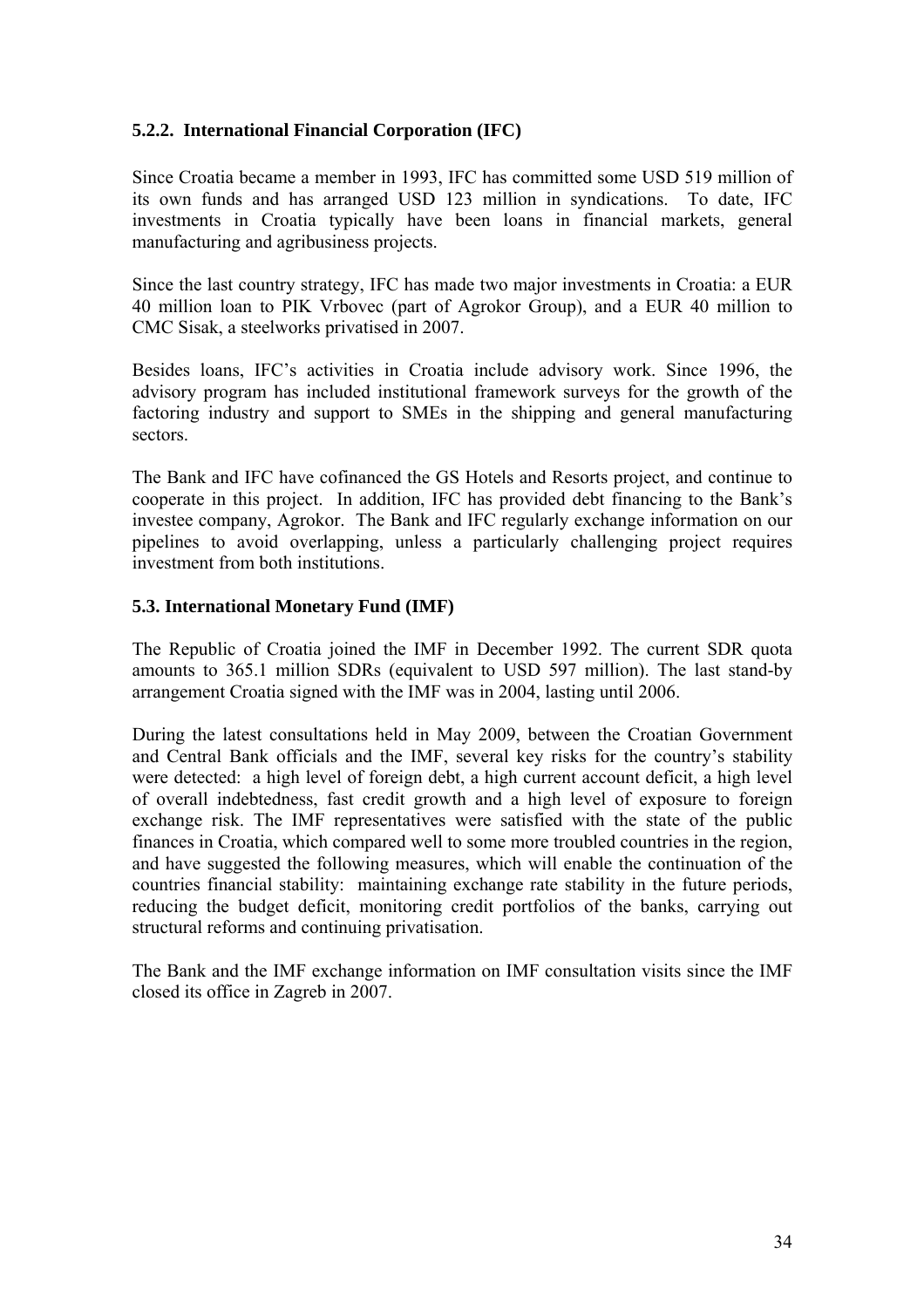### 5.2.2. International Financial Corporation (IFC)

Since Croatia became a member in 1993, IFC has committed some USD 519 million of its own funds and has arranged USD 123 million in syndications. To date, IFC investments in Croatia typically have been loans in financial markets, general manufacturing and agribusiness projects.

Since the last country strategy, IFC has made two major investments in Croatia: a EUR 40 million loan to PIK Vrbovec (part of Agrokor Group), and a EUR 40 million to CMC Sisak, a steelworks privatised in 2007.

Besides loans, IFC's activities in Croatia include advisory work. Since 1996, the advisory program has included institutional framework surveys for the growth of the factoring industry and support to SMEs in the shipping and general manufacturing sectors.

The Bank and IFC have cofinanced the GS Hotels and Resorts project, and continue to cooperate in this project. In addition, IFC has provided debt financing to the Bank's investee company, Agrokor. The Bank and IFC regularly exchange information on our pipelines to avoid overlapping, unless a particularly challenging project requires investment from both institutions.

### 5.3. International Monetary Fund (IMF)

The Republic of Croatia joined the IMF in December 1992. The current SDR quota amounts to 365.1 million SDRs (equivalent to USD 597 million). The last stand-by arrangement Croatia signed with the IMF was in 2004, lasting until 2006.

During the latest consultations held in May 2009, between the Croatian Government and Central Bank officials and the IMF, several key risks for the country's stability were detected: a high level of foreign debt, a high current account deficit, a high level of overall indebtedness, fast credit growth and a high level of exposure to foreign exchange risk. The IMF representatives were satisfied with the state of the public finances in Croatia, which compared well to some more troubled countries in the region, and have suggested the following measures, which will enable the continuation of the countries financial stability: maintaining exchange rate stability in the future periods, reducing the budget deficit, monitoring credit portfolios of the banks, carrying out structural reforms and continuing privatisation.

The Bank and the IMF exchange information on IMF consultation visits since the IMF closed its office in Zagreb in 2007.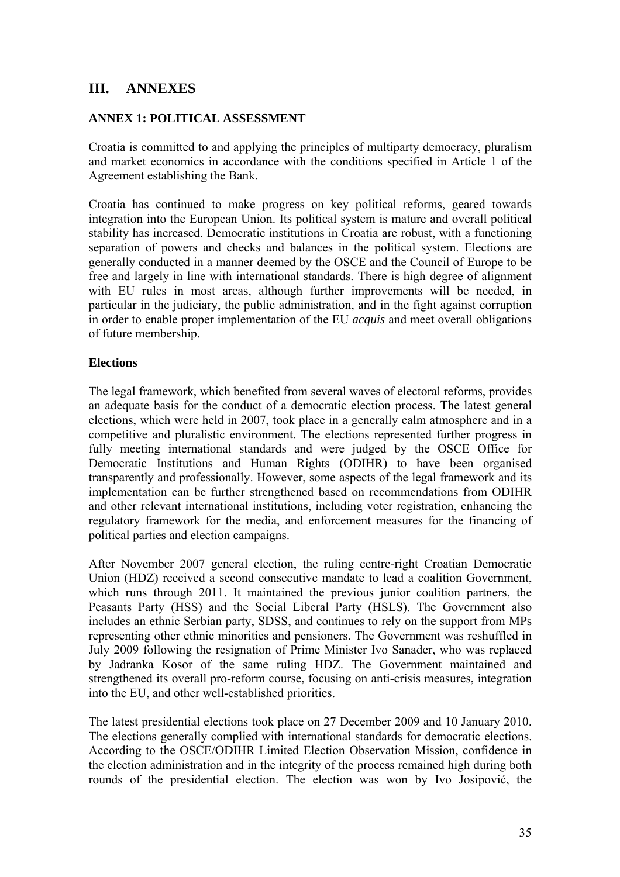# III. ANNEXES

## ANNEX 1: POLITICAL ASSESSMENT

Croatia is committed to and applying the principles of multiparty democracy, pluralism and market economics in accordance with the conditions specified in Article 1 of the Agreement establishing the Bank.

Croatia has continued to make progress on key political reforms, geared towards integration into the European Union. Its political system is mature and overall political stability has increased. Democratic institutions in Croatia are robust, with a functioning separation of powers and checks and balances in the political system. Elections are generally conducted in a manner deemed by the OSCE and the Council of Europe to be free and largely in line with international standards. There is high degree of alignment with EU rules in most areas, although further improvements will be needed, in particular in the judiciary, the public administration, and in the fight against corruption in order to enable proper implementation of the EU *acquis* and meet overall obligations of future membership.

### Elections

The legal framework, which benefited from several waves of electoral reforms, provides an adequate basis for the conduct of a democratic election process. The latest general elections, which were held in 2007, took place in a generally calm atmosphere and in a competitive and pluralistic environment. The elections represented further progress in fully meeting international standards and were judged by the OSCE Office for Democratic Institutions and Human Rights (ODIHR) to have been organised transparently and professionally. However, some aspects of the legal framework and its implementation can be further strengthened based on recommendations from ODIHR and other relevant international institutions, including voter registration, enhancing the regulatory framework for the media, and enforcement measures for the financing of political parties and election campaigns.

After November 2007 general election, the ruling centre-right Croatian Democratic Union (HDZ) received a second consecutive mandate to lead a coalition Government, which runs through 2011. It maintained the previous junior coalition partners, the Peasants Party (HSS) and the Social Liberal Party (HSLS). The Government also includes an ethnic Serbian party, SDSS, and continues to rely on the support from MPs representing other ethnic minorities and pensioners. The Government was reshuffled in July 2009 following the resignation of Prime Minister Ivo Sanader, who was replaced by Jadranka Kosor of the same ruling HDZ. The Government maintained and strengthened its overall pro-reform course, focusing on anti-crisis measures, integration into the EU, and other well-established priorities.

The latest presidential elections took place on 27 December 2009 and 10 January 2010. The elections generally complied with international standards for democratic elections. According to the OSCE/ODIHR Limited Election Observation Mission, confidence in the election administration and in the integrity of the process remained high during both rounds of the presidential election. The election was won by Ivo Josipović, the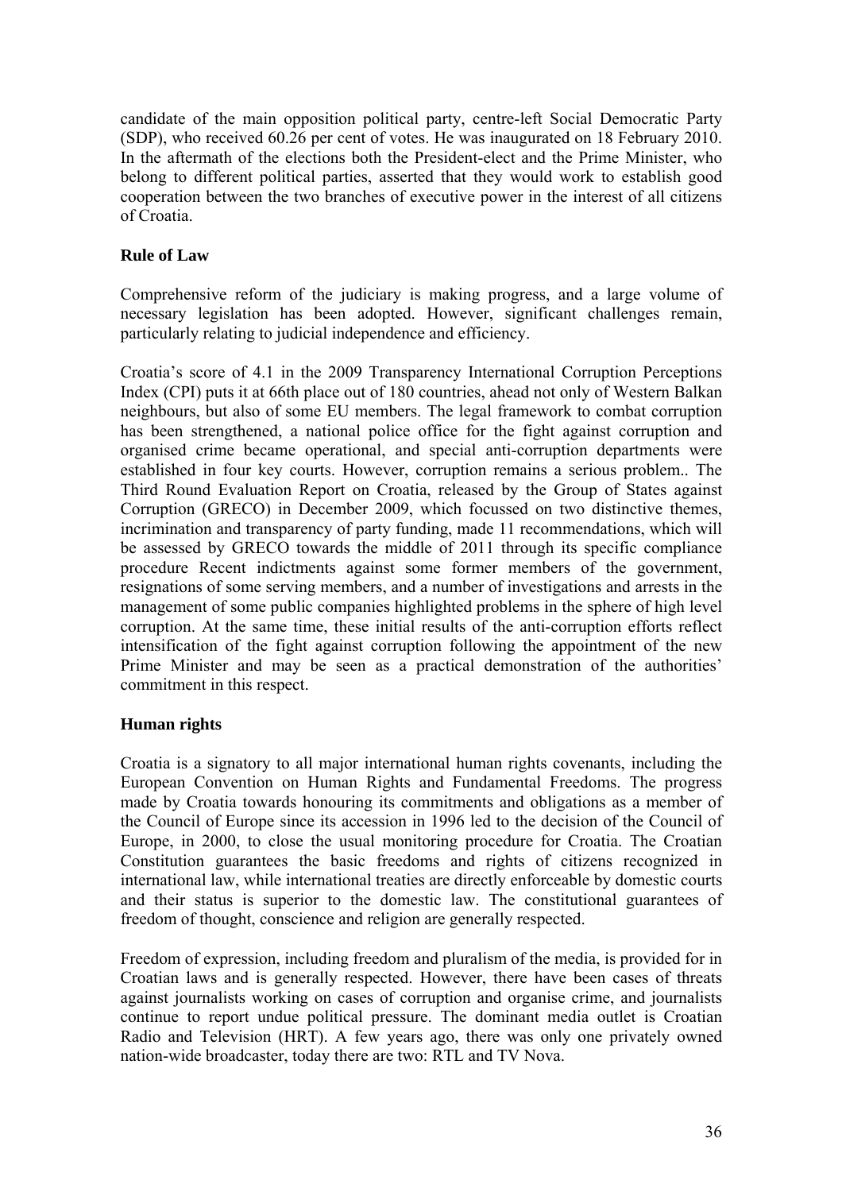candidate of the main opposition political party, centre-left Social Democratic Party (SDP), who received 60.26 per cent of votes. He was inaugurated on 18 February 2010. In the aftermath of the elections both the President-elect and the Prime Minister, who belong to different political parties, asserted that they would work to establish good cooperation between the two branches of executive power in the interest of all citizens of Croatia.

### Rule of Law

Comprehensive reform of the judiciary is making progress, and a large volume of necessary legislation has been adopted. However, significant challenges remain, particularly relating to judicial independence and efficiency.

Croatia's score of 4.1 in the 2009 Transparency International Corruption Perceptions Index (CPI) puts it at 66th place out of 180 countries, ahead not only of Western Balkan neighbours, but also of some EU members. The legal framework to combat corruption has been strengthened, a national police office for the fight against corruption and organised crime became operational, and special anti-corruption departments were established in four key courts. However, corruption remains a serious problem.. The Third Round Evaluation Report on Croatia, released by the Group of States against Corruption (GRECO) in December 2009, which focussed on two distinctive themes, incrimination and transparency of party funding, made 11 recommendations, which will be assessed by GRECO towards the middle of 2011 through its specific compliance procedure Recent indictments against some former members of the government, resignations of some serving members, and a number of investigations and arrests in the management of some public companies highlighted problems in the sphere of high level corruption. At the same time, these initial results of the anti-corruption efforts reflect intensification of the fight against corruption following the appointment of the new Prime Minister and may be seen as a practical demonstration of the authorities' commitment in this respect.

### Human rights

Croatia is a signatory to all major international human rights covenants, including the European Convention on Human Rights and Fundamental Freedoms. The progress made by Croatia towards honouring its commitments and obligations as a member of the Council of Europe since its accession in 1996 led to the decision of the Council of Europe, in 2000, to close the usual monitoring procedure for Croatia. The Croatian Constitution guarantees the basic freedoms and rights of citizens recognized in international law, while international treaties are directly enforceable by domestic courts and their status is superior to the domestic law. The constitutional guarantees of freedom of thought, conscience and religion are generally respected.

Freedom of expression, including freedom and pluralism of the media, is provided for in Croatian laws and is generally respected. However, there have been cases of threats against journalists working on cases of corruption and organise crime, and journalists continue to report undue political pressure. The dominant media outlet is Croatian Radio and Television (HRT). A few years ago, there was only one privately owned nation-wide broadcaster, today there are two: RTL and TV Nova.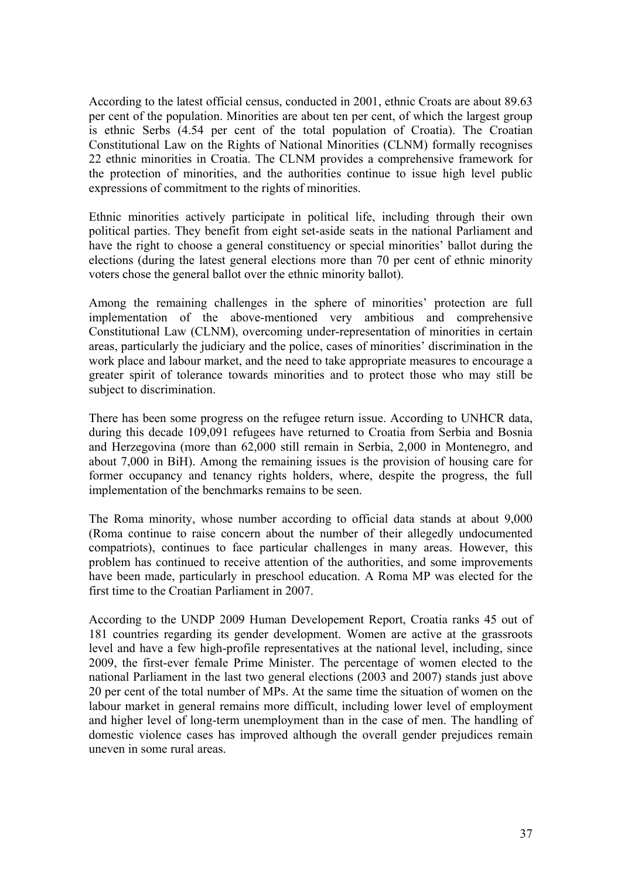According to the latest official census, conducted in 2001, ethnic Croats are about 89.63 per cent of the population. Minorities are about ten per cent, of which the largest group is ethnic Serbs (4.54 per cent of the total population of Croatia). The Croatian Constitutional Law on the Rights of National Minorities (CLNM) formally recognises 22 ethnic minorities in Croatia. The CLNM provides a comprehensive framework for the protection of minorities, and the authorities continue to issue high level public expressions of commitment to the rights of minorities.

Ethnic minorities actively participate in political life, including through their own political parties. They benefit from eight set-aside seats in the national Parliament and have the right to choose a general constituency or special minorities' ballot during the elections (during the latest general elections more than 70 per cent of ethnic minority voters chose the general ballot over the ethnic minority ballot).

Among the remaining challenges in the sphere of minorities' protection are full implementation of the above-mentioned very ambitious and comprehensive Constitutional Law (CLNM), overcoming under-representation of minorities in certain areas, particularly the judiciary and the police, cases of minorities' discrimination in the work place and labour market, and the need to take appropriate measures to encourage a greater spirit of tolerance towards minorities and to protect those who may still be subject to discrimination.

There has been some progress on the refugee return issue. According to UNHCR data, during this decade 109,091 refugees have returned to Croatia from Serbia and Bosnia and Herzegovina (more than 62,000 still remain in Serbia, 2,000 in Montenegro, and about 7,000 in BiH). Among the remaining issues is the provision of housing care for former occupancy and tenancy rights holders, where, despite the progress, the full implementation of the benchmarks remains to be seen.

The Roma minority, whose number according to official data stands at about 9,000 (Roma continue to raise concern about the number of their allegedly undocumented compatriots), continues to face particular challenges in many areas. However, this problem has continued to receive attention of the authorities, and some improvements have been made, particularly in preschool education. A Roma MP was elected for the first time to the Croatian Parliament in 2007.

According to the UNDP 2009 Human Developement Report, Croatia ranks 45 out of 181 countries regarding its gender development. Women are active at the grassroots level and have a few high-profile representatives at the national level, including, since 2009, the first-ever female Prime Minister. The percentage of women elected to the national Parliament in the last two general elections (2003 and 2007) stands just above 20 per cent of the total number of MPs. At the same time the situation of women on the labour market in general remains more difficult, including lower level of employment and higher level of long-term unemployment than in the case of men. The handling of domestic violence cases has improved although the overall gender prejudices remain uneven in some rural areas.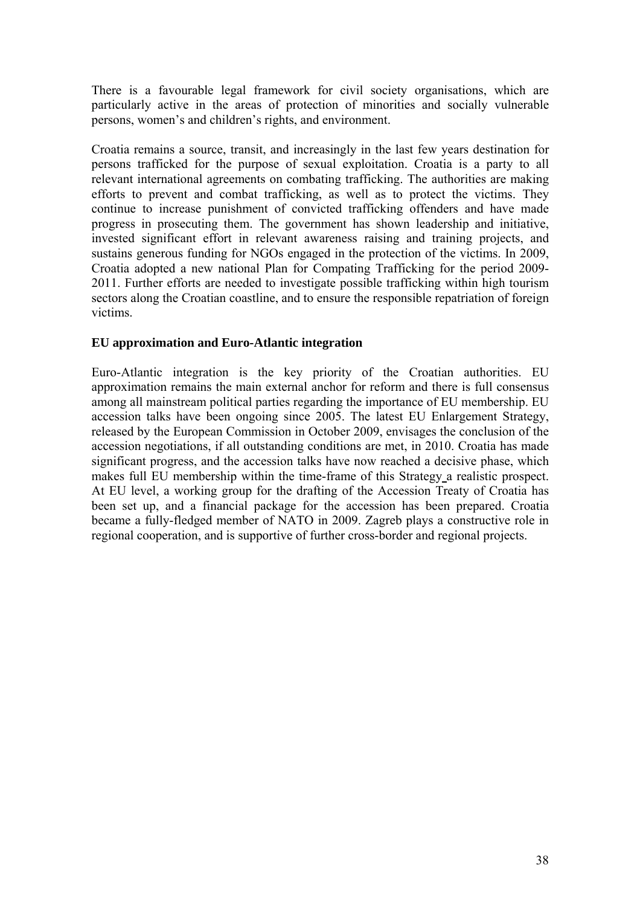There is a favourable legal framework for civil society organisations, which are particularly active in the areas of protection of minorities and socially vulnerable persons, women's and children's rights, and environment.

Croatia remains a source, transit, and increasingly in the last few years destination for persons trafficked for the purpose of sexual exploitation. Croatia is a party to all relevant international agreements on combating trafficking. The authorities are making efforts to prevent and combat trafficking, as well as to protect the victims. They continue to increase punishment of convicted trafficking offenders and have made progress in prosecuting them. The government has shown leadership and initiative, invested significant effort in relevant awareness raising and training projects, and sustains generous funding for NGOs engaged in the protection of the victims. In 2009, Croatia adopted a new national Plan for Compating Trafficking for the period 2009-2011. Further efforts are needed to investigate possible trafficking within high tourism sectors along the Croatian coastline, and to ensure the responsible repatriation of foreign victims.

**EU approximation and Euro-Atlantic integration**

Euro-Atlantic integration is the key priority of the Croatian authorities. EU approximation remains the main external anchor for reform and there is full consensus among all mainstream political parties regarding the importance of EU membership. EU accession talks have been ongoing since 2005. The latest EU Enlargement Strategy, released by the European Commission in October 2009, envisages the conclusion of the accession negotiations, if all outstanding conditions are met, in 2010. Croatia has made significant progress, and the accession talks have now reached a decisive phase, which makes full EU membership within the time-frame of this Strategy a realistic prospect. At EU level, a working group for the drafting of the Accession Treaty of Croatia has been set up, and a financial package for the accession has been prepared. Croatia became a fully-fledged member of NATO in 2009. Zagreb plays a constructive role in regional cooperation, and is supportive of further cross-border and regional projects.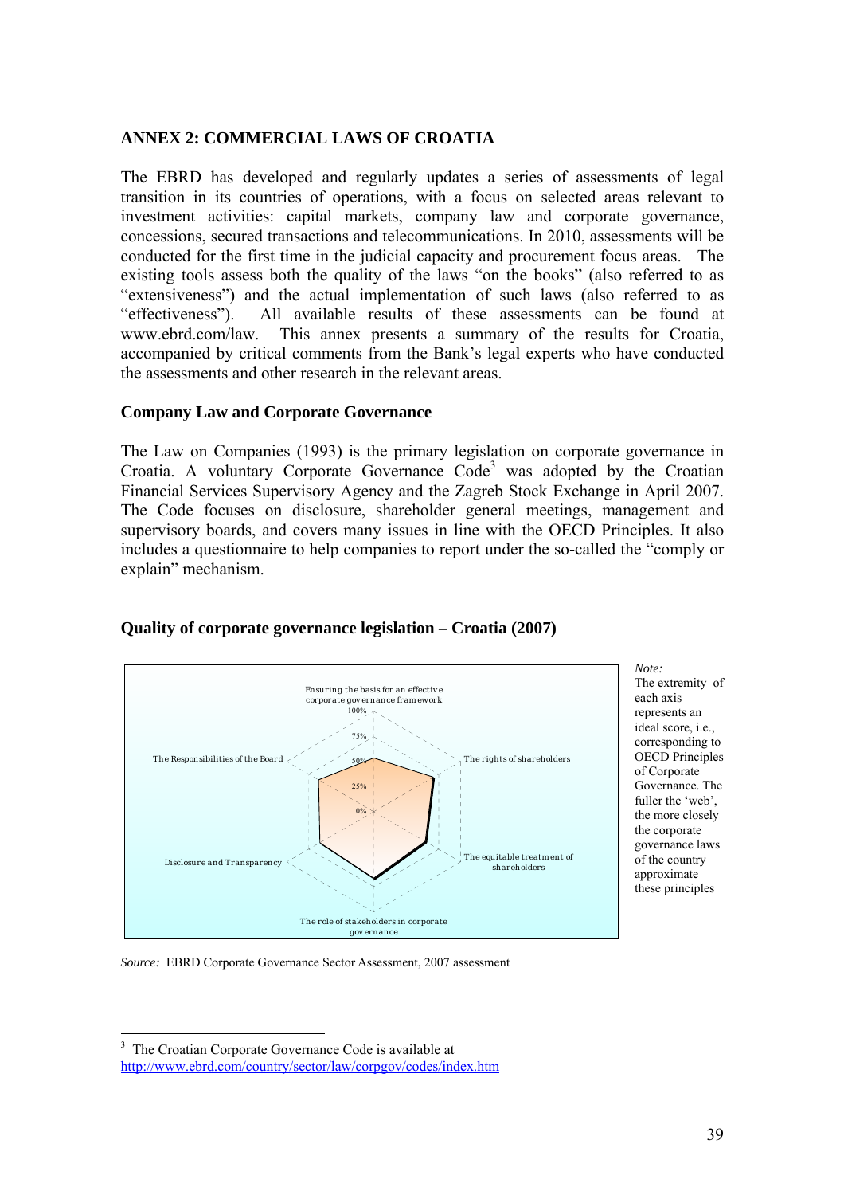## ANNEX 2: COMMERCIAL LAWS OF CROATIA

The EBRD has developed and regularly updates a series of assessments of legal transition in its countries of operations, with a focus on selected areas relevant to investment activities: capital markets, company law and corporate governance, concessions, secured transactions and telecommunications. In 2010, assessments will be conducted for the first time in the judicial capacity and procurement focus areas. The existing tools assess both the quality of the laws "on the books" (also referred to as "extensiveness") and the actual implementation of such laws (also referred to as "effectiveness"). All available results of these assessments can be found at www.ebrd.com/law. This annex presents a summary of the results for Croatia, accompanied by critical comments from the Bank's legal experts who have conducted the assessments and other research in the relevant areas.

### Company Law and Corporate Governance

The Law on Companies (1993) is the primary legislation on corporate governance in Croatia. A voluntary Corporate Governance Code[3] was adopted by the Croatian Financial Services Supervisory Agency and the Zagreb Stock Exchange in April 2007. The Code focuses on disclosure, shareholder general meetings, management and supervisory boards, and covers many issues in line with the OECD Principles. It also includes a questionnaire to help companies to report under the so-called the "comply or explain" mechanism.

### Quality of corporate governance legislation – Croatia (2007)

Ensuring the basis for an effective corporate governance framework

100%

75%

50%

25%

0%

The rights of shareholders

The equitable treatment of shareholders

The role of stakeholders in corporate governance

Disclosure and Transparency

The Responsibilities of the Board

*Note:* The extremity of each axis represents an ideal score, i.e., corresponding to OECD Principles of Corporate Governance. The fuller the 'web', the more closely the corporate governance laws of the country approximate these principles

*Source:* EBRD Corporate Governance Sector Assessment, 2007 assessment

---

[3] The Croatian Corporate Governance Code is available at http://www.ebrd.com/country/sector/law/corpgov/codes/index.htm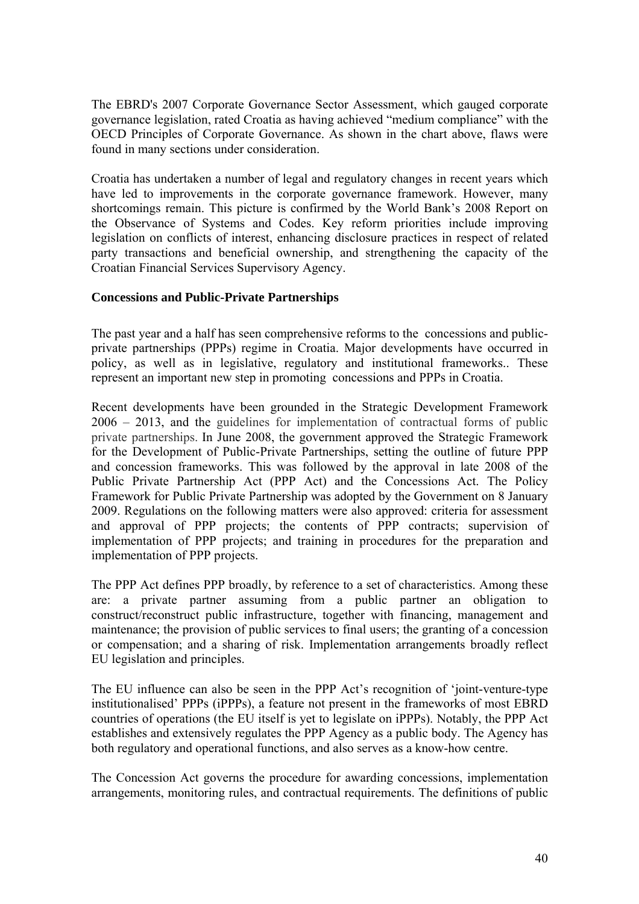The EBRD's 2007 Corporate Governance Sector Assessment, which gauged corporate governance legislation, rated Croatia as having achieved "medium compliance" with the OECD Principles of Corporate Governance. As shown in the chart above, flaws were found in many sections under consideration.

Croatia has undertaken a number of legal and regulatory changes in recent years which have led to improvements in the corporate governance framework. However, many shortcomings remain. This picture is confirmed by the World Bank's 2008 Report on the Observance of Systems and Codes. Key reform priorities include improving legislation on conflicts of interest, enhancing disclosure practices in respect of related party transactions and beneficial ownership, and strengthening the capacity of the Croatian Financial Services Supervisory Agency.

**Concessions and Public-Private Partnerships**

The past year and a half has seen comprehensive reforms to the concessions and public-private partnerships (PPPs) regime in Croatia. Major developments have occurred in policy, as well as in legislative, regulatory and institutional frameworks.. These represent an important new step in promoting concessions and PPPs in Croatia.

Recent developments have been grounded in the Strategic Development Framework 2006 – 2013, and the guidelines for implementation of contractual forms of public private partnerships. In June 2008, the government approved the Strategic Framework for the Development of Public-Private Partnerships, setting the outline of future PPP and concession frameworks. This was followed by the approval in late 2008 of the Public Private Partnership Act (PPP Act) and the Concessions Act. The Policy Framework for Public Private Partnership was adopted by the Government on 8 January 2009. Regulations on the following matters were also approved: criteria for assessment and approval of PPP projects; the contents of PPP contracts; supervision of implementation of PPP projects; and training in procedures for the preparation and implementation of PPP projects.

The PPP Act defines PPP broadly, by reference to a set of characteristics. Among these are: a private partner assuming from a public partner an obligation to construct/reconstruct public infrastructure, together with financing, management and maintenance; the provision of public services to final users; the granting of a concession or compensation; and a sharing of risk. Implementation arrangements broadly reflect EU legislation and principles.

The EU influence can also be seen in the PPP Act's recognition of 'joint-venture-type institutionalised' PPPs (iPPPs), a feature not present in the frameworks of most EBRD countries of operations (the EU itself is yet to legislate on iPPPs). Notably, the PPP Act establishes and extensively regulates the PPP Agency as a public body. The Agency has both regulatory and operational functions, and also serves as a know-how centre.

The Concession Act governs the procedure for awarding concessions, implementation arrangements, monitoring rules, and contractual requirements. The definitions of public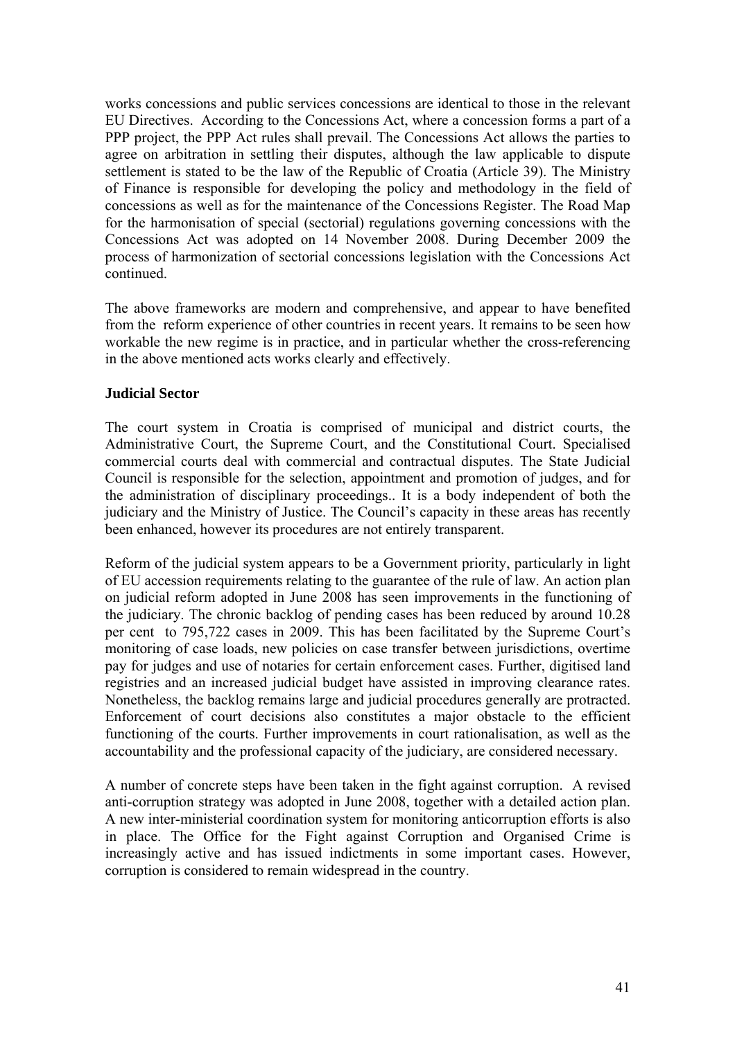works concessions and public services concessions are identical to those in the relevant EU Directives. According to the Concessions Act, where a concession forms a part of a PPP project, the PPP Act rules shall prevail. The Concessions Act allows the parties to agree on arbitration in settling their disputes, although the law applicable to dispute settlement is stated to be the law of the Republic of Croatia (Article 39). The Ministry of Finance is responsible for developing the policy and methodology in the field of concessions as well as for the maintenance of the Concessions Register. The Road Map for the harmonisation of special (sectorial) regulations governing concessions with the Concessions Act was adopted on 14 November 2008. During December 2009 the process of harmonization of sectorial concessions legislation with the Concessions Act continued.

The above frameworks are modern and comprehensive, and appear to have benefited from the reform experience of other countries in recent years. It remains to be seen how workable the new regime is in practice, and in particular whether the cross-referencing in the above mentioned acts works clearly and effectively.

**Judicial Sector**

The court system in Croatia is comprised of municipal and district courts, the Administrative Court, the Supreme Court, and the Constitutional Court. Specialised commercial courts deal with commercial and contractual disputes. The State Judicial Council is responsible for the selection, appointment and promotion of judges, and for the administration of disciplinary proceedings.. It is a body independent of both the judiciary and the Ministry of Justice. The Council's capacity in these areas has recently been enhanced, however its procedures are not entirely transparent.

Reform of the judicial system appears to be a Government priority, particularly in light of EU accession requirements relating to the guarantee of the rule of law. An action plan on judicial reform adopted in June 2008 has seen improvements in the functioning of the judiciary. The chronic backlog of pending cases has been reduced by around 10.28 per cent to 795,722 cases in 2009. This has been facilitated by the Supreme Court's monitoring of case loads, new policies on case transfer between jurisdictions, overtime pay for judges and use of notaries for certain enforcement cases. Further, digitised land registries and an increased judicial budget have assisted in improving clearance rates. Nonetheless, the backlog remains large and judicial procedures generally are protracted. Enforcement of court decisions also constitutes a major obstacle to the efficient functioning of the courts. Further improvements in court rationalisation, as well as the accountability and the professional capacity of the judiciary, are considered necessary.

A number of concrete steps have been taken in the fight against corruption. A revised anti-corruption strategy was adopted in June 2008, together with a detailed action plan. A new inter-ministerial coordination system for monitoring anticorruption efforts is also in place. The Office for the Fight against Corruption and Organised Crime is increasingly active and has issued indictments in some important cases. However, corruption is considered to remain widespread in the country.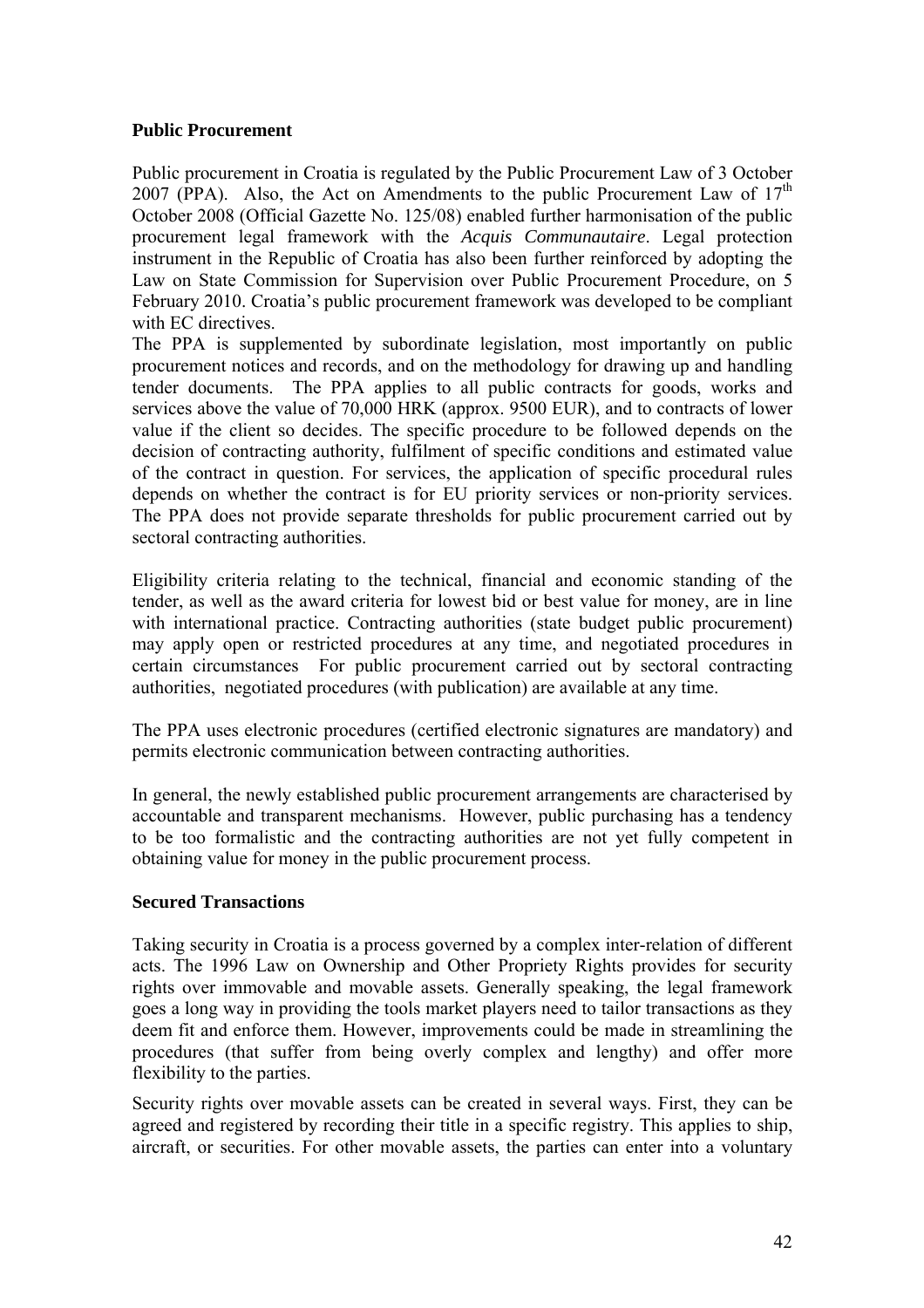**Public Procurement**

Public procurement in Croatia is regulated by the Public Procurement Law of 3 October 2007 (PPA). Also, the Act on Amendments to the public Procurement Law of 17[th] October 2008 (Official Gazette No. 125/08) enabled further harmonisation of the public procurement legal framework with the *Acquis Communautaire*. Legal protection instrument in the Republic of Croatia has also been further reinforced by adopting the Law on State Commission for Supervision over Public Procurement Procedure, on 5 February 2010. Croatia's public procurement framework was developed to be compliant with EC directives.

The PPA is supplemented by subordinate legislation, most importantly on public procurement notices and records, and on the methodology for drawing up and handling tender documents. The PPA applies to all public contracts for goods, works and services above the value of 70,000 HRK (approx. 9500 EUR), and to contracts of lower value if the client so decides. The specific procedure to be followed depends on the decision of contracting authority, fulfilment of specific conditions and estimated value of the contract in question. For services, the application of specific procedural rules depends on whether the contract is for EU priority services or non-priority services. The PPA does not provide separate thresholds for public procurement carried out by sectoral contracting authorities.

Eligibility criteria relating to the technical, financial and economic standing of the tender, as well as the award criteria for lowest bid or best value for money, are in line with international practice. Contracting authorities (state budget public procurement) may apply open or restricted procedures at any time, and negotiated procedures in certain circumstances For public procurement carried out by sectoral contracting authorities, negotiated procedures (with publication) are available at any time.

The PPA uses electronic procedures (certified electronic signatures are mandatory) and permits electronic communication between contracting authorities.

In general, the newly established public procurement arrangements are characterised by accountable and transparent mechanisms. However, public purchasing has a tendency to be too formalistic and the contracting authorities are not yet fully competent in obtaining value for money in the public procurement process.

**Secured Transactions**

Taking security in Croatia is a process governed by a complex inter-relation of different acts. The 1996 Law on Ownership and Other Propriety Rights provides for security rights over immovable and movable assets. Generally speaking, the legal framework goes a long way in providing the tools market players need to tailor transactions as they deem fit and enforce them. However, improvements could be made in streamlining the procedures (that suffer from being overly complex and lengthy) and offer more flexibility to the parties.

Security rights over movable assets can be created in several ways. First, they can be agreed and registered by recording their title in a specific registry. This applies to ship, aircraft, or securities. For other movable assets, the parties can enter into a voluntary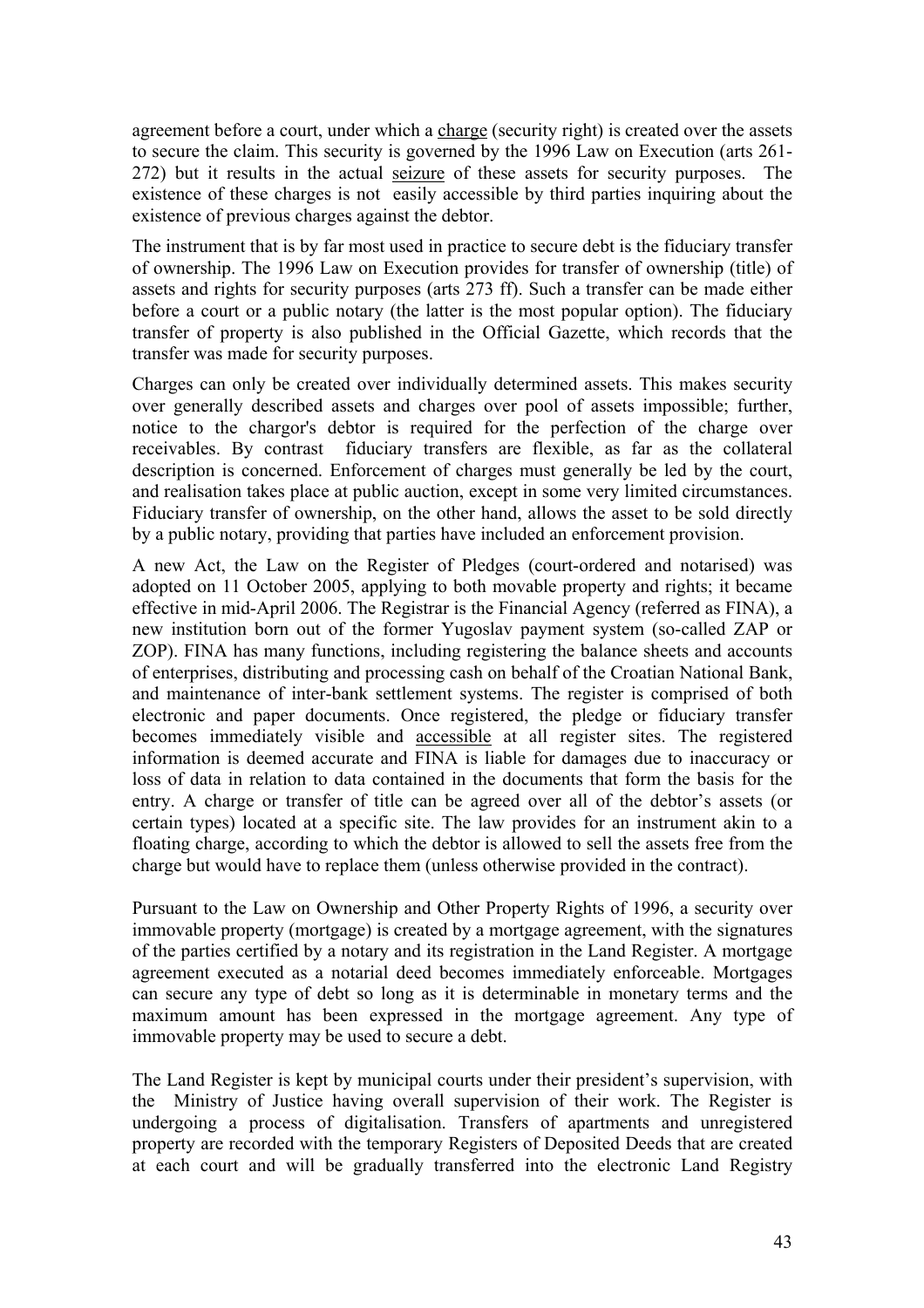agreement before a court, under which a charge (security right) is created over the assets to secure the claim. This security is governed by the 1996 Law on Execution (arts 261-272) but it results in the actual seizure of these assets for security purposes. The existence of these charges is not easily accessible by third parties inquiring about the existence of previous charges against the debtor.

The instrument that is by far most used in practice to secure debt is the fiduciary transfer of ownership. The 1996 Law on Execution provides for transfer of ownership (title) of assets and rights for security purposes (arts 273 ff). Such a transfer can be made either before a court or a public notary (the latter is the most popular option). The fiduciary transfer of property is also published in the Official Gazette, which records that the transfer was made for security purposes.

Charges can only be created over individually determined assets. This makes security over generally described assets and charges over pool of assets impossible; further, notice to the chargor's debtor is required for the perfection of the charge over receivables. By contrast fiduciary transfers are flexible, as far as the collateral description is concerned. Enforcement of charges must generally be led by the court, and realisation takes place at public auction, except in some very limited circumstances. Fiduciary transfer of ownership, on the other hand, allows the asset to be sold directly by a public notary, providing that parties have included an enforcement provision.

A new Act, the Law on the Register of Pledges (court-ordered and notarised) was adopted on 11 October 2005, applying to both movable property and rights; it became effective in mid-April 2006. The Registrar is the Financial Agency (referred as FINA), a new institution born out of the former Yugoslav payment system (so-called ZAP or ZOP). FINA has many functions, including registering the balance sheets and accounts of enterprises, distributing and processing cash on behalf of the Croatian National Bank, and maintenance of inter-bank settlement systems. The register is comprised of both electronic and paper documents. Once registered, the pledge or fiduciary transfer becomes immediately visible and accessible at all register sites. The registered information is deemed accurate and FINA is liable for damages due to inaccuracy or loss of data in relation to data contained in the documents that form the basis for the entry. A charge or transfer of title can be agreed over all of the debtor's assets (or certain types) located at a specific site. The law provides for an instrument akin to a floating charge, according to which the debtor is allowed to sell the assets free from the charge but would have to replace them (unless otherwise provided in the contract).

Pursuant to the Law on Ownership and Other Property Rights of 1996, a security over immovable property (mortgage) is created by a mortgage agreement, with the signatures of the parties certified by a notary and its registration in the Land Register. A mortgage agreement executed as a notarial deed becomes immediately enforceable. Mortgages can secure any type of debt so long as it is determinable in monetary terms and the maximum amount has been expressed in the mortgage agreement. Any type of immovable property may be used to secure a debt.

The Land Register is kept by municipal courts under their president's supervision, with the Ministry of Justice having overall supervision of their work. The Register is undergoing a process of digitalisation. Transfers of apartments and unregistered property are recorded with the temporary Registers of Deposited Deeds that are created at each court and will be gradually transferred into the electronic Land Registry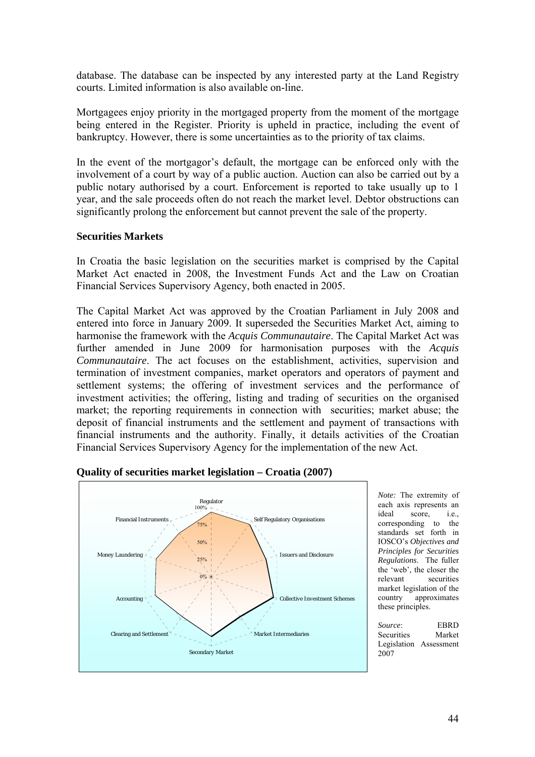database. The database can be inspected by any interested party at the Land Registry courts. Limited information is also available on-line.

Mortgagees enjoy priority in the mortgaged property from the moment of the mortgage being entered in the Register. Priority is upheld in practice, including the event of bankruptcy. However, there is some uncertainties as to the priority of tax claims.

In the event of the mortgagor's default, the mortgage can be enforced only with the involvement of a court by way of a public auction. Auction can also be carried out by a public notary authorised by a court. Enforcement is reported to take usually up to 1 year, and the sale proceeds often do not reach the market level. Debtor obstructions can significantly prolong the enforcement but cannot prevent the sale of the property.

**Securities Markets**

In Croatia the basic legislation on the securities market is comprised by the Capital Market Act enacted in 2008, the Investment Funds Act and the Law on Croatian Financial Services Supervisory Agency, both enacted in 2005.

The Capital Market Act was approved by the Croatian Parliament in July 2008 and entered into force in January 2009. It superseded the Securities Market Act, aiming to harmonise the framework with the *Acquis Communautaire*. The Capital Market Act was further amended in June 2009 for harmonisation purposes with the *Acquis Communautaire*. The act focuses on the establishment, activities, supervision and termination of investment companies, market operators and operators of payment and settlement systems; the offering of investment services and the performance of investment activities; the offering, listing and trading of securities on the organised market; the reporting requirements in connection with securities; market abuse; the deposit of financial instruments and the settlement and payment of transactions with financial instruments and the authority. Finally, it details activities of the Croatian Financial Services Supervisory Agency for the implementation of the new Act.

**Quality of securities market legislation – Croatia (2007)**

Regulator, Self Regulatory Organisations, Issuers and Disclosure, Collective Investment Schemes, Market Intermediaries, Secondary Market, Clearing and Settlement, Accounting, Money Laundering, Financial Instruments

0%, 25%, 50%, 75%, 100%

*Note:* The extremity of each axis represents an ideal score, i.e., corresponding to the standards set forth in IOSCO's *Objectives and Principles for Securities Regulations*. The fuller the 'web', the closer the relevant securities market legislation of the country approximates these principles.

*Source*: EBRD Securities Market Legislation Assessment 2007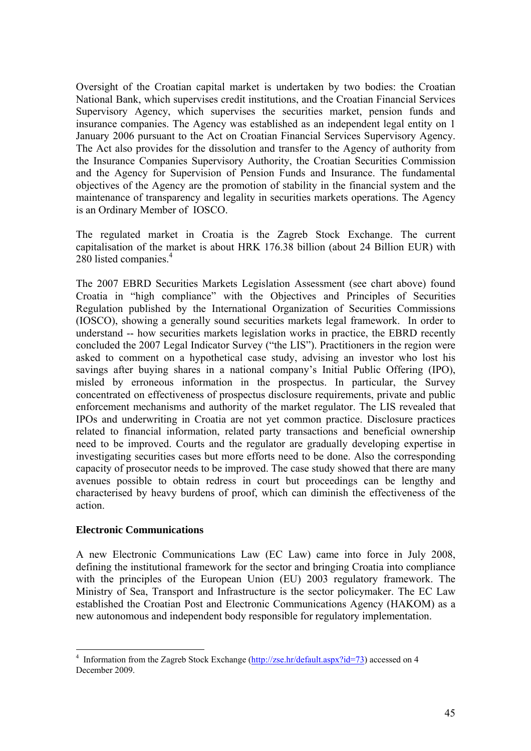Oversight of the Croatian capital market is undertaken by two bodies: the Croatian National Bank, which supervises credit institutions, and the Croatian Financial Services Supervisory Agency, which supervises the securities market, pension funds and insurance companies. The Agency was established as an independent legal entity on 1 January 2006 pursuant to the Act on Croatian Financial Services Supervisory Agency. The Act also provides for the dissolution and transfer to the Agency of authority from the Insurance Companies Supervisory Authority, the Croatian Securities Commission and the Agency for Supervision of Pension Funds and Insurance. The fundamental objectives of the Agency are the promotion of stability in the financial system and the maintenance of transparency and legality in securities markets operations. The Agency is an Ordinary Member of IOSCO.

The regulated market in Croatia is the Zagreb Stock Exchange. The current capitalisation of the market is about HRK 176.38 billion (about 24 Billion EUR) with 280 listed companies.[4]

The 2007 EBRD Securities Markets Legislation Assessment (see chart above) found Croatia in "high compliance" with the Objectives and Principles of Securities Regulation published by the International Organization of Securities Commissions (IOSCO), showing a generally sound securities markets legal framework. In order to understand -- how securities markets legislation works in practice, the EBRD recently concluded the 2007 Legal Indicator Survey ("the LIS"). Practitioners in the region were asked to comment on a hypothetical case study, advising an investor who lost his savings after buying shares in a national company's Initial Public Offering (IPO), misled by erroneous information in the prospectus. In particular, the Survey concentrated on effectiveness of prospectus disclosure requirements, private and public enforcement mechanisms and authority of the market regulator. The LIS revealed that IPOs and underwriting in Croatia are not yet common practice. Disclosure practices related to financial information, related party transactions and beneficial ownership need to be improved. Courts and the regulator are gradually developing expertise in investigating securities cases but more efforts need to be done. Also the corresponding capacity of prosecutor needs to be improved. The case study showed that there are many avenues possible to obtain redress in court but proceedings can be lengthy and characterised by heavy burdens of proof, which can diminish the effectiveness of the action.

**Electronic Communications**

A new Electronic Communications Law (EC Law) came into force in July 2008, defining the institutional framework for the sector and bringing Croatia into compliance with the principles of the European Union (EU) 2003 regulatory framework. The Ministry of Sea, Transport and Infrastructure is the sector policymaker. The EC Law established the Croatian Post and Electronic Communications Agency (HAKOM) as a new autonomous and independent body responsible for regulatory implementation.

---

[4] Information from the Zagreb Stock Exchange (http://zse.hr/default.aspx?id=73) accessed on 4 December 2009.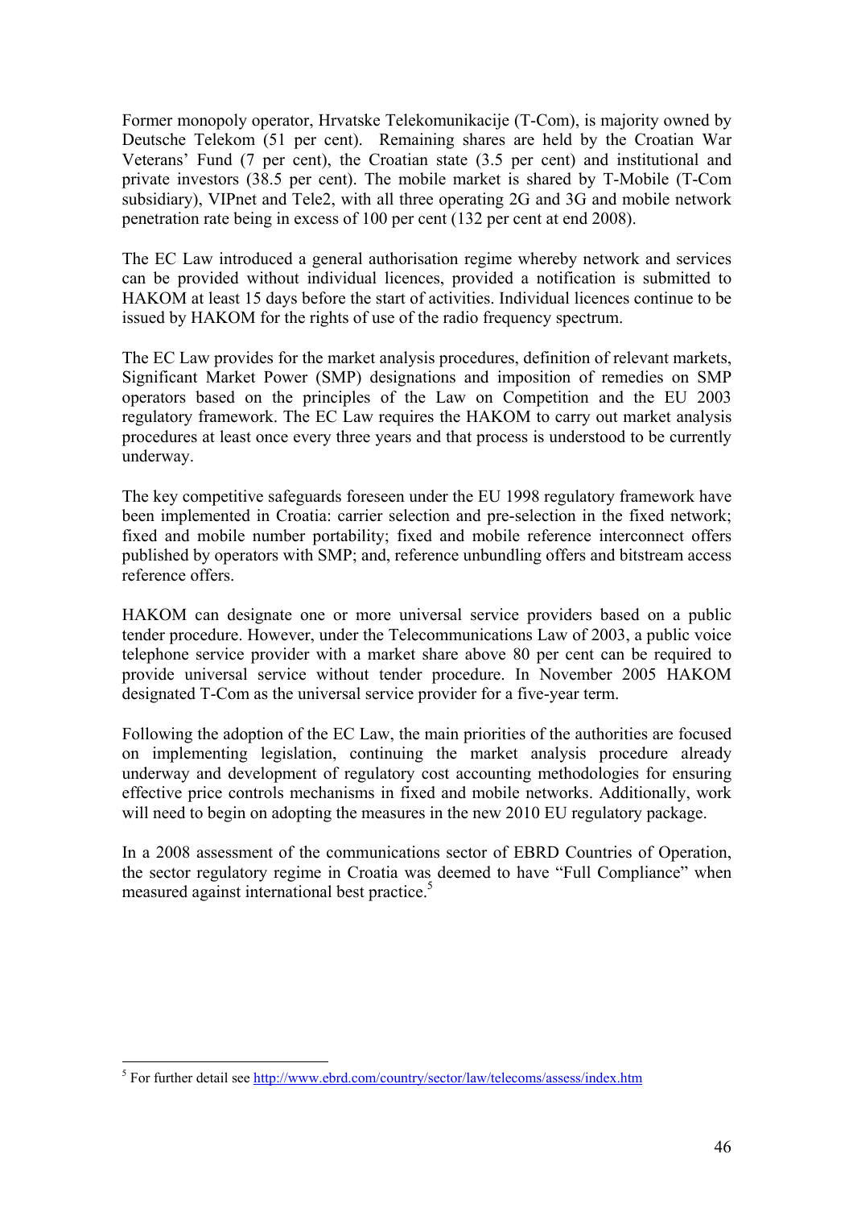Former monopoly operator, Hrvatske Telekomunikacije (T-Com), is majority owned by Deutsche Telekom (51 per cent). Remaining shares are held by the Croatian War Veterans' Fund (7 per cent), the Croatian state (3.5 per cent) and institutional and private investors (38.5 per cent). The mobile market is shared by T-Mobile (T-Com subsidiary), VIPnet and Tele2, with all three operating 2G and 3G and mobile network penetration rate being in excess of 100 per cent (132 per cent at end 2008).

The EC Law introduced a general authorisation regime whereby network and services can be provided without individual licences, provided a notification is submitted to HAKOM at least 15 days before the start of activities. Individual licences continue to be issued by HAKOM for the rights of use of the radio frequency spectrum.

The EC Law provides for the market analysis procedures, definition of relevant markets, Significant Market Power (SMP) designations and imposition of remedies on SMP operators based on the principles of the Law on Competition and the EU 2003 regulatory framework. The EC Law requires the HAKOM to carry out market analysis procedures at least once every three years and that process is understood to be currently underway.

The key competitive safeguards foreseen under the EU 1998 regulatory framework have been implemented in Croatia: carrier selection and pre-selection in the fixed network; fixed and mobile number portability; fixed and mobile reference interconnect offers published by operators with SMP; and, reference unbundling offers and bitstream access reference offers.

HAKOM can designate one or more universal service providers based on a public tender procedure. However, under the Telecommunications Law of 2003, a public voice telephone service provider with a market share above 80 per cent can be required to provide universal service without tender procedure. In November 2005 HAKOM designated T-Com as the universal service provider for a five-year term.

Following the adoption of the EC Law, the main priorities of the authorities are focused on implementing legislation, continuing the market analysis procedure already underway and development of regulatory cost accounting methodologies for ensuring effective price controls mechanisms in fixed and mobile networks. Additionally, work will need to begin on adopting the measures in the new 2010 EU regulatory package.

In a 2008 assessment of the communications sector of EBRD Countries of Operation, the sector regulatory regime in Croatia was deemed to have "Full Compliance" when measured against international best practice.[5]

---

[5] For further detail see http://www.ebrd.com/country/sector/law/telecoms/assess/index.htm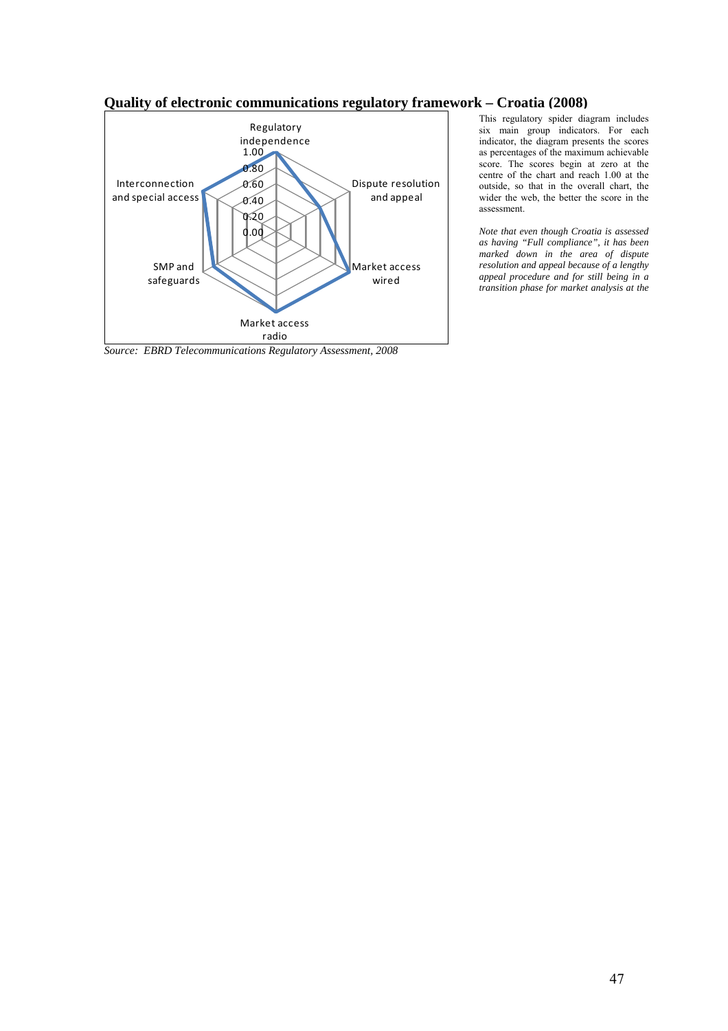**Quality of electronic communications regulatory framework – Croatia (2008)**

Regulatory independence

1.00
0.80
0.60
0.40
0.20
0.00

Dispute resolution and appeal

Market access wired

Market access radio

SMP and safeguards

Interconnection and special access

*Source: EBRD Telecommunications Regulatory Assessment, 2008*

This regulatory spider diagram includes six main group indicators. For each indicator, the diagram presents the scores as percentages of the maximum achievable score. The scores begin at zero at the centre of the chart and reach 1.00 at the outside, so that in the overall chart, the wider the web, the better the score in the assessment.

*Note that even though Croatia is assessed as having "Full compliance", it has been marked down in the area of dispute resolution and appeal because of a lengthy appeal procedure and for still being in a transition phase for market analysis at the*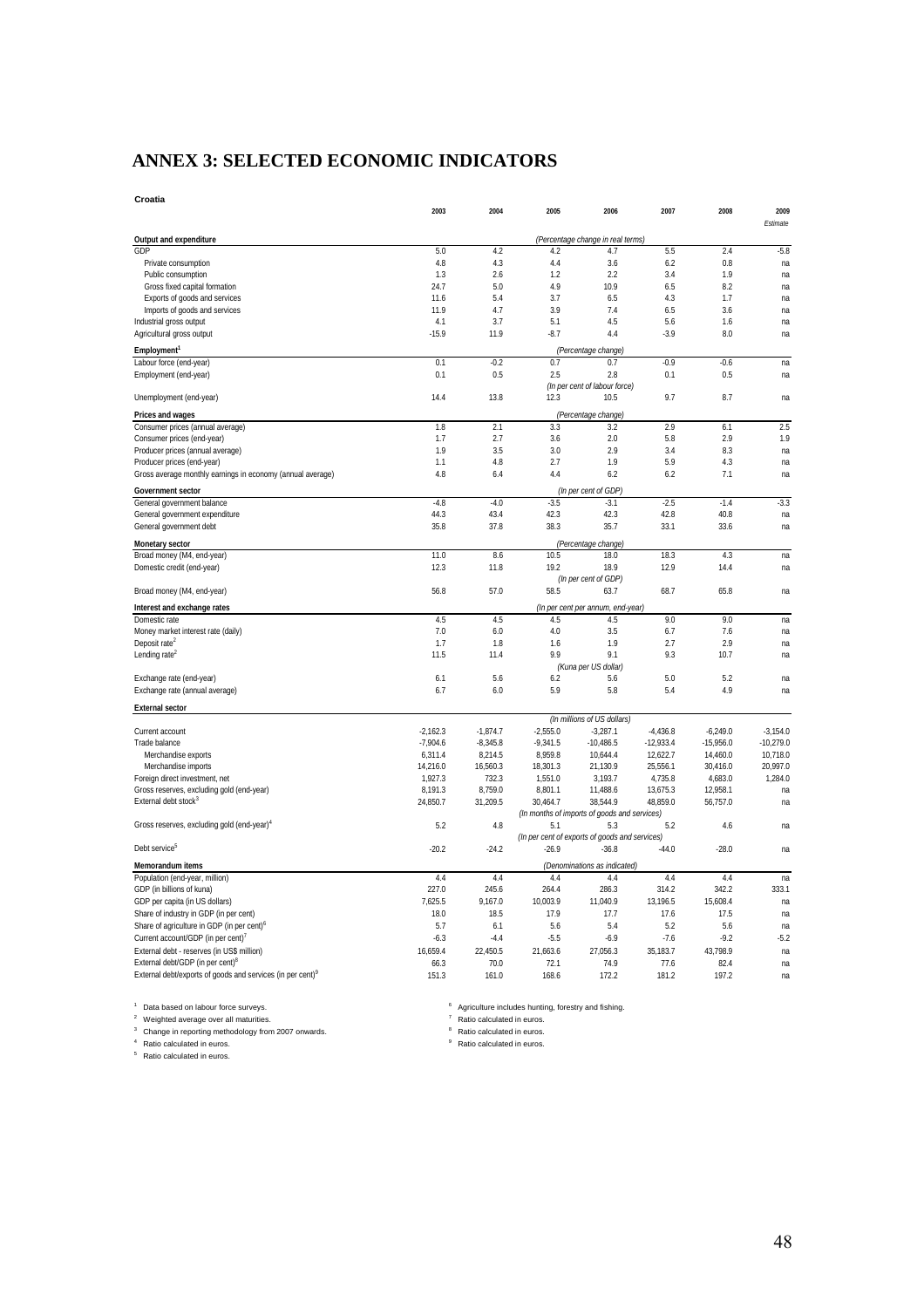# ANNEX 3: SELECTED ECONOMIC INDICATORS

**Croatia**

| | 2003 | 2004 | 2005 | 2006 | 2007 | 2008 | 2009 *Estimate* |
|---|---|---|---|---|---|---|---|
| **Output and expenditure** | | | | *(Percentage change in real terms)* | | | |
| GDP | 5.0 | 4.2 | 4.2 | 4.7 | 5.5 | 2.4 | -5.8 |
| Private consumption | 4.8 | 4.3 | 4.4 | 3.6 | 6.2 | 0.8 | na |
| Public consumption | 1.3 | 2.6 | 1.2 | 2.2 | 3.4 | 1.9 | na |
| Gross fixed capital formation | 24.7 | 5.0 | 4.9 | 10.9 | 6.5 | 8.2 | na |
| Exports of goods and services | 11.6 | 5.4 | 3.7 | 6.5 | 4.3 | 1.7 | na |
| Imports of goods and services | 11.9 | 4.7 | 3.9 | 7.4 | 6.5 | 3.6 | na |
| Industrial gross output | 4.1 | 3.7 | 5.1 | 4.5 | 5.6 | 1.6 | na |
| Agricultural gross output | -15.9 | 11.9 | -8.7 | 4.4 | -3.9 | 8.0 | na |
| **Employment**[1] | | | | *(Percentage change)* | | | |
| Labour force (end-year) | 0.1 | -0.2 | 0.7 | 0.7 | -0.9 | -0.6 | na |
| Employment (end-year) | 0.1 | 0.5 | 2.5 | 2.8 | 0.1 | 0.5 | na |
| | | | | *(In per cent of labour force)* | | | |
| Unemployment (end-year) | 14.4 | 13.8 | 12.3 | 10.5 | 9.7 | 8.7 | na |
| **Prices and wages** | | | | *(Percentage change)* | | | |
| Consumer prices (annual average) | 1.8 | 2.1 | 3.3 | 3.2 | 2.9 | 6.1 | 2.5 |
| Consumer prices (end-year) | 1.7 | 2.7 | 3.6 | 2.0 | 5.8 | 2.9 | 1.9 |
| Producer prices (annual average) | 1.9 | 3.5 | 3.0 | 2.9 | 3.4 | 8.3 | na |
| Producer prices (end-year) | 1.1 | 4.8 | 2.7 | 1.9 | 5.9 | 4.3 | na |
| Gross average monthly earnings in economy (annual average) | 4.8 | 6.4 | 4.4 | 6.2 | 6.2 | 7.1 | na |
| **Government sector** | | | | *(In per cent of GDP)* | | | |
| General government balance | -4.8 | -4.0 | -3.5 | -3.1 | -2.5 | -1.4 | -3.3 |
| General government expenditure | 44.3 | 43.4 | 42.3 | 42.3 | 42.8 | 40.8 | na |
| General government debt | 35.8 | 37.8 | 38.3 | 35.7 | 33.1 | 33.6 | na |
| **Monetary sector** | | | | *(Percentage change)* | | | |
| Broad money (M4, end-year) | 11.0 | 8.6 | 10.5 | 18.0 | 18.3 | 4.3 | na |
| Domestic credit (end-year) | 12.3 | 11.8 | 19.2 | 18.9 | 12.9 | 14.4 | na |
| | | | | *(In per cent of GDP)* | | | |
| Broad money (M4, end-year) | 56.8 | 57.0 | 58.5 | 63.7 | 68.7 | 65.8 | na |
| **Interest and exchange rates** | | | | *(In per cent per annum, end-year)* | | | |
| Domestic rate | 4.5 | 4.5 | 4.5 | 4.5 | 9.0 | 9.0 | na |
| Money market interest rate (daily) | 7.0 | 6.0 | 4.0 | 3.5 | 6.7 | 7.6 | na |
| Deposit rate[2] | 1.7 | 1.8 | 1.6 | 1.9 | 2.7 | 2.9 | na |
| Lending rate[2] | 11.5 | 11.4 | 9.9 | 9.1 | 9.3 | 10.7 | na |
| | | | | *(Kuna per US dollar)* | | | |
| Exchange rate (end-year) | 6.1 | 5.6 | 6.2 | 5.6 | 5.0 | 5.2 | na |
| Exchange rate (annual average) | 6.7 | 6.0 | 5.9 | 5.8 | 5.4 | 4.9 | na |
| **External sector** | | | | *(In millions of US dollars)* | | | |
| Current account | -2,162.3 | -1,874.7 | -2,555.0 | -3,287.1 | -4,436.8 | -6,249.0 | -3,154.0 |
| Trade balance | -7,904.6 | -8,345.8 | -9,341.5 | -10,486.5 | -12,933.4 | -15,956.0 | -10,279.0 |
| Merchandise exports | 6,311.4 | 8,214.5 | 8,959.8 | 10,644.4 | 12,622.7 | 14,460.0 | 10,718.0 |
| Merchandise imports | 14,216.0 | 16,560.3 | 18,301.3 | 21,130.9 | 25,556.1 | 30,416.0 | 20,997.0 |
| Foreign direct investment, net | 1,927.3 | 732.3 | 1,551.0 | 3,193.7 | 4,735.8 | 4,683.0 | 1,284.0 |
| Gross reserves, excluding gold (end-year) | 8,191.3 | 8,759.0 | 8,801.1 | 11,488.6 | 13,675.3 | 12,958.1 | na |
| External debt stock[3] | 24,850.7 | 31,209.5 | 30,464.7 | 38,544.9 | 48,859.0 | 56,757.0 | na |
| | | | | *(In months of imports of goods and services)* | | | |
| Gross reserves, excluding gold (end-year)[4] | 5.2 | 4.8 | 5.1 | 5.3 | 5.2 | 4.6 | na |
| | | | | *(In per cent of exports of goods and services)* | | | |
| Debt service[5] | -20.2 | -24.2 | -26.9 | -36.8 | -44.0 | -28.0 | na |
| **Memorandum items** | | | | *(Denominations as indicated)* | | | |
| Population (end-year, million) | 4.4 | 4.4 | 4.4 | 4.4 | 4.4 | 4.4 | na |
| GDP (in billions of kuna) | 227.0 | 245.6 | 264.4 | 286.3 | 314.2 | 342.2 | 333.1 |
| GDP per capita (in US dollars) | 7,625.5 | 9,167.0 | 10,003.9 | 11,040.9 | 13,196.5 | 15,608.4 | na |
| Share of industry in GDP (in per cent) | 18.0 | 18.5 | 17.9 | 17.7 | 17.6 | 17.5 | na |
| Share of agriculture in GDP (in per cent)[6] | 5.7 | 6.1 | 5.6 | 5.4 | 5.2 | 5.6 | na |
| Current account/GDP (in per cent)[7] | -6.3 | -4.4 | -5.5 | -6.9 | -7.6 | -9.2 | -5.2 |
| External debt - reserves (in US$ million) | 16,659.4 | 22,450.5 | 21,663.6 | 27,056.3 | 35,183.7 | 43,798.9 | na |
| External debt/GDP (in per cent)[8] | 66.3 | 70.0 | 72.1 | 74.9 | 77.6 | 82.4 | na |
| External debt/exports of goods and services (in per cent)[9] | 151.3 | 161.0 | 168.6 | 172.2 | 181.2 | 197.2 | na |

[1] Data based on labour force surveys.
[2] Weighted average over all maturities.
[3] Change in reporting methodology from 2007 onwards.
[4] Ratio calculated in euros.
[5] Ratio calculated in euros.
[6] Agriculture includes hunting, forestry and fishing.
[7] Ratio calculated in euros.
[8] Ratio calculated in euros.
[9] Ratio calculated in euros.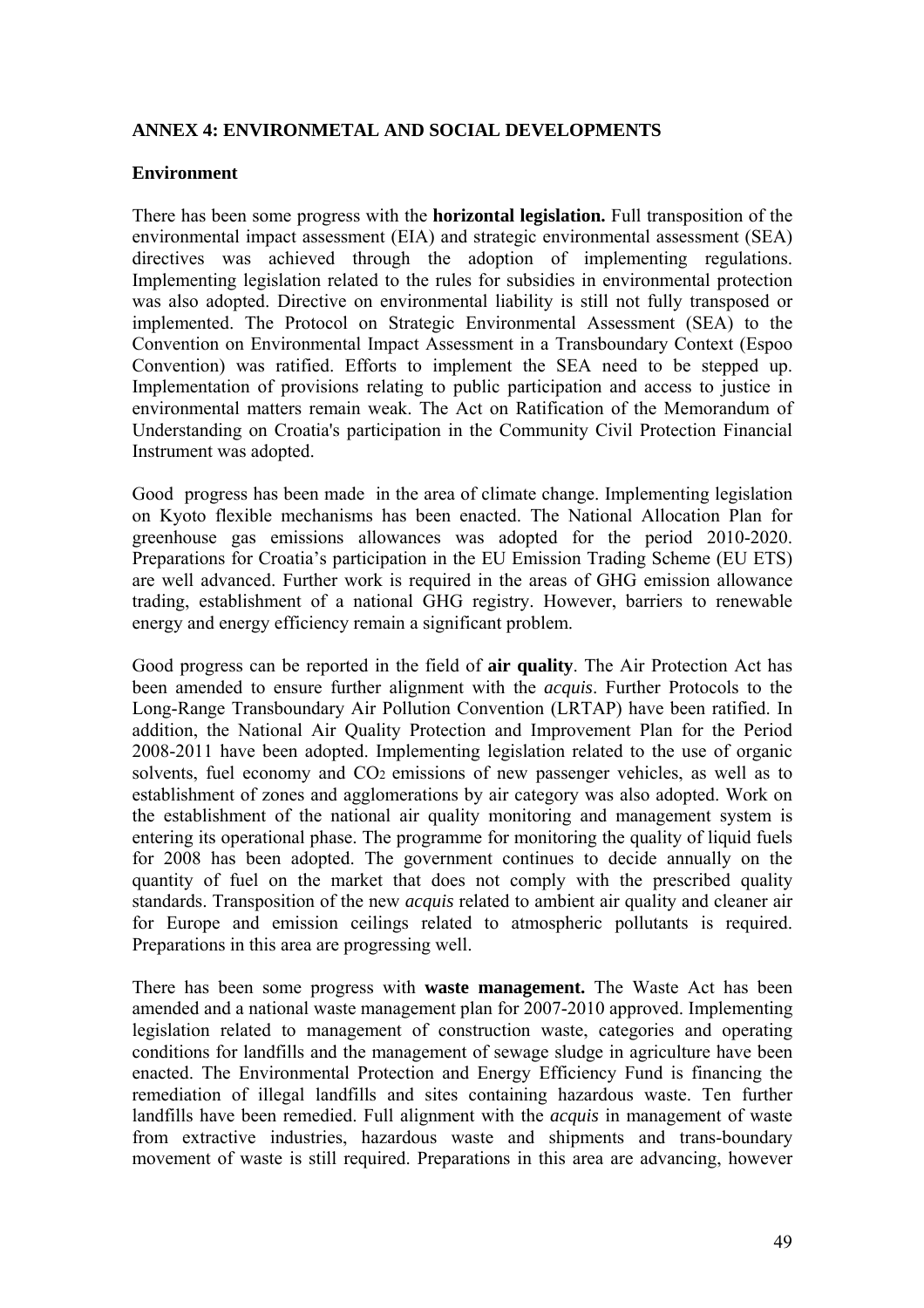## ANNEX 4: ENVIRONMETAL AND SOCIAL DEVELOPMENTS

### Environment

There has been some progress with the **horizontal legislation.** Full transposition of the environmental impact assessment (EIA) and strategic environmental assessment (SEA) directives was achieved through the adoption of implementing regulations. Implementing legislation related to the rules for subsidies in environmental protection was also adopted. Directive on environmental liability is still not fully transposed or implemented. The Protocol on Strategic Environmental Assessment (SEA) to the Convention on Environmental Impact Assessment in a Transboundary Context (Espoo Convention) was ratified. Efforts to implement the SEA need to be stepped up. Implementation of provisions relating to public participation and access to justice in environmental matters remain weak. The Act on Ratification of the Memorandum of Understanding on Croatia's participation in the Community Civil Protection Financial Instrument was adopted.

Good progress has been made in the area of climate change. Implementing legislation on Kyoto flexible mechanisms has been enacted. The National Allocation Plan for greenhouse gas emissions allowances was adopted for the period 2010-2020. Preparations for Croatia's participation in the EU Emission Trading Scheme (EU ETS) are well advanced. Further work is required in the areas of GHG emission allowance trading, establishment of a national GHG registry. However, barriers to renewable energy and energy efficiency remain a significant problem.

Good progress can be reported in the field of **air quality**. The Air Protection Act has been amended to ensure further alignment with the *acquis*. Further Protocols to the Long-Range Transboundary Air Pollution Convention (LRTAP) have been ratified. In addition, the National Air Quality Protection and Improvement Plan for the Period 2008-2011 have been adopted. Implementing legislation related to the use of organic solvents, fuel economy and $CO_2$ emissions of new passenger vehicles, as well as to establishment of zones and agglomerations by air category was also adopted. Work on the establishment of the national air quality monitoring and management system is entering its operational phase. The programme for monitoring the quality of liquid fuels for 2008 has been adopted. The government continues to decide annually on the quantity of fuel on the market that does not comply with the prescribed quality standards. Transposition of the new *acquis* related to ambient air quality and cleaner air for Europe and emission ceilings related to atmospheric pollutants is required. Preparations in this area are progressing well.

There has been some progress with **waste management.** The Waste Act has been amended and a national waste management plan for 2007-2010 approved. Implementing legislation related to management of construction waste, categories and operating conditions for landfills and the management of sewage sludge in agriculture have been enacted. The Environmental Protection and Energy Efficiency Fund is financing the remediation of illegal landfills and sites containing hazardous waste. Ten further landfills have been remedied. Full alignment with the *acquis* in management of waste from extractive industries, hazardous waste and shipments and trans-boundary movement of waste is still required. Preparations in this area are advancing, however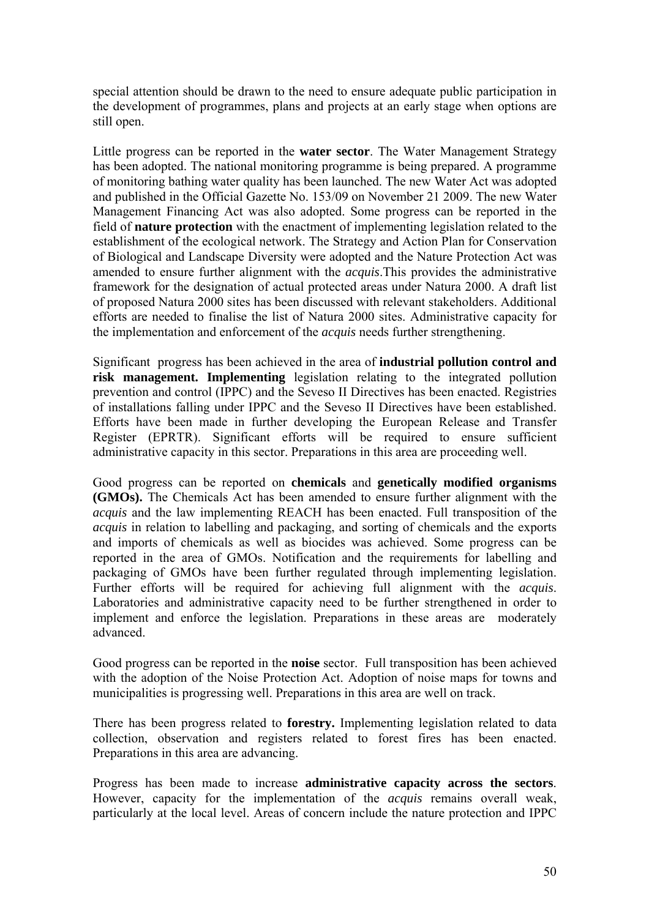special attention should be drawn to the need to ensure adequate public participation in the development of programmes, plans and projects at an early stage when options are still open.

Little progress can be reported in the **water sector**. The Water Management Strategy has been adopted. The national monitoring programme is being prepared. A programme of monitoring bathing water quality has been launched. The new Water Act was adopted and published in the Official Gazette No. 153/09 on November 21 2009. The new Water Management Financing Act was also adopted. Some progress can be reported in the field of **nature protection** with the enactment of implementing legislation related to the establishment of the ecological network. The Strategy and Action Plan for Conservation of Biological and Landscape Diversity were adopted and the Nature Protection Act was amended to ensure further alignment with the *acquis*.This provides the administrative framework for the designation of actual protected areas under Natura 2000. A draft list of proposed Natura 2000 sites has been discussed with relevant stakeholders. Additional efforts are needed to finalise the list of Natura 2000 sites. Administrative capacity for the implementation and enforcement of the *acquis* needs further strengthening.

Significant progress has been achieved in the area of **industrial pollution control and risk management. Implementing** legislation relating to the integrated pollution prevention and control (IPPC) and the Seveso II Directives has been enacted. Registries of installations falling under IPPC and the Seveso II Directives have been established. Efforts have been made in further developing the European Release and Transfer Register (EPRTR). Significant efforts will be required to ensure sufficient administrative capacity in this sector. Preparations in this area are proceeding well.

Good progress can be reported on **chemicals** and **genetically modified organisms (GMOs).** The Chemicals Act has been amended to ensure further alignment with the *acquis* and the law implementing REACH has been enacted. Full transposition of the *acquis* in relation to labelling and packaging, and sorting of chemicals and the exports and imports of chemicals as well as biocides was achieved. Some progress can be reported in the area of GMOs. Notification and the requirements for labelling and packaging of GMOs have been further regulated through implementing legislation. Further efforts will be required for achieving full alignment with the *acquis*. Laboratories and administrative capacity need to be further strengthened in order to implement and enforce the legislation. Preparations in these areas are moderately advanced.

Good progress can be reported in the **noise** sector. Full transposition has been achieved with the adoption of the Noise Protection Act. Adoption of noise maps for towns and municipalities is progressing well. Preparations in this area are well on track.

There has been progress related to **forestry.** Implementing legislation related to data collection, observation and registers related to forest fires has been enacted. Preparations in this area are advancing.

Progress has been made to increase **administrative capacity across the sectors**. However, capacity for the implementation of the *acquis* remains overall weak, particularly at the local level. Areas of concern include the nature protection and IPPC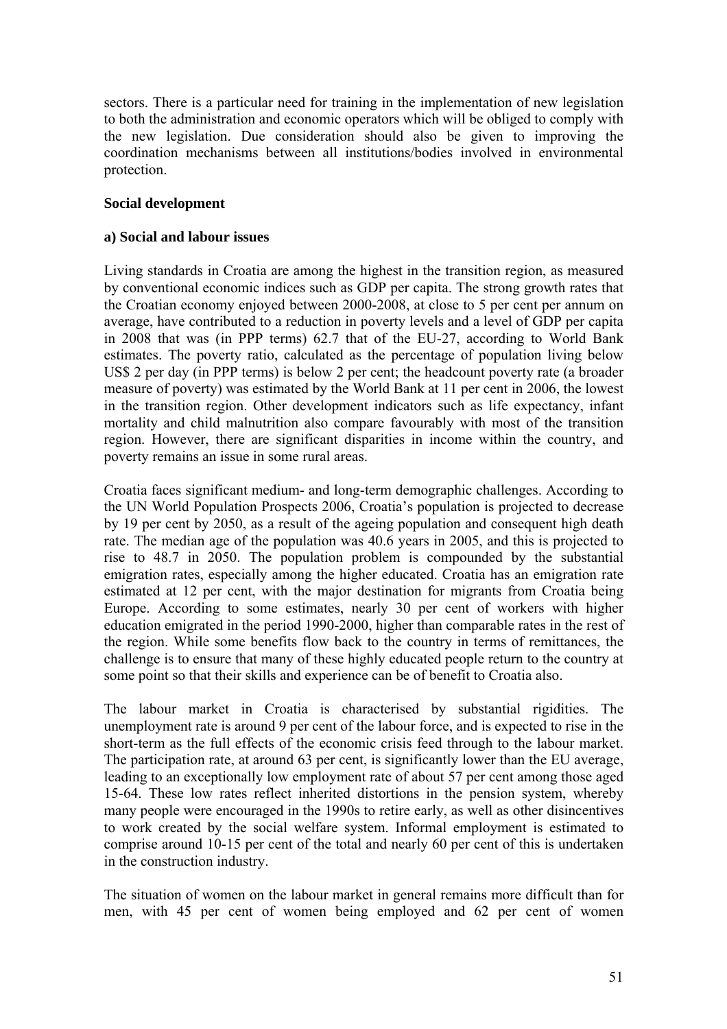sectors. There is a particular need for training in the implementation of new legislation to both the administration and economic operators which will be obliged to comply with the new legislation. Due consideration should also be given to improving the coordination mechanisms between all institutions/bodies involved in environmental protection.

**Social development**

**a) Social and labour issues**

Living standards in Croatia are among the highest in the transition region, as measured by conventional economic indices such as GDP per capita. The strong growth rates that the Croatian economy enjoyed between 2000-2008, at close to 5 per cent per annum on average, have contributed to a reduction in poverty levels and a level of GDP per capita in 2008 that was (in PPP terms) 62.7 that of the EU-27, according to World Bank estimates. The poverty ratio, calculated as the percentage of population living below US$ 2 per day (in PPP terms) is below 2 per cent; the headcount poverty rate (a broader measure of poverty) was estimated by the World Bank at 11 per cent in 2006, the lowest in the transition region. Other development indicators such as life expectancy, infant mortality and child malnutrition also compare favourably with most of the transition region. However, there are significant disparities in income within the country, and poverty remains an issue in some rural areas.

Croatia faces significant medium- and long-term demographic challenges. According to the UN World Population Prospects 2006, Croatia's population is projected to decrease by 19 per cent by 2050, as a result of the ageing population and consequent high death rate. The median age of the population was 40.6 years in 2005, and this is projected to rise to 48.7 in 2050. The population problem is compounded by the substantial emigration rates, especially among the higher educated. Croatia has an emigration rate estimated at 12 per cent, with the major destination for migrants from Croatia being Europe. According to some estimates, nearly 30 per cent of workers with higher education emigrated in the period 1990-2000, higher than comparable rates in the rest of the region. While some benefits flow back to the country in terms of remittances, the challenge is to ensure that many of these highly educated people return to the country at some point so that their skills and experience can be of benefit to Croatia also.

The labour market in Croatia is characterised by substantial rigidities. The unemployment rate is around 9 per cent of the labour force, and is expected to rise in the short-term as the full effects of the economic crisis feed through to the labour market. The participation rate, at around 63 per cent, is significantly lower than the EU average, leading to an exceptionally low employment rate of about 57 per cent among those aged 15-64. These low rates reflect inherited distortions in the pension system, whereby many people were encouraged in the 1990s to retire early, as well as other disincentives to work created by the social welfare system. Informal employment is estimated to comprise around 10-15 per cent of the total and nearly 60 per cent of this is undertaken in the construction industry.

The situation of women on the labour market in general remains more difficult than for men, with 45 per cent of women being employed and 62 per cent of women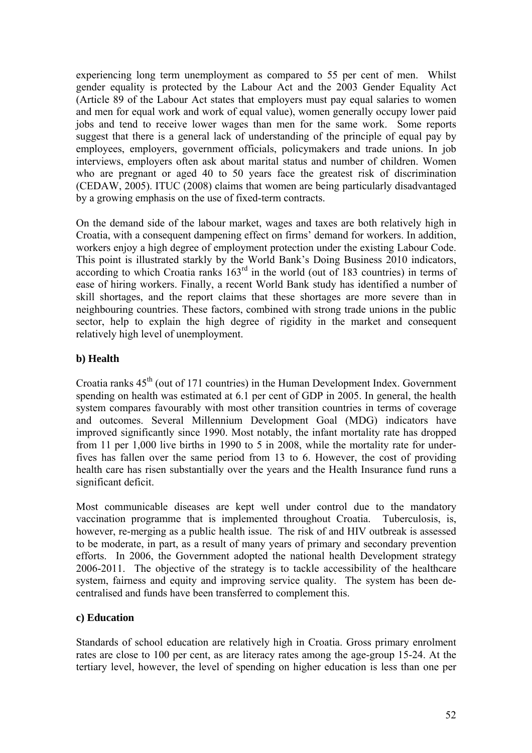experiencing long term unemployment as compared to 55 per cent of men. Whilst gender equality is protected by the Labour Act and the 2003 Gender Equality Act (Article 89 of the Labour Act states that employers must pay equal salaries to women and men for equal work and work of equal value), women generally occupy lower paid jobs and tend to receive lower wages than men for the same work. Some reports suggest that there is a general lack of understanding of the principle of equal pay by employees, employers, government officials, policymakers and trade unions. In job interviews, employers often ask about marital status and number of children. Women who are pregnant or aged 40 to 50 years face the greatest risk of discrimination (CEDAW, 2005). ITUC (2008) claims that women are being particularly disadvantaged by a growing emphasis on the use of fixed-term contracts.

On the demand side of the labour market, wages and taxes are both relatively high in Croatia, with a consequent dampening effect on firms' demand for workers. In addition, workers enjoy a high degree of employment protection under the existing Labour Code. This point is illustrated starkly by the World Bank's Doing Business 2010 indicators, according to which Croatia ranks 163rd in the world (out of 183 countries) in terms of ease of hiring workers. Finally, a recent World Bank study has identified a number of skill shortages, and the report claims that these shortages are more severe than in neighbouring countries. These factors, combined with strong trade unions in the public sector, help to explain the high degree of rigidity in the market and consequent relatively high level of unemployment.

### b) Health

Croatia ranks 45th (out of 171 countries) in the Human Development Index. Government spending on health was estimated at 6.1 per cent of GDP in 2005. In general, the health system compares favourably with most other transition countries in terms of coverage and outcomes. Several Millennium Development Goal (MDG) indicators have improved significantly since 1990. Most notably, the infant mortality rate has dropped from 11 per 1,000 live births in 1990 to 5 in 2008, while the mortality rate for under-fives has fallen over the same period from 13 to 6. However, the cost of providing health care has risen substantially over the years and the Health Insurance fund runs a significant deficit.

Most communicable diseases are kept well under control due to the mandatory vaccination programme that is implemented throughout Croatia. Tuberculosis, is, however, re-merging as a public health issue. The risk of and HIV outbreak is assessed to be moderate, in part, as a result of many years of primary and secondary prevention efforts. In 2006, the Government adopted the national health Development strategy 2006-2011. The objective of the strategy is to tackle accessibility of the healthcare system, fairness and equity and improving service quality. The system has been de-centralised and funds have been transferred to complement this.

### c) Education

Standards of school education are relatively high in Croatia. Gross primary enrolment rates are close to 100 per cent, as are literacy rates among the age-group 15-24. At the tertiary level, however, the level of spending on higher education is less than one per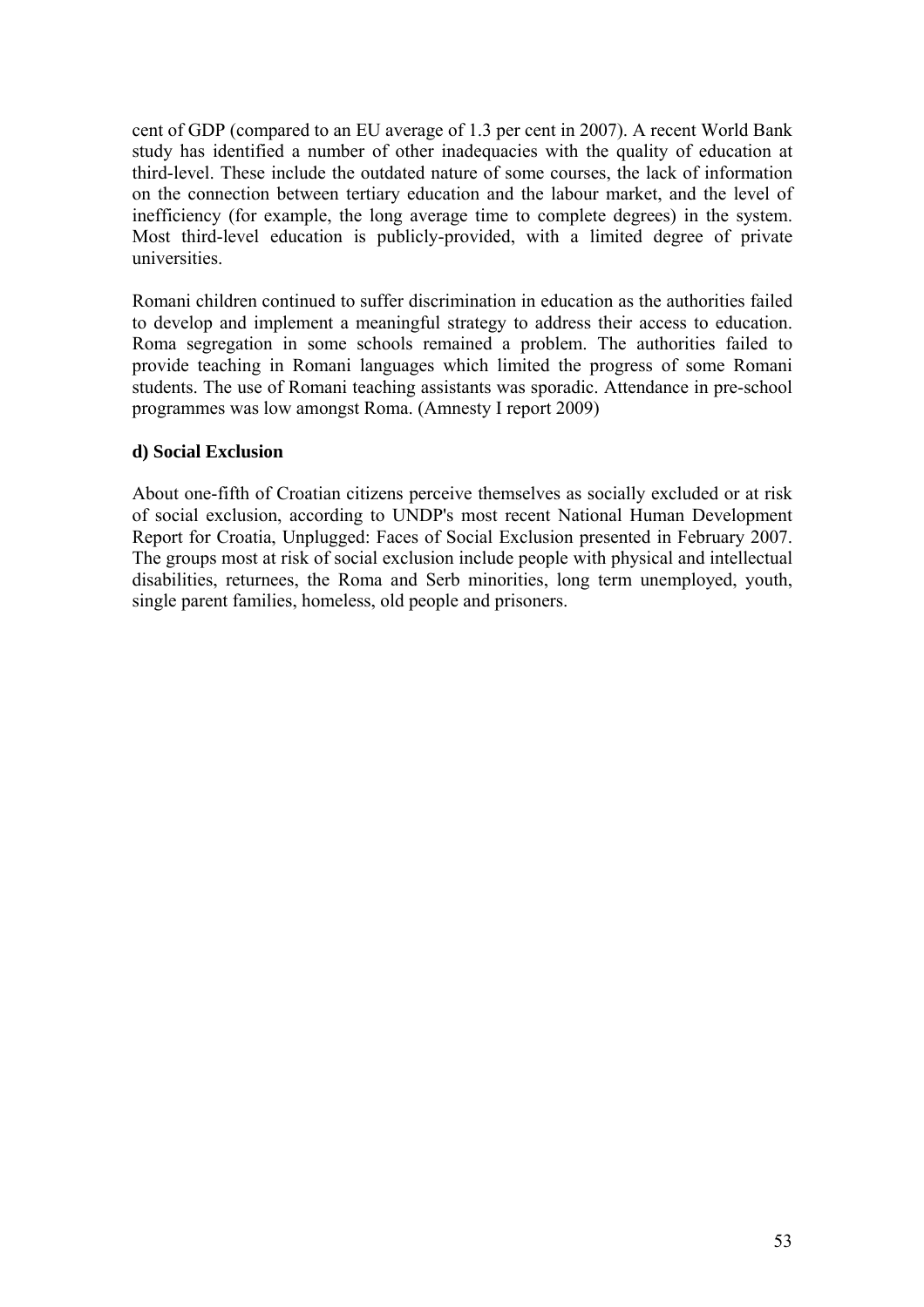cent of GDP (compared to an EU average of 1.3 per cent in 2007). A recent World Bank study has identified a number of other inadequacies with the quality of education at third-level. These include the outdated nature of some courses, the lack of information on the connection between tertiary education and the labour market, and the level of inefficiency (for example, the long average time to complete degrees) in the system. Most third-level education is publicly-provided, with a limited degree of private universities.

Romani children continued to suffer discrimination in education as the authorities failed to develop and implement a meaningful strategy to address their access to education. Roma segregation in some schools remained a problem. The authorities failed to provide teaching in Romani languages which limited the progress of some Romani students. The use of Romani teaching assistants was sporadic. Attendance in pre-school programmes was low amongst Roma. (Amnesty I report 2009)

**d) Social Exclusion**

About one-fifth of Croatian citizens perceive themselves as socially excluded or at risk of social exclusion, according to UNDP's most recent National Human Development Report for Croatia, Unplugged: Faces of Social Exclusion presented in February 2007. The groups most at risk of social exclusion include people with physical and intellectual disabilities, returnees, the Roma and Serb minorities, long term unemployed, youth, single parent families, homeless, old people and prisoners.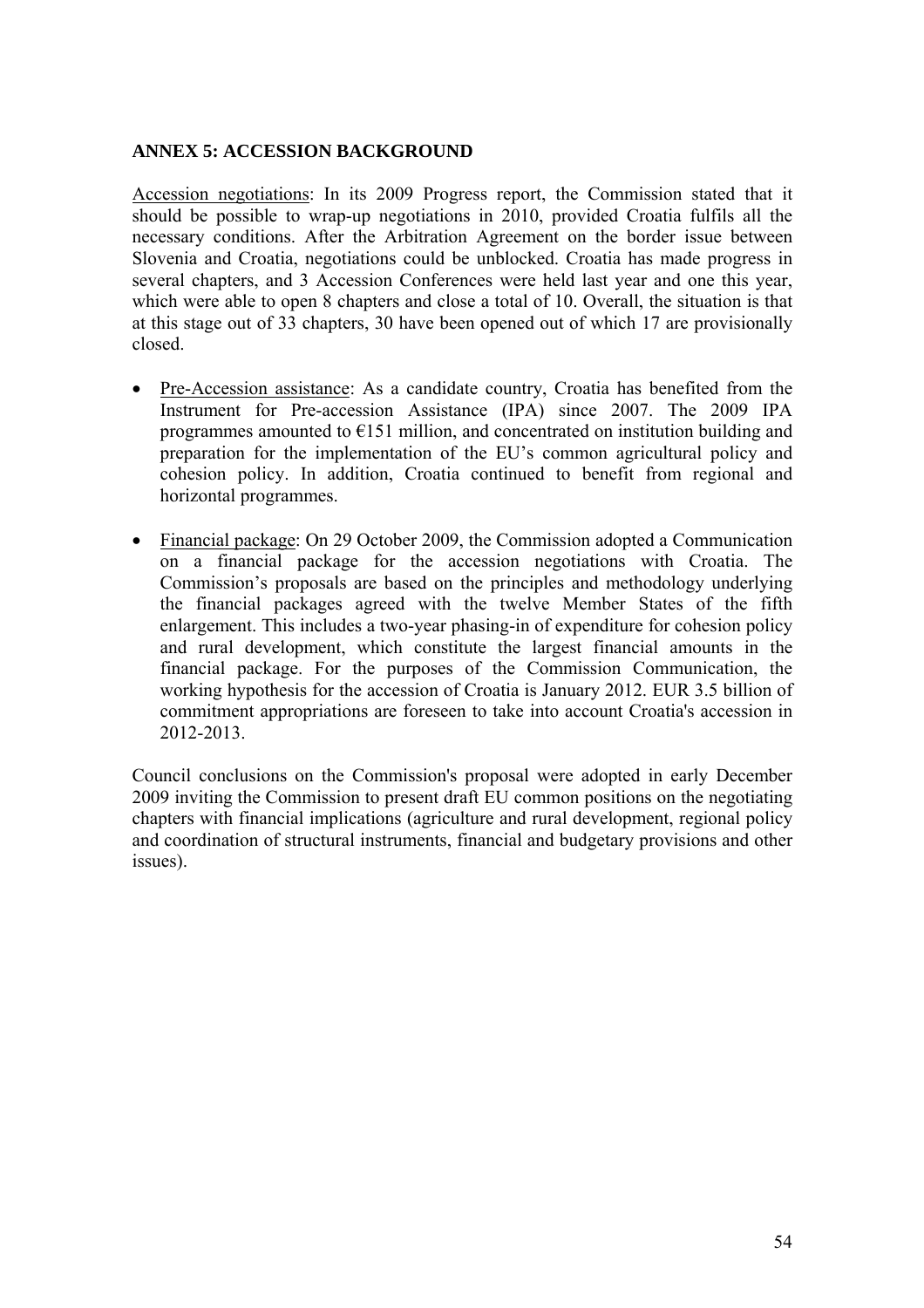## ANNEX 5: ACCESSION BACKGROUND

Accession negotiations: In its 2009 Progress report, the Commission stated that it should be possible to wrap-up negotiations in 2010, provided Croatia fulfils all the necessary conditions. After the Arbitration Agreement on the border issue between Slovenia and Croatia, negotiations could be unblocked. Croatia has made progress in several chapters, and 3 Accession Conferences were held last year and one this year, which were able to open 8 chapters and close a total of 10. Overall, the situation is that at this stage out of 33 chapters, 30 have been opened out of which 17 are provisionally closed.

- Pre-Accession assistance: As a candidate country, Croatia has benefited from the Instrument for Pre-accession Assistance (IPA) since 2007. The 2009 IPA programmes amounted to €151 million, and concentrated on institution building and preparation for the implementation of the EU's common agricultural policy and cohesion policy. In addition, Croatia continued to benefit from regional and horizontal programmes.
- Financial package: On 29 October 2009, the Commission adopted a Communication on a financial package for the accession negotiations with Croatia. The Commission's proposals are based on the principles and methodology underlying the financial packages agreed with the twelve Member States of the fifth enlargement. This includes a two-year phasing-in of expenditure for cohesion policy and rural development, which constitute the largest financial amounts in the financial package. For the purposes of the Commission Communication, the working hypothesis for the accession of Croatia is January 2012. EUR 3.5 billion of commitment appropriations are foreseen to take into account Croatia's accession in 2012-2013.

Council conclusions on the Commission's proposal were adopted in early December 2009 inviting the Commission to present draft EU common positions on the negotiating chapters with financial implications (agriculture and rural development, regional policy and coordination of structural instruments, financial and budgetary provisions and other issues).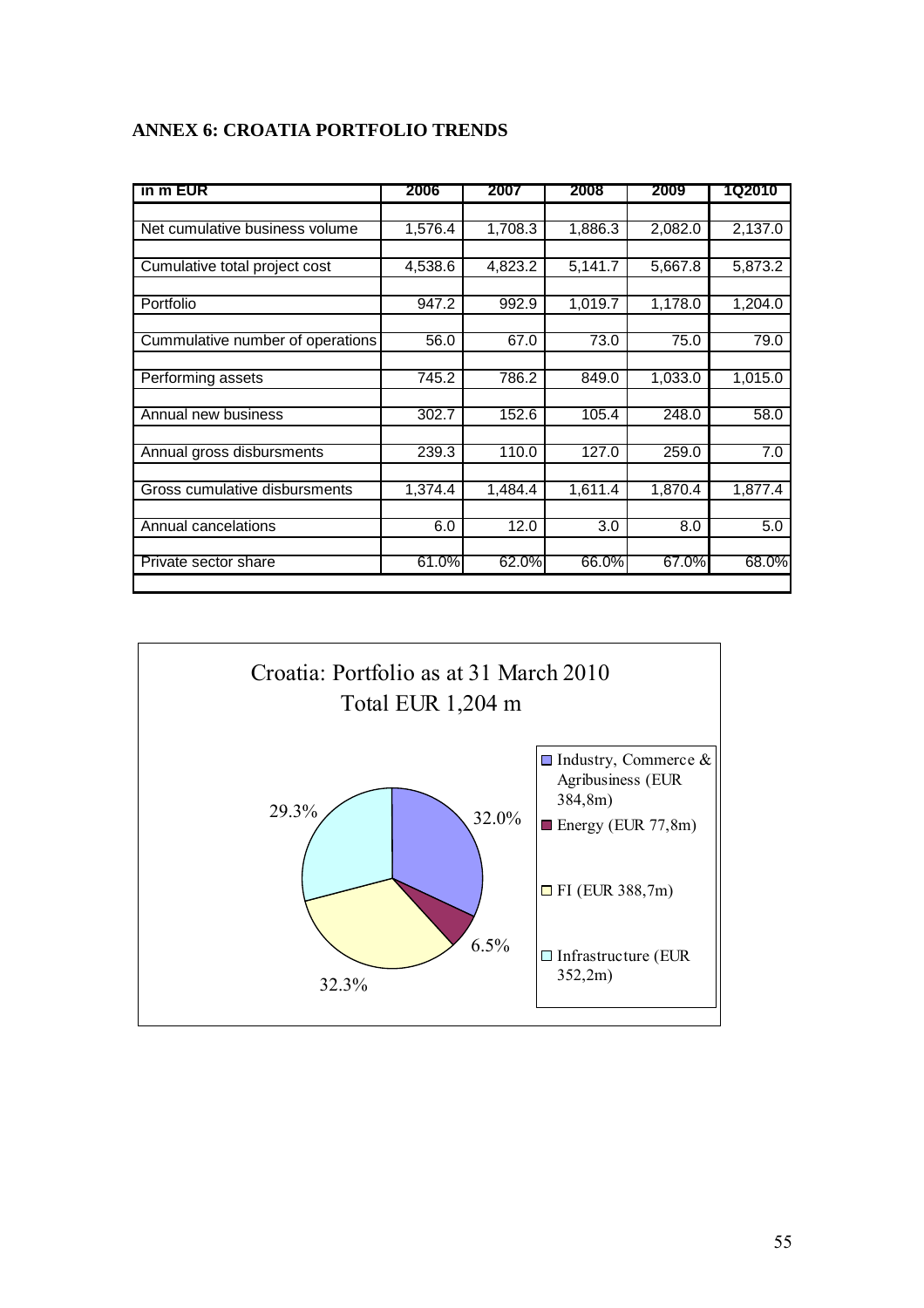## ANNEX 6: CROATIA PORTFOLIO TRENDS

| in m EUR | 2006 | 2007 | 2008 | 2009 | 1Q2010 |
|---|---|---|---|---|---|
| Net cumulative business volume | 1,576.4 | 1,708.3 | 1,886.3 | 2,082.0 | 2,137.0 |
| Cumulative total project cost | 4,538.6 | 4,823.2 | 5,141.7 | 5,667.8 | 5,873.2 |
| Portfolio | 947.2 | 992.9 | 1,019.7 | 1,178.0 | 1,204.0 |
| Cummulative number of operations | 56.0 | 67.0 | 73.0 | 75.0 | 79.0 |
| Performing assets | 745.2 | 786.2 | 849.0 | 1,033.0 | 1,015.0 |
| Annual new business | 302.7 | 152.6 | 105.4 | 248.0 | 58.0 |
| Annual gross disbursments | 239.3 | 110.0 | 127.0 | 259.0 | 7.0 |
| Gross cumulative disbursments | 1,374.4 | 1,484.4 | 1,611.4 | 1,870.4 | 1,877.4 |
| Annual cancelations | 6.0 | 12.0 | 3.0 | 8.0 | 5.0 |
| Private sector share | 61.0% | 62.0% | 66.0% | 67.0% | 68.0% |

Croatia: Portfolio as at 31 March 2010
Total EUR 1,204 m

| Sector | Share |
|---|---|
| Industry, Commerce & Agribusiness (EUR 384,8m) | 32.0% |
| Energy (EUR 77,8m) | 6.5% |
| FI (EUR 388,7m) | 32.3% |
| Infrastructure (EUR 352,2m) | 29.3% |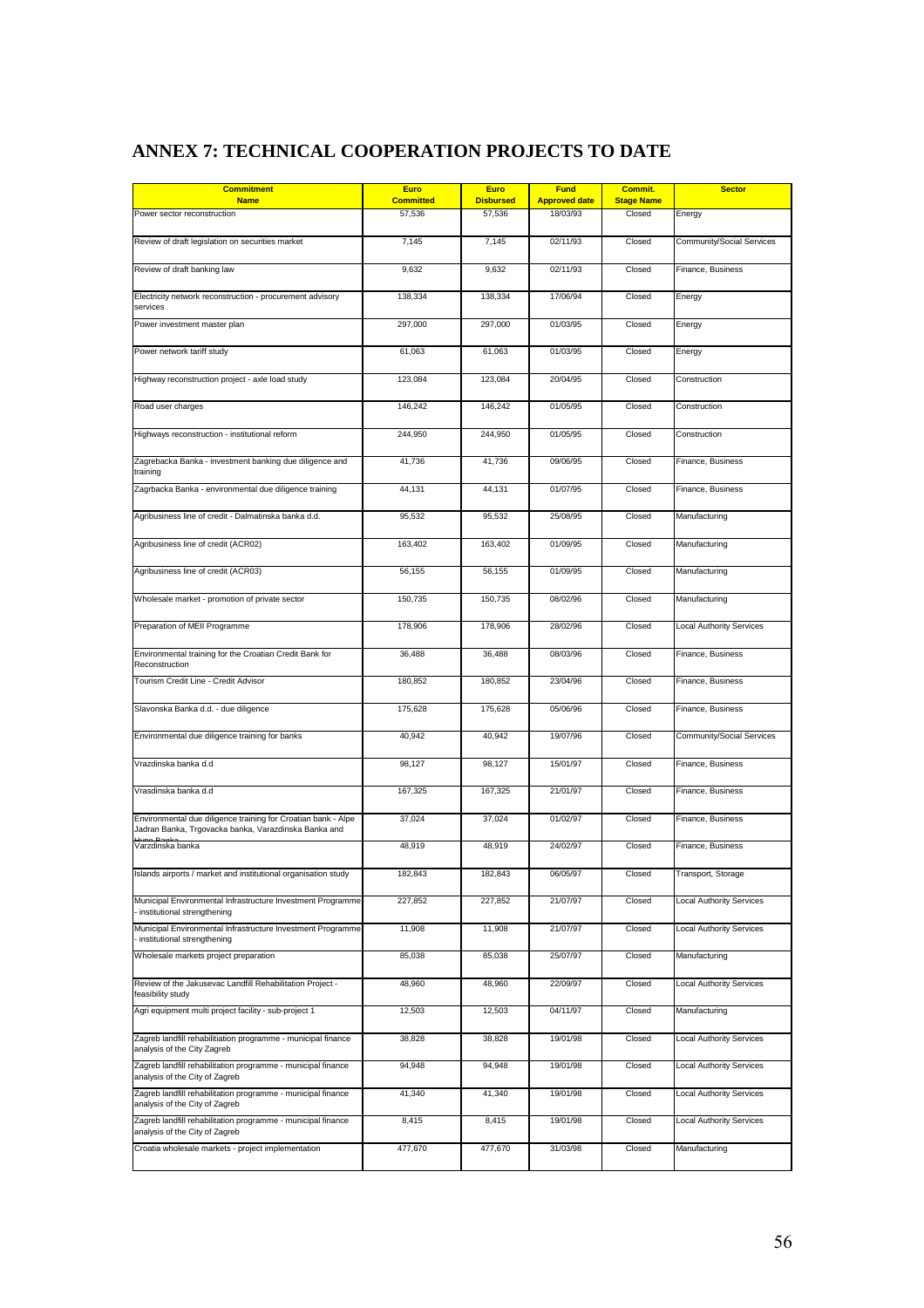# ANNEX 7: TECHNICAL COOPERATION PROJECTS TO DATE

| Commitment Name | Euro Committed | Euro Disbursed | Fund Approved date | Commit. Stage Name | Sector |
|---|---|---|---|---|---|
| Power sector reconstruction | 57,536 | 57,536 | 18/03/93 | Closed | Energy |
| Review of draft legislation on securities market | 7,145 | 7,145 | 02/11/93 | Closed | Community/Social Services |
| Review of draft banking law | 9,632 | 9,632 | 02/11/93 | Closed | Finance, Business |
| Electricity network reconstruction - procurement advisory services | 138,334 | 138,334 | 17/06/94 | Closed | Energy |
| Power investment master plan | 297,000 | 297,000 | 01/03/95 | Closed | Energy |
| Power network tariff study | 61,063 | 61,063 | 01/03/95 | Closed | Energy |
| Highway reconstruction project - axle load study | 123,084 | 123,084 | 20/04/95 | Closed | Construction |
| Road user charges | 146,242 | 146,242 | 01/05/95 | Closed | Construction |
| Highways reconstruction - institutional reform | 244,950 | 244,950 | 01/05/95 | Closed | Construction |
| Zagrebacka Banka - investment banking due diligence and training | 41,736 | 41,736 | 09/06/95 | Closed | Finance, Business |
| Zagrbacka Banka - environmental due diligence training | 44,131 | 44,131 | 01/07/95 | Closed | Finance, Business |
| Agribusiness line of credit - Dalmatinska banka d.d. | 95,532 | 95,532 | 25/08/95 | Closed | Manufacturing |
| Agribusiness line of credit (ACR02) | 163,402 | 163,402 | 01/09/95 | Closed | Manufacturing |
| Agribusiness line of credit (ACR03) | 56,155 | 56,155 | 01/09/95 | Closed | Manufacturing |
| Wholesale market - promotion of private sector | 150,735 | 150,735 | 08/02/96 | Closed | Manufacturing |
| Preparation of MEII Programme | 178,906 | 178,906 | 28/02/96 | Closed | Local Authority Services |
| Environmental training for the Croatian Credit Bank for Reconstruction | 36,488 | 36,488 | 08/03/96 | Closed | Finance, Business |
| Tourism Credit Line - Credit Advisor | 180,852 | 180,852 | 23/04/96 | Closed | Finance, Business |
| Slavonska Banka d.d. - due diligence | 175,628 | 175,628 | 05/06/96 | Closed | Finance, Business |
| Environmental due diligence training for banks | 40,942 | 40,942 | 19/07/96 | Closed | Community/Social Services |
| Vrazdinska banka d.d | 98,127 | 98,127 | 15/01/97 | Closed | Finance, Business |
| Vrasdinska banka d.d | 167,325 | 167,325 | 21/01/97 | Closed | Finance, Business |
| Environmental due diligence training for Croatian bank - Alpe Jadran Banka, Trgovacka banka, Varazdinska Banka and Hypo Banka | 37,024 | 37,024 | 01/02/97 | Closed | Finance, Business |
| Varzdinska banka | 48,919 | 48,919 | 24/02/97 | Closed | Finance, Business |
| Islands airports / market and institutional organisation study | 182,843 | 182,843 | 06/05/97 | Closed | Transport, Storage |
| Municipal Environmental Infrastructure Investment Programme - institutional strengthening | 227,852 | 227,852 | 21/07/97 | Closed | Local Authority Services |
| Municipal Environmental Infrastructure Investment Programme - institutional strengthening | 11,908 | 11,908 | 21/07/97 | Closed | Local Authority Services |
| Wholesale markets project preparation | 85,038 | 85,038 | 25/07/97 | Closed | Manufacturing |
| Review of the Jakusevac Landfill Rehabilitation Project - feasibility study | 48,960 | 48,960 | 22/09/97 | Closed | Local Authority Services |
| Agri equipment multi project facility - sub-project 1 | 12,503 | 12,503 | 04/11/97 | Closed | Manufacturing |
| Zagreb landfill rehabilitiation programme - municipal finance analysis of the City Zagreb | 38,828 | 38,828 | 19/01/98 | Closed | Local Authority Services |
| Zagreb landfill rehabilitation programme - municipal finance analysis of the City of Zagreb | 94,948 | 94,948 | 19/01/98 | Closed | Local Authority Services |
| Zagreb landfill rehabilitation programme - municipal finance analysis of the City of Zagreb | 41,340 | 41,340 | 19/01/98 | Closed | Local Authority Services |
| Zagreb landfill rehabilitation programme - municipal finance analysis of the City of Zagreb | 8,415 | 8,415 | 19/01/98 | Closed | Local Authority Services |
| Croatia wholesale markets - project implementation | 477,670 | 477,670 | 31/03/98 | Closed | Manufacturing |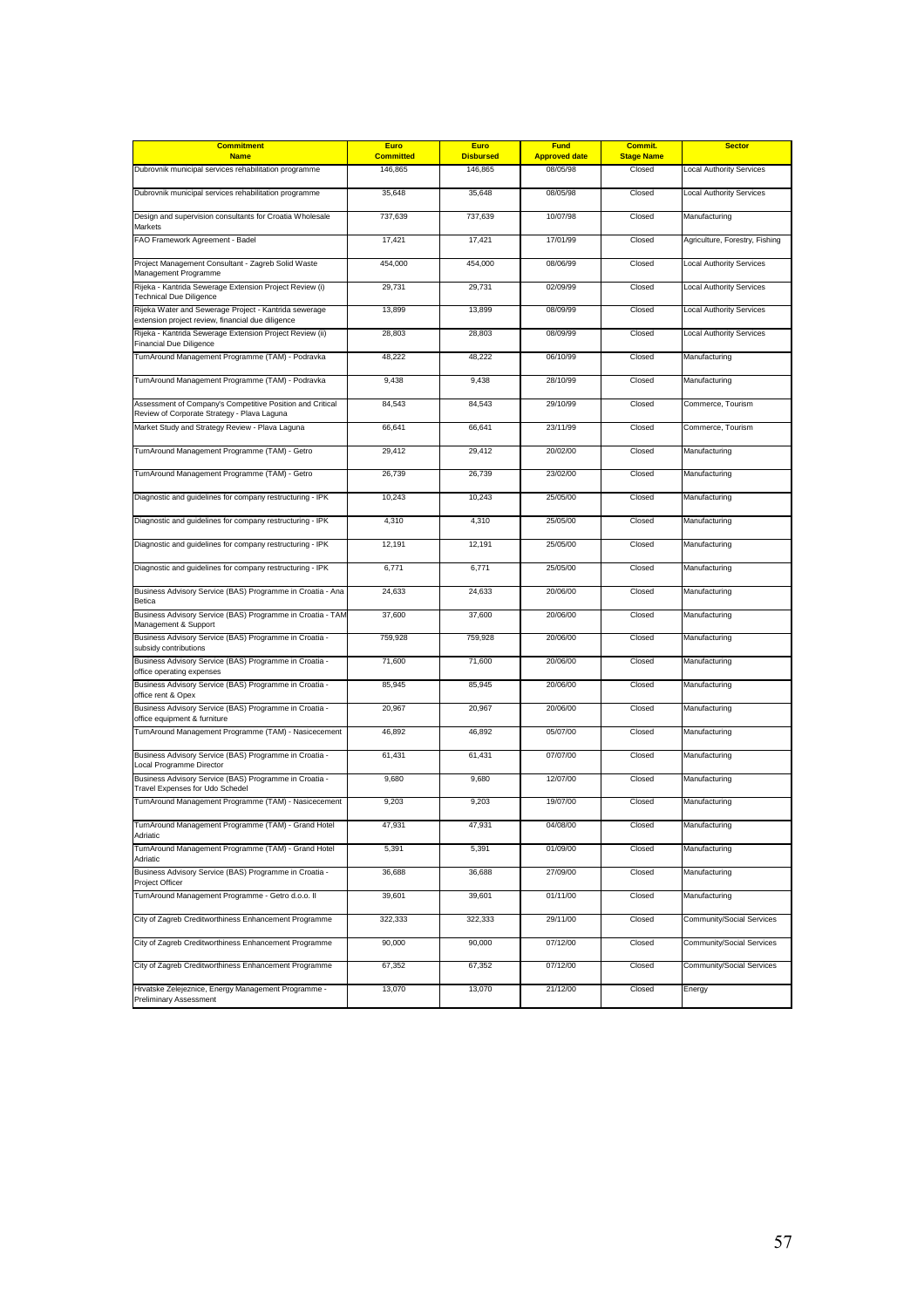| Commitment Name | Euro Committed | Euro Disbursed | Fund Approved date | Commit. Stage Name | Sector |
|---|---|---|---|---|---|
| Dubrovnik municipal services rehabilitation programme | 146,865 | 146,865 | 08/05/98 | Closed | Local Authority Services |
| Dubrovnik municipal services rehabilitation programme | 35,648 | 35,648 | 08/05/98 | Closed | Local Authority Services |
| Design and supervision consultants for Croatia Wholesale Markets | 737,639 | 737,639 | 10/07/98 | Closed | Manufacturing |
| FAO Framework Agreement - Badel | 17,421 | 17,421 | 17/01/99 | Closed | Agriculture, Forestry, Fishing |
| Project Management Consultant - Zagreb Solid Waste Management Programme | 454,000 | 454,000 | 08/06/99 | Closed | Local Authority Services |
| Rijeka - Kantrida Sewerage Extension Project Review (i) Technical Due Diligence | 29,731 | 29,731 | 02/09/99 | Closed | Local Authority Services |
| Rijeka Water and Sewerage Project - Kantrida sewerage extension project review, financial due diligence | 13,899 | 13,899 | 08/09/99 | Closed | Local Authority Services |
| Rijeka - Kantrida Sewerage Extension Project Review (ii) Financial Due Diligence | 28,803 | 28,803 | 08/09/99 | Closed | Local Authority Services |
| TurnAround Management Programme (TAM) - Podravka | 48,222 | 48,222 | 06/10/99 | Closed | Manufacturing |
| TurnAround Management Programme (TAM) - Podravka | 9,438 | 9,438 | 28/10/99 | Closed | Manufacturing |
| Assessment of Company's Competitive Position and Critical Review of Corporate Strategy - Plava Laguna | 84,543 | 84,543 | 29/10/99 | Closed | Commerce, Tourism |
| Market Study and Strategy Review - Plava Laguna | 66,641 | 66,641 | 23/11/99 | Closed | Commerce, Tourism |
| TurnAround Management Programme (TAM) - Getro | 29,412 | 29,412 | 20/02/00 | Closed | Manufacturing |
| TurnAround Management Programme (TAM) - Getro | 26,739 | 26,739 | 23/02/00 | Closed | Manufacturing |
| Diagnostic and guidelines for company restructuring - IPK | 10,243 | 10,243 | 25/05/00 | Closed | Manufacturing |
| Diagnostic and guidelines for company restructuring - IPK | 4,310 | 4,310 | 25/05/00 | Closed | Manufacturing |
| Diagnostic and guidelines for company restructuring - IPK | 12,191 | 12,191 | 25/05/00 | Closed | Manufacturing |
| Diagnostic and guidelines for company restructuring - IPK | 6,771 | 6,771 | 25/05/00 | Closed | Manufacturing |
| Business Advisory Service (BAS) Programme in Croatia - Ana Betica | 24,633 | 24,633 | 20/06/00 | Closed | Manufacturing |
| Business Advisory Service (BAS) Programme in Croatia - TAM Management & Support | 37,600 | 37,600 | 20/06/00 | Closed | Manufacturing |
| Business Advisory Service (BAS) Programme in Croatia - subsidy contributions | 759,928 | 759,928 | 20/06/00 | Closed | Manufacturing |
| Business Advisory Service (BAS) Programme in Croatia - office operating expenses | 71,600 | 71,600 | 20/06/00 | Closed | Manufacturing |
| Business Advisory Service (BAS) Programme in Croatia - office rent & Opex | 85,945 | 85,945 | 20/06/00 | Closed | Manufacturing |
| Business Advisory Service (BAS) Programme in Croatia - office equipment & furniture | 20,967 | 20,967 | 20/06/00 | Closed | Manufacturing |
| TurnAround Management Programme (TAM) - Nasicecement | 46,892 | 46,892 | 05/07/00 | Closed | Manufacturing |
| Business Advisory Service (BAS) Programme in Croatia - Local Programme Director | 61,431 | 61,431 | 07/07/00 | Closed | Manufacturing |
| Business Advisory Service (BAS) Programme in Croatia - Travel Expenses for Udo Schedel | 9,680 | 9,680 | 12/07/00 | Closed | Manufacturing |
| TurnAround Management Programme (TAM) - Nasicecement | 9,203 | 9,203 | 19/07/00 | Closed | Manufacturing |
| TurnAround Management Programme (TAM) - Grand Hotel Adriatic | 47,931 | 47,931 | 04/08/00 | Closed | Manufacturing |
| TurnAround Management Programme (TAM) - Grand Hotel Adriatic | 5,391 | 5,391 | 01/09/00 | Closed | Manufacturing |
| Business Advisory Service (BAS) Programme in Croatia - Project Officer | 36,688 | 36,688 | 27/09/00 | Closed | Manufacturing |
| TurnAround Management Programme - Getro d.o.o. II | 39,601 | 39,601 | 01/11/00 | Closed | Manufacturing |
| City of Zagreb Creditworthiness Enhancement Programme | 322,333 | 322,333 | 29/11/00 | Closed | Community/Social Services |
| City of Zagreb Creditworthiness Enhancement Programme | 90,000 | 90,000 | 07/12/00 | Closed | Community/Social Services |
| City of Zagreb Creditworthiness Enhancement Programme | 67,352 | 67,352 | 07/12/00 | Closed | Community/Social Services |
| Hrvatske Zelejeznice, Energy Management Programme - Preliminary Assessment | 13,070 | 13,070 | 21/12/00 | Closed | Energy |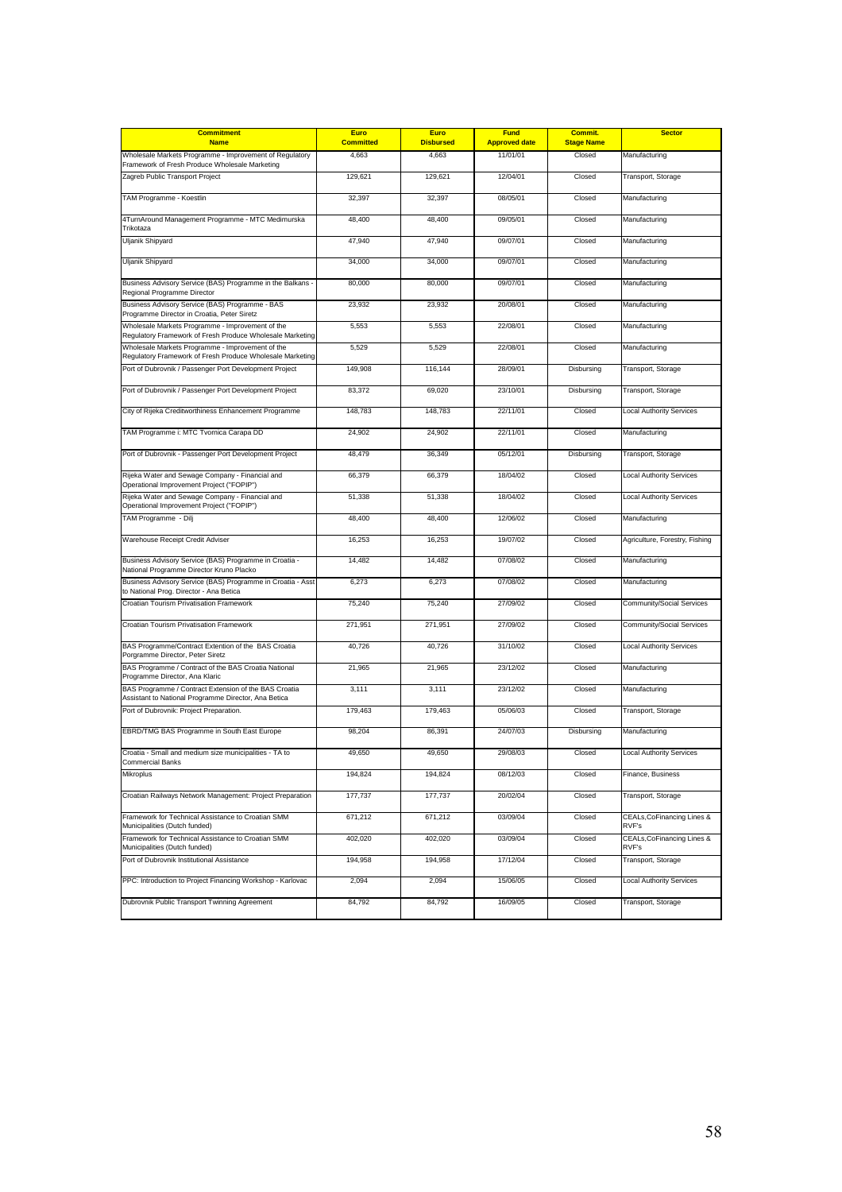| Commitment Name | Euro Committed | Euro Disbursed | Fund Approved date | Commit. Stage Name | Sector |
|---|---|---|---|---|---|
| Wholesale Markets Programme - Improvement of Regulatory Framework of Fresh Produce Wholesale Marketing | 4,663 | 4,663 | 11/01/01 | Closed | Manufacturing |
| Zagreb Public Transport Project | 129,621 | 129,621 | 12/04/01 | Closed | Transport, Storage |
| TAM Programme - Koestlin | 32,397 | 32,397 | 08/05/01 | Closed | Manufacturing |
| 4TurnAround Management Programme - MTC Medimurska Trikotaza | 48,400 | 48,400 | 09/05/01 | Closed | Manufacturing |
| Uljanik Shipyard | 47,940 | 47,940 | 09/07/01 | Closed | Manufacturing |
| Uljanik Shipyard | 34,000 | 34,000 | 09/07/01 | Closed | Manufacturing |
| Business Advisory Service (BAS) Programme in the Balkans - Regional Programme Director | 80,000 | 80,000 | 09/07/01 | Closed | Manufacturing |
| Business Advisory Service (BAS) Programme - BAS Programme Director in Croatia, Peter Siretz | 23,932 | 23,932 | 20/08/01 | Closed | Manufacturing |
| Wholesale Markets Programme - Improvement of the Regulatory Framework of Fresh Produce Wholesale Marketing | 5,553 | 5,553 | 22/08/01 | Closed | Manufacturing |
| Wholesale Markets Programme - Improvement of the Regulatory Framework of Fresh Produce Wholesale Marketing | 5,529 | 5,529 | 22/08/01 | Closed | Manufacturing |
| Port of Dubrovnik / Passenger Port Development Project | 149,908 | 116,144 | 28/09/01 | Disbursing | Transport, Storage |
| Port of Dubrovnik / Passenger Port Development Project | 83,372 | 69,020 | 23/10/01 | Disbursing | Transport, Storage |
| City of Rijeka Creditworthiness Enhancement Programme | 148,783 | 148,783 | 22/11/01 | Closed | Local Authority Services |
| TAM Programme i: MTC Tvornica Carapa DD | 24,902 | 24,902 | 22/11/01 | Closed | Manufacturing |
| Port of Dubrovnik - Passenger Port Development Project | 48,479 | 36,349 | 05/12/01 | Disbursing | Transport, Storage |
| Rijeka Water and Sewage Company - Financial and Operational Improvement Project ("FOPIP") | 66,379 | 66,379 | 18/04/02 | Closed | Local Authority Services |
| Rijeka Water and Sewage Company - Financial and Operational Improvement Project ("FOPIP") | 51,338 | 51,338 | 18/04/02 | Closed | Local Authority Services |
| TAM Programme - Dilj | 48,400 | 48,400 | 12/06/02 | Closed | Manufacturing |
| Warehouse Receipt Credit Adviser | 16,253 | 16,253 | 19/07/02 | Closed | Agriculture, Forestry, Fishing |
| Business Advisory Service (BAS) Programme in Croatia - National Programme Director Kruno Placko | 14,482 | 14,482 | 07/08/02 | Closed | Manufacturing |
| Business Advisory Service (BAS) Programme in Croatia - Asst to National Prog. Director - Ana Betica | 6,273 | 6,273 | 07/08/02 | Closed | Manufacturing |
| Croatian Tourism Privatisation Framework | 75,240 | 75,240 | 27/09/02 | Closed | Community/Social Services |
| Croatian Tourism Privatisation Framework | 271,951 | 271,951 | 27/09/02 | Closed | Community/Social Services |
| BAS Programme/Contract Extention of the BAS Croatia Porgramme Director, Peter Siretz | 40,726 | 40,726 | 31/10/02 | Closed | Local Authority Services |
| BAS Programme / Contract of the BAS Croatia National Programme Director, Ana Klaric | 21,965 | 21,965 | 23/12/02 | Closed | Manufacturing |
| BAS Programme / Contract Extension of the BAS Croatia Assistant to National Programme Director, Ana Betica | 3,111 | 3,111 | 23/12/02 | Closed | Manufacturing |
| Port of Dubrovnik: Project Preparation. | 179,463 | 179,463 | 05/06/03 | Closed | Transport, Storage |
| EBRD/TMG BAS Programme in South East Europe | 98,204 | 86,391 | 24/07/03 | Disbursing | Manufacturing |
| Croatia - Small and medium size municipalities - TA to Commercial Banks | 49,650 | 49,650 | 29/08/03 | Closed | Local Authority Services |
| Mikroplus | 194,824 | 194,824 | 08/12/03 | Closed | Finance, Business |
| Croatian Railways Network Management: Project Preparation | 177,737 | 177,737 | 20/02/04 | Closed | Transport, Storage |
| Framework for Technical Assistance to Croatian SMM Municipalities (Dutch funded) | 671,212 | 671,212 | 03/09/04 | Closed | CEALs,CoFinancing Lines & RVF's |
| Framework for Technical Assistance to Croatian SMM Municipalities (Dutch funded) | 402,020 | 402,020 | 03/09/04 | Closed | CEALs,CoFinancing Lines & RVF's |
| Port of Dubrovnik Institutional Assistance | 194,958 | 194,958 | 17/12/04 | Closed | Transport, Storage |
| PPC: Introduction to Project Financing Workshop - Karlovac | 2,094 | 2,094 | 15/06/05 | Closed | Local Authority Services |
| Dubrovnik Public Transport Twinning Agreement | 84,792 | 84,792 | 16/09/05 | Closed | Transport, Storage |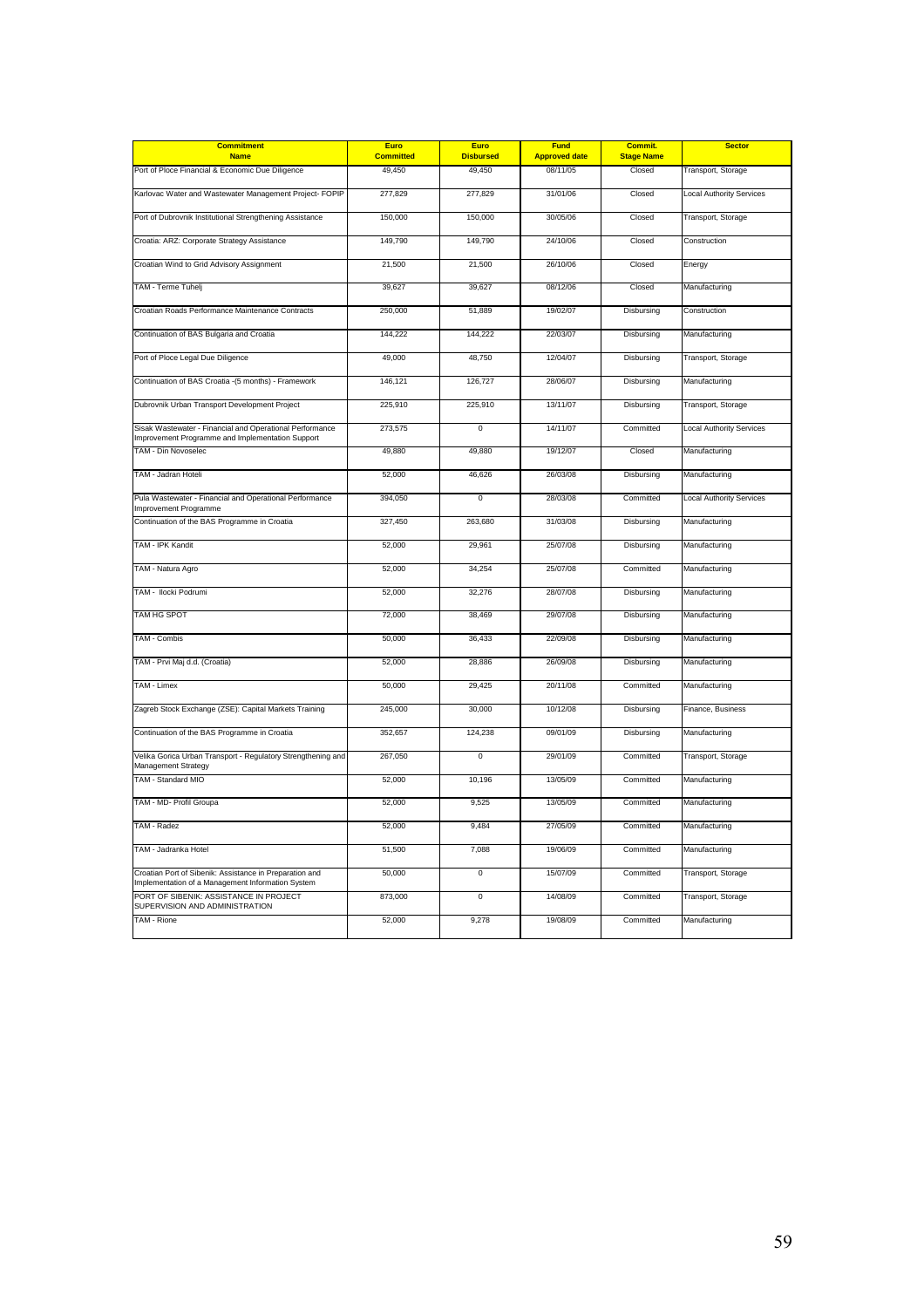| Commitment Name | Euro Committed | Euro Disbursed | Fund Approved date | Commit. Stage Name | Sector |
|---|---|---|---|---|---|
| Port of Ploce Financial & Economic Due Diligence | 49,450 | 49,450 | 08/11/05 | Closed | Transport, Storage |
| Karlovac Water and Wastewater Management Project- FOPIP | 277,829 | 277,829 | 31/01/06 | Closed | Local Authority Services |
| Port of Dubrovnik Institutional Strengthening Assistance | 150,000 | 150,000 | 30/05/06 | Closed | Transport, Storage |
| Croatia: ARZ: Corporate Strategy Assistance | 149,790 | 149,790 | 24/10/06 | Closed | Construction |
| Croatian Wind to Grid Advisory Assignment | 21,500 | 21,500 | 26/10/06 | Closed | Energy |
| TAM - Terme Tuhelj | 39,627 | 39,627 | 08/12/06 | Closed | Manufacturing |
| Croatian Roads Performance Maintenance Contracts | 250,000 | 51,889 | 19/02/07 | Disbursing | Construction |
| Continuation of BAS Bulgaria and Croatia | 144,222 | 144,222 | 22/03/07 | Disbursing | Manufacturing |
| Port of Ploce Legal Due Diligence | 49,000 | 48,750 | 12/04/07 | Disbursing | Transport, Storage |
| Continuation of BAS Croatia -(5 months) - Framework | 146,121 | 126,727 | 28/06/07 | Disbursing | Manufacturing |
| Dubrovnik Urban Transport Development Project | 225,910 | 225,910 | 13/11/07 | Disbursing | Transport, Storage |
| Sisak Wastewater - Financial and Operational Performance Improvement Programme and Implementation Support | 273,575 | 0 | 14/11/07 | Committed | Local Authority Services |
| TAM - Din Novoselec | 49,880 | 49,880 | 19/12/07 | Closed | Manufacturing |
| TAM - Jadran Hoteli | 52,000 | 46,626 | 26/03/08 | Disbursing | Manufacturing |
| Pula Wastewater - Financial and Operational Performance Improvement Programme | 394,050 | 0 | 28/03/08 | Committed | Local Authority Services |
| Continuation of the BAS Programme in Croatia | 327,450 | 263,680 | 31/03/08 | Disbursing | Manufacturing |
| TAM - IPK Kandit | 52,000 | 29,961 | 25/07/08 | Disbursing | Manufacturing |
| TAM - Natura Agro | 52,000 | 34,254 | 25/07/08 | Committed | Manufacturing |
| TAM - Ilocki Podrumi | 52,000 | 32,276 | 28/07/08 | Disbursing | Manufacturing |
| TAM HG SPOT | 72,000 | 38,469 | 29/07/08 | Disbursing | Manufacturing |
| TAM - Combis | 50,000 | 36,433 | 22/09/08 | Disbursing | Manufacturing |
| TAM - Prvi Maj d.d. (Croatia) | 52,000 | 28,886 | 26/09/08 | Disbursing | Manufacturing |
| TAM - Limex | 50,000 | 29,425 | 20/11/08 | Committed | Manufacturing |
| Zagreb Stock Exchange (ZSE): Capital Markets Training | 245,000 | 30,000 | 10/12/08 | Disbursing | Finance, Business |
| Continuation of the BAS Programme in Croatia | 352,657 | 124,238 | 09/01/09 | Disbursing | Manufacturing |
| Velika Gorica Urban Transport - Regulatory Strengthening and Management Strategy | 267,050 | 0 | 29/01/09 | Committed | Transport, Storage |
| TAM - Standard MIO | 52,000 | 10,196 | 13/05/09 | Committed | Manufacturing |
| TAM - MD- Profil Groupa | 52,000 | 9,525 | 13/05/09 | Committed | Manufacturing |
| TAM - Radez | 52,000 | 9,484 | 27/05/09 | Committed | Manufacturing |
| TAM - Jadranka Hotel | 51,500 | 7,088 | 19/06/09 | Committed | Manufacturing |
| Croatian Port of Sibenik: Assistance in Preparation and Implementation of a Management Information System | 50,000 | 0 | 15/07/09 | Committed | Transport, Storage |
| PORT OF SIBENIK: ASSISTANCE IN PROJECT SUPERVISION AND ADMINISTRATION | 873,000 | 0 | 14/08/09 | Committed | Transport, Storage |
| TAM - Rione | 52,000 | 9,278 | 19/08/09 | Committed | Manufacturing |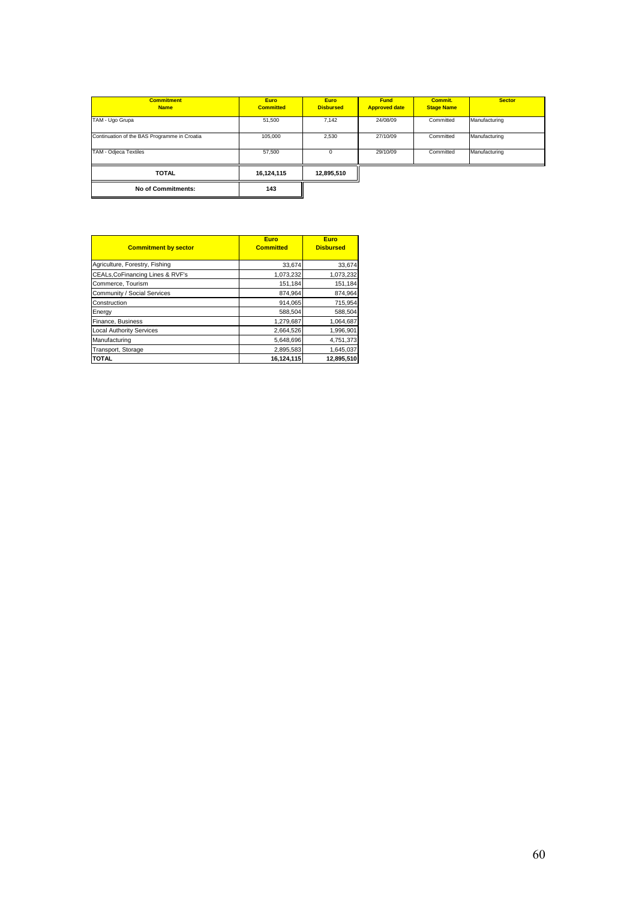| Commitment Name | Euro Committed | Euro Disbursed | Fund Approved date | Commit. Stage Name | Sector |
|---|---|---|---|---|---|
| TAM - Ugo Grupa | 51,500 | 7,142 | 24/08/09 | Committed | Manufacturing |
| Continuation of the BAS Programme in Croatia | 105,000 | 2,530 | 27/10/09 | Committed | Manufacturing |
| TAM - Odjeca Textiles | 57,500 | 0 | 29/10/09 | Committed | Manufacturing |
| **TOTAL** | **16,124,115** | **12,895,510** | | | |
| **No of Commitments:** | **143** | | | | |

| Commitment by sector | Euro Committed | Euro Disbursed |
|---|---|---|
| Agriculture, Forestry, Fishing | 33,674 | 33,674 |
| CEALs,CoFinancing Lines & RVF's | 1,073,232 | 1,073,232 |
| Commerce, Tourism | 151,184 | 151,184 |
| Community / Social Services | 874,964 | 874,964 |
| Construction | 914,065 | 715,954 |
| Energy | 588,504 | 588,504 |
| Finance, Business | 1,279,687 | 1,064,687 |
| Local Authority Services | 2,664,526 | 1,996,901 |
| Manufacturing | 5,648,696 | 4,751,373 |
| Transport, Storage | 2,895,583 | 1,645,037 |
| **TOTAL** | **16,124,115** | **12,895,510** |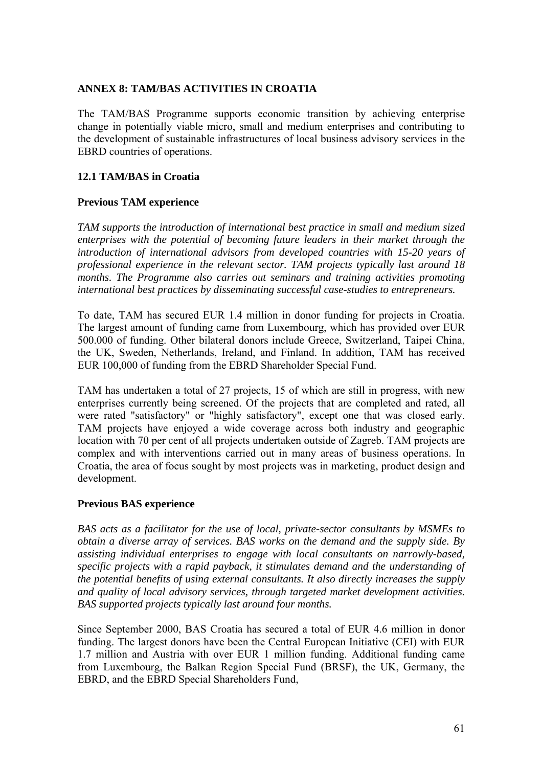## ANNEX 8: TAM/BAS ACTIVITIES IN CROATIA

The TAM/BAS Programme supports economic transition by achieving enterprise change in potentially viable micro, small and medium enterprises and contributing to the development of sustainable infrastructures of local business advisory services in the EBRD countries of operations.

### 12.1 TAM/BAS in Croatia

#### Previous TAM experience

*TAM supports the introduction of international best practice in small and medium sized enterprises with the potential of becoming future leaders in their market through the introduction of international advisors from developed countries with 15-20 years of professional experience in the relevant sector. TAM projects typically last around 18 months. The Programme also carries out seminars and training activities promoting international best practices by disseminating successful case-studies to entrepreneurs.*

To date, TAM has secured EUR 1.4 million in donor funding for projects in Croatia. The largest amount of funding came from Luxembourg, which has provided over EUR 500.000 of funding. Other bilateral donors include Greece, Switzerland, Taipei China, the UK, Sweden, Netherlands, Ireland, and Finland. In addition, TAM has received EUR 100,000 of funding from the EBRD Shareholder Special Fund.

TAM has undertaken a total of 27 projects, 15 of which are still in progress, with new enterprises currently being screened. Of the projects that are completed and rated, all were rated "satisfactory" or "highly satisfactory", except one that was closed early. TAM projects have enjoyed a wide coverage across both industry and geographic location with 70 per cent of all projects undertaken outside of Zagreb. TAM projects are complex and with interventions carried out in many areas of business operations. In Croatia, the area of focus sought by most projects was in marketing, product design and development.

#### Previous BAS experience

*BAS acts as a facilitator for the use of local, private-sector consultants by MSMEs to obtain a diverse array of services. BAS works on the demand and the supply side. By assisting individual enterprises to engage with local consultants on narrowly-based, specific projects with a rapid payback, it stimulates demand and the understanding of the potential benefits of using external consultants. It also directly increases the supply and quality of local advisory services, through targeted market development activities. BAS supported projects typically last around four months.*

Since September 2000, BAS Croatia has secured a total of EUR 4.6 million in donor funding. The largest donors have been the Central European Initiative (CEI) with EUR 1.7 million and Austria with over EUR 1 million funding. Additional funding came from Luxembourg, the Balkan Region Special Fund (BRSF), the UK, Germany, the EBRD, and the EBRD Special Shareholders Fund,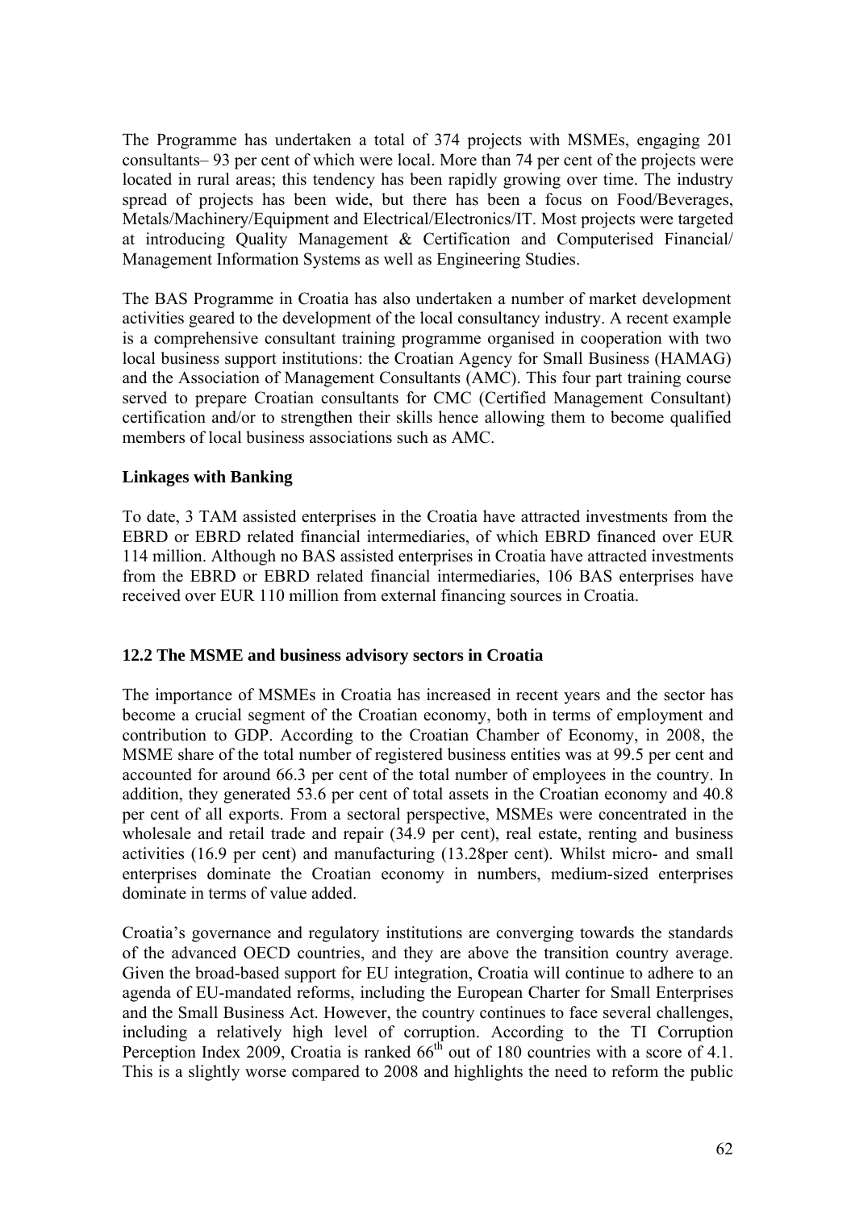The Programme has undertaken a total of 374 projects with MSMEs, engaging 201 consultants– 93 per cent of which were local. More than 74 per cent of the projects were located in rural areas; this tendency has been rapidly growing over time. The industry spread of projects has been wide, but there has been a focus on Food/Beverages, Metals/Machinery/Equipment and Electrical/Electronics/IT. Most projects were targeted at introducing Quality Management & Certification and Computerised Financial/ Management Information Systems as well as Engineering Studies.

The BAS Programme in Croatia has also undertaken a number of market development activities geared to the development of the local consultancy industry. A recent example is a comprehensive consultant training programme organised in cooperation with two local business support institutions: the Croatian Agency for Small Business (HAMAG) and the Association of Management Consultants (AMC). This four part training course served to prepare Croatian consultants for CMC (Certified Management Consultant) certification and/or to strengthen their skills hence allowing them to become qualified members of local business associations such as AMC.

**Linkages with Banking**

To date, 3 TAM assisted enterprises in the Croatia have attracted investments from the EBRD or EBRD related financial intermediaries, of which EBRD financed over EUR 114 million. Although no BAS assisted enterprises in Croatia have attracted investments from the EBRD or EBRD related financial intermediaries, 106 BAS enterprises have received over EUR 110 million from external financing sources in Croatia.

### 12.2 The MSME and business advisory sectors in Croatia

The importance of MSMEs in Croatia has increased in recent years and the sector has become a crucial segment of the Croatian economy, both in terms of employment and contribution to GDP. According to the Croatian Chamber of Economy, in 2008, the MSME share of the total number of registered business entities was at 99.5 per cent and accounted for around 66.3 per cent of the total number of employees in the country. In addition, they generated 53.6 per cent of total assets in the Croatian economy and 40.8 per cent of all exports. From a sectoral perspective, MSMEs were concentrated in the wholesale and retail trade and repair (34.9 per cent), real estate, renting and business activities (16.9 per cent) and manufacturing (13.28per cent). Whilst micro- and small enterprises dominate the Croatian economy in numbers, medium-sized enterprises dominate in terms of value added.

Croatia's governance and regulatory institutions are converging towards the standards of the advanced OECD countries, and they are above the transition country average. Given the broad-based support for EU integration, Croatia will continue to adhere to an agenda of EU-mandated reforms, including the European Charter for Small Enterprises and the Small Business Act. However, the country continues to face several challenges, including a relatively high level of corruption. According to the TI Corruption Perception Index 2009, Croatia is ranked 66th out of 180 countries with a score of 4.1. This is a slightly worse compared to 2008 and highlights the need to reform the public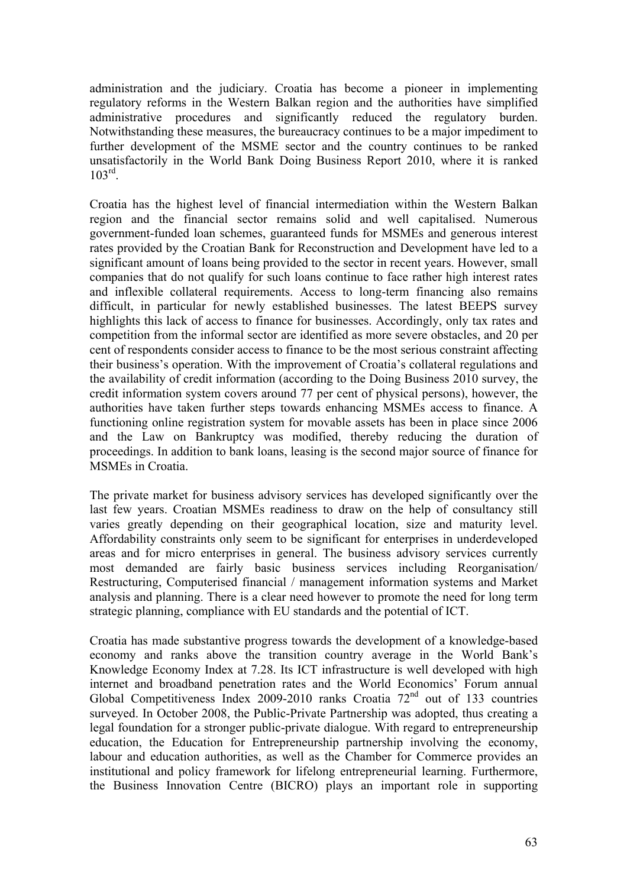administration and the judiciary. Croatia has become a pioneer in implementing regulatory reforms in the Western Balkan region and the authorities have simplified administrative procedures and significantly reduced the regulatory burden. Notwithstanding these measures, the bureaucracy continues to be a major impediment to further development of the MSME sector and the country continues to be ranked unsatisfactorily in the World Bank Doing Business Report 2010, where it is ranked 103rd.

Croatia has the highest level of financial intermediation within the Western Balkan region and the financial sector remains solid and well capitalised. Numerous government-funded loan schemes, guaranteed funds for MSMEs and generous interest rates provided by the Croatian Bank for Reconstruction and Development have led to a significant amount of loans being provided to the sector in recent years. However, small companies that do not qualify for such loans continue to face rather high interest rates and inflexible collateral requirements. Access to long-term financing also remains difficult, in particular for newly established businesses. The latest BEEPS survey highlights this lack of access to finance for businesses. Accordingly, only tax rates and competition from the informal sector are identified as more severe obstacles, and 20 per cent of respondents consider access to finance to be the most serious constraint affecting their business's operation. With the improvement of Croatia's collateral regulations and the availability of credit information (according to the Doing Business 2010 survey, the credit information system covers around 77 per cent of physical persons), however, the authorities have taken further steps towards enhancing MSMEs access to finance. A functioning online registration system for movable assets has been in place since 2006 and the Law on Bankruptcy was modified, thereby reducing the duration of proceedings. In addition to bank loans, leasing is the second major source of finance for MSMEs in Croatia.

The private market for business advisory services has developed significantly over the last few years. Croatian MSMEs readiness to draw on the help of consultancy still varies greatly depending on their geographical location, size and maturity level. Affordability constraints only seem to be significant for enterprises in underdeveloped areas and for micro enterprises in general. The business advisory services currently most demanded are fairly basic business services including Reorganisation/ Restructuring, Computerised financial / management information systems and Market analysis and planning. There is a clear need however to promote the need for long term strategic planning, compliance with EU standards and the potential of ICT.

Croatia has made substantive progress towards the development of a knowledge-based economy and ranks above the transition country average in the World Bank's Knowledge Economy Index at 7.28. Its ICT infrastructure is well developed with high internet and broadband penetration rates and the World Economics' Forum annual Global Competitiveness Index 2009-2010 ranks Croatia 72nd out of 133 countries surveyed. In October 2008, the Public-Private Partnership was adopted, thus creating a legal foundation for a stronger public-private dialogue. With regard to entrepreneurship education, the Education for Entrepreneurship partnership involving the economy, labour and education authorities, as well as the Chamber for Commerce provides an institutional and policy framework for lifelong entrepreneurial learning. Furthermore, the Business Innovation Centre (BICRO) plays an important role in supporting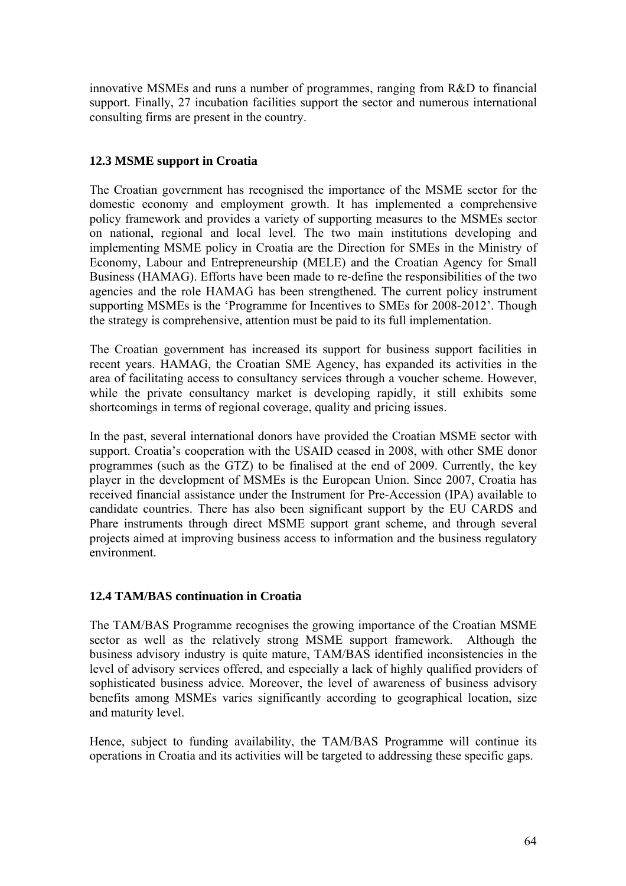innovative MSMEs and runs a number of programmes, ranging from R&D to financial support. Finally, 27 incubation facilities support the sector and numerous international consulting firms are present in the country.

### 12.3 MSME support in Croatia

The Croatian government has recognised the importance of the MSME sector for the domestic economy and employment growth. It has implemented a comprehensive policy framework and provides a variety of supporting measures to the MSMEs sector on national, regional and local level. The two main institutions developing and implementing MSME policy in Croatia are the Direction for SMEs in the Ministry of Economy, Labour and Entrepreneurship (MELE) and the Croatian Agency for Small Business (HAMAG). Efforts have been made to re-define the responsibilities of the two agencies and the role HAMAG has been strengthened. The current policy instrument supporting MSMEs is the 'Programme for Incentives to SMEs for 2008-2012'. Though the strategy is comprehensive, attention must be paid to its full implementation.

The Croatian government has increased its support for business support facilities in recent years. HAMAG, the Croatian SME Agency, has expanded its activities in the area of facilitating access to consultancy services through a voucher scheme. However, while the private consultancy market is developing rapidly, it still exhibits some shortcomings in terms of regional coverage, quality and pricing issues.

In the past, several international donors have provided the Croatian MSME sector with support. Croatia's cooperation with the USAID ceased in 2008, with other SME donor programmes (such as the GTZ) to be finalised at the end of 2009. Currently, the key player in the development of MSMEs is the European Union. Since 2007, Croatia has received financial assistance under the Instrument for Pre-Accession (IPA) available to candidate countries. There has also been significant support by the EU CARDS and Phare instruments through direct MSME support grant scheme, and through several projects aimed at improving business access to information and the business regulatory environment.

### 12.4 TAM/BAS continuation in Croatia

The TAM/BAS Programme recognises the growing importance of the Croatian MSME sector as well as the relatively strong MSME support framework. Although the business advisory industry is quite mature, TAM/BAS identified inconsistencies in the level of advisory services offered, and especially a lack of highly qualified providers of sophisticated business advice. Moreover, the level of awareness of business advisory benefits among MSMEs varies significantly according to geographical location, size and maturity level.

Hence, subject to funding availability, the TAM/BAS Programme will continue its operations in Croatia and its activities will be targeted to addressing these specific gaps.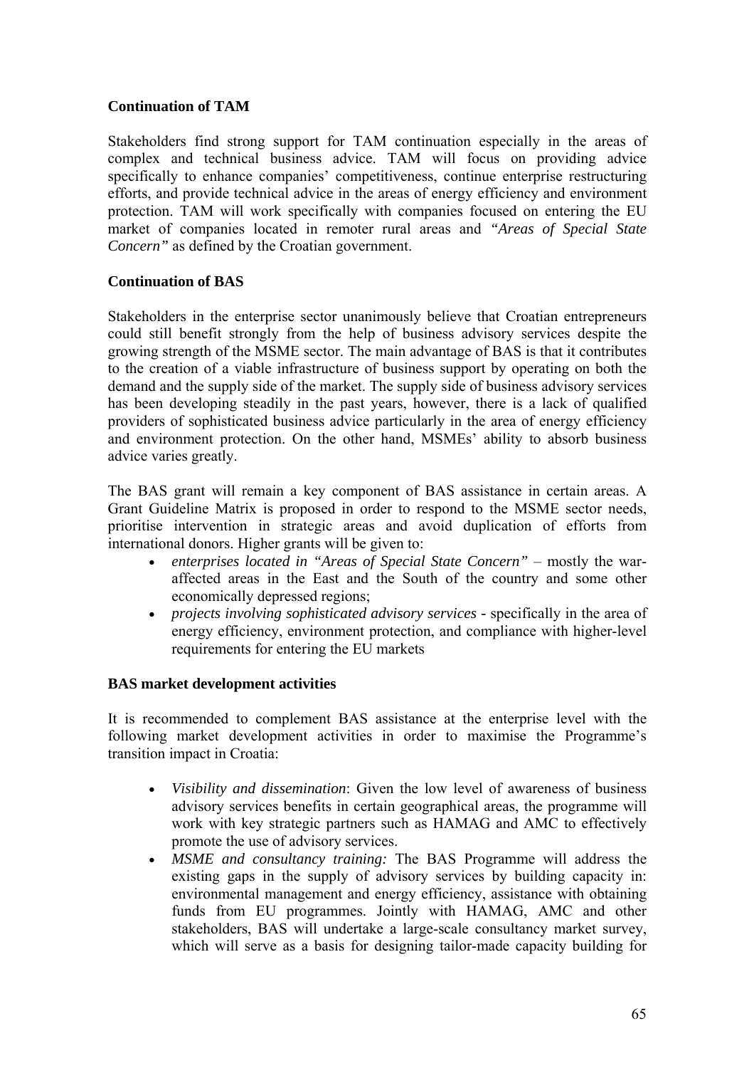**Continuation of TAM**

Stakeholders find strong support for TAM continuation especially in the areas of complex and technical business advice. TAM will focus on providing advice specifically to enhance companies' competitiveness, continue enterprise restructuring efforts, and provide technical advice in the areas of energy efficiency and environment protection. TAM will work specifically with companies focused on entering the EU market of companies located in remoter rural areas and *"Areas of Special State Concern"* as defined by the Croatian government.

**Continuation of BAS**

Stakeholders in the enterprise sector unanimously believe that Croatian entrepreneurs could still benefit strongly from the help of business advisory services despite the growing strength of the MSME sector. The main advantage of BAS is that it contributes to the creation of a viable infrastructure of business support by operating on both the demand and the supply side of the market. The supply side of business advisory services has been developing steadily in the past years, however, there is a lack of qualified providers of sophisticated business advice particularly in the area of energy efficiency and environment protection. On the other hand, MSMEs' ability to absorb business advice varies greatly.

The BAS grant will remain a key component of BAS assistance in certain areas. A Grant Guideline Matrix is proposed in order to respond to the MSME sector needs, prioritise intervention in strategic areas and avoid duplication of efforts from international donors. Higher grants will be given to:

- *enterprises located in "Areas of Special State Concern"* – mostly the war-affected areas in the East and the South of the country and some other economically depressed regions;
- *projects involving sophisticated advisory services* - specifically in the area of energy efficiency, environment protection, and compliance with higher-level requirements for entering the EU markets

**BAS market development activities**

It is recommended to complement BAS assistance at the enterprise level with the following market development activities in order to maximise the Programme's transition impact in Croatia:

- *Visibility and dissemination*: Given the low level of awareness of business advisory services benefits in certain geographical areas, the programme will work with key strategic partners such as HAMAG and AMC to effectively promote the use of advisory services.
- *MSME and consultancy training:* The BAS Programme will address the existing gaps in the supply of advisory services by building capacity in: environmental management and energy efficiency, assistance with obtaining funds from EU programmes. Jointly with HAMAG, AMC and other stakeholders, BAS will undertake a large-scale consultancy market survey, which will serve as a basis for designing tailor-made capacity building for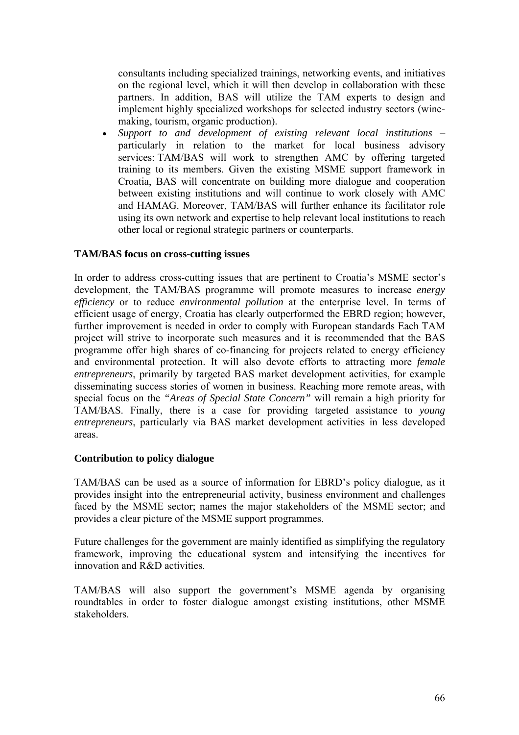consultants including specialized trainings, networking events, and initiatives on the regional level, which it will then develop in collaboration with these partners. In addition, BAS will utilize the TAM experts to design and implement highly specialized workshops for selected industry sectors (wine-making, tourism, organic production).

- *Support to and development of existing relevant local institutions* – particularly in relation to the market for local business advisory services: TAM/BAS will work to strengthen AMC by offering targeted training to its members. Given the existing MSME support framework in Croatia, BAS will concentrate on building more dialogue and cooperation between existing institutions and will continue to work closely with AMC and HAMAG. Moreover, TAM/BAS will further enhance its facilitator role using its own network and expertise to help relevant local institutions to reach other local or regional strategic partners or counterparts.

**TAM/BAS focus on cross-cutting issues**

In order to address cross-cutting issues that are pertinent to Croatia's MSME sector's development, the TAM/BAS programme will promote measures to increase *energy efficiency* or to reduce *environmental pollution* at the enterprise level. In terms of efficient usage of energy, Croatia has clearly outperformed the EBRD region; however, further improvement is needed in order to comply with European standards Each TAM project will strive to incorporate such measures and it is recommended that the BAS programme offer high shares of co-financing for projects related to energy efficiency and environmental protection. It will also devote efforts to attracting more *female entrepreneurs*, primarily by targeted BAS market development activities, for example disseminating success stories of women in business. Reaching more remote areas, with special focus on the *"Areas of Special State Concern"* will remain a high priority for TAM/BAS. Finally, there is a case for providing targeted assistance to *young entrepreneurs*, particularly via BAS market development activities in less developed areas.

**Contribution to policy dialogue**

TAM/BAS can be used as a source of information for EBRD's policy dialogue, as it provides insight into the entrepreneurial activity, business environment and challenges faced by the MSME sector; names the major stakeholders of the MSME sector; and provides a clear picture of the MSME support programmes.

Future challenges for the government are mainly identified as simplifying the regulatory framework, improving the educational system and intensifying the incentives for innovation and R&D activities.

TAM/BAS will also support the government's MSME agenda by organising roundtables in order to foster dialogue amongst existing institutions, other MSME stakeholders.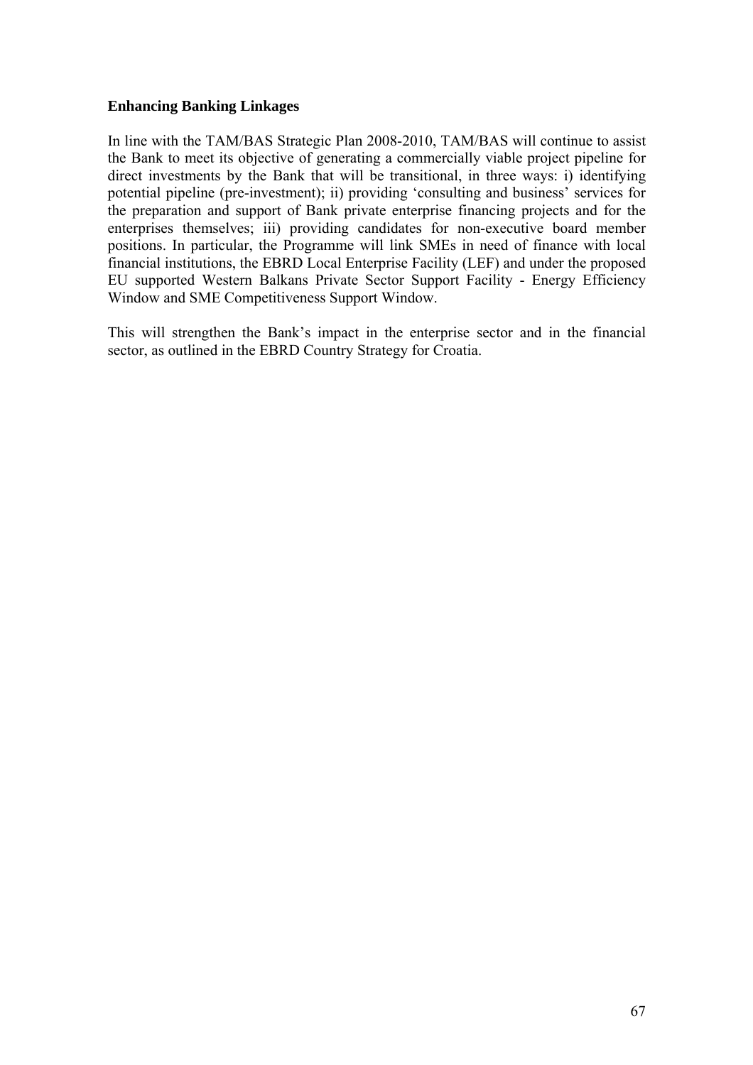**Enhancing Banking Linkages**

In line with the TAM/BAS Strategic Plan 2008-2010, TAM/BAS will continue to assist the Bank to meet its objective of generating a commercially viable project pipeline for direct investments by the Bank that will be transitional, in three ways: i) identifying potential pipeline (pre-investment); ii) providing 'consulting and business' services for the preparation and support of Bank private enterprise financing projects and for the enterprises themselves; iii) providing candidates for non-executive board member positions. In particular, the Programme will link SMEs in need of finance with local financial institutions, the EBRD Local Enterprise Facility (LEF) and under the proposed EU supported Western Balkans Private Sector Support Facility - Energy Efficiency Window and SME Competitiveness Support Window.

This will strengthen the Bank's impact in the enterprise sector and in the financial sector, as outlined in the EBRD Country Strategy for Croatia.